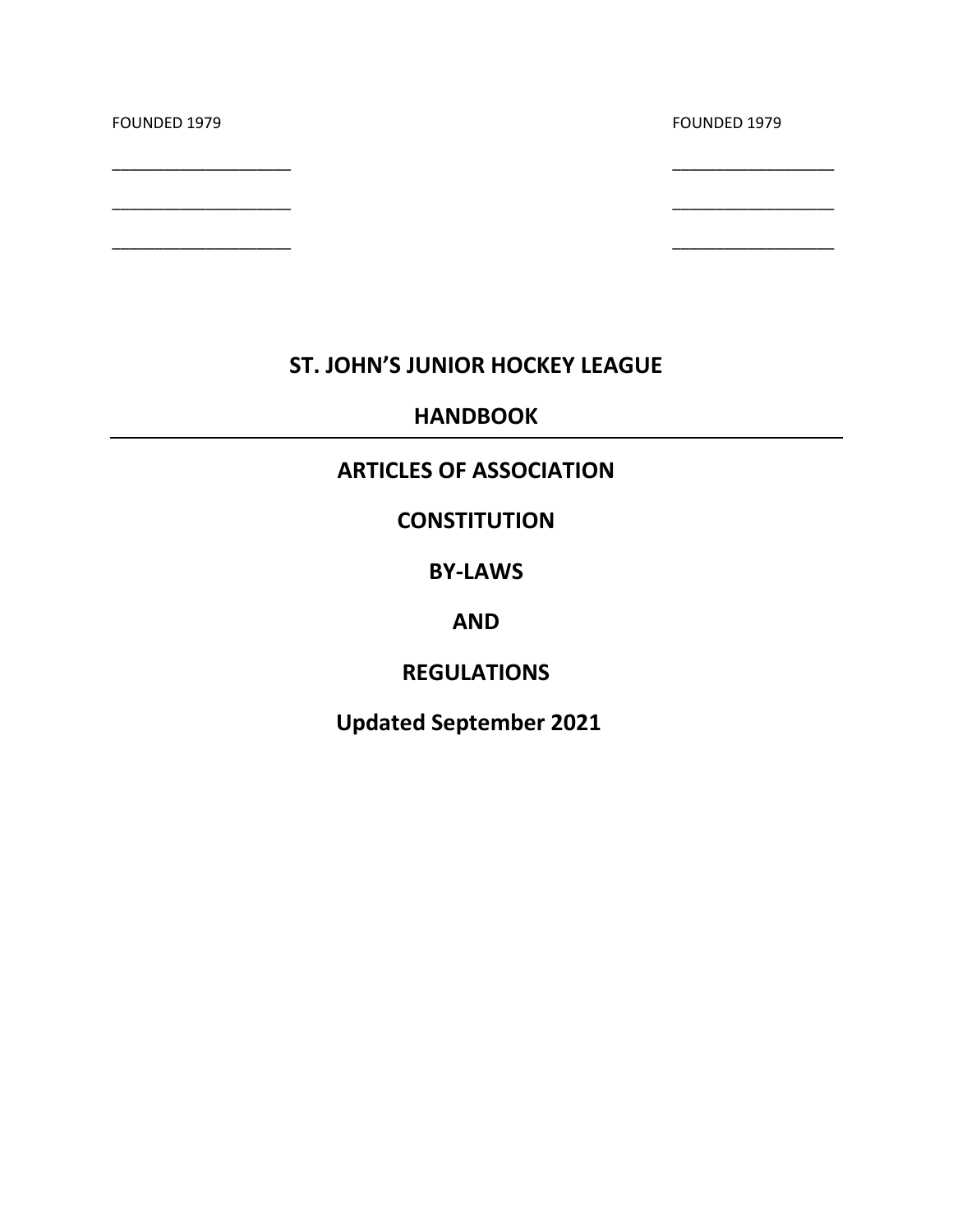FOUNDED 1979 FOUNDED 1979

# ST. JOHN'S JUNIOR HOCKEY LEAGUE

## HANDBOOK

---

## ARTICLES OF ASSOCIATION

## CONSTITUTION

## BY-LAWS

## AND

## REGULATIONS

## Updated September 2021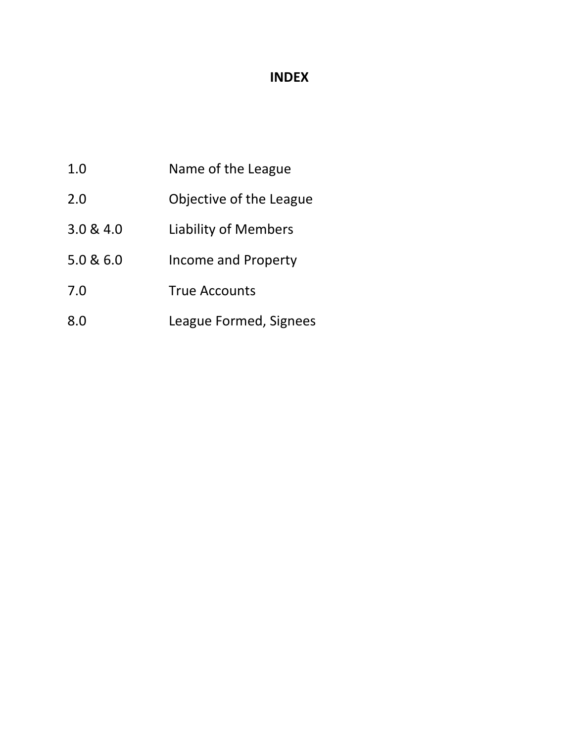**INDEX**

| | |
|---|---|
| 1.0 | Name of the League |
| 2.0 | Objective of the League |
| 3.0 & 4.0 | Liability of Members |
| 5.0 & 6.0 | Income and Property |
| 7.0 | True Accounts |
| 8.0 | League Formed, Signees |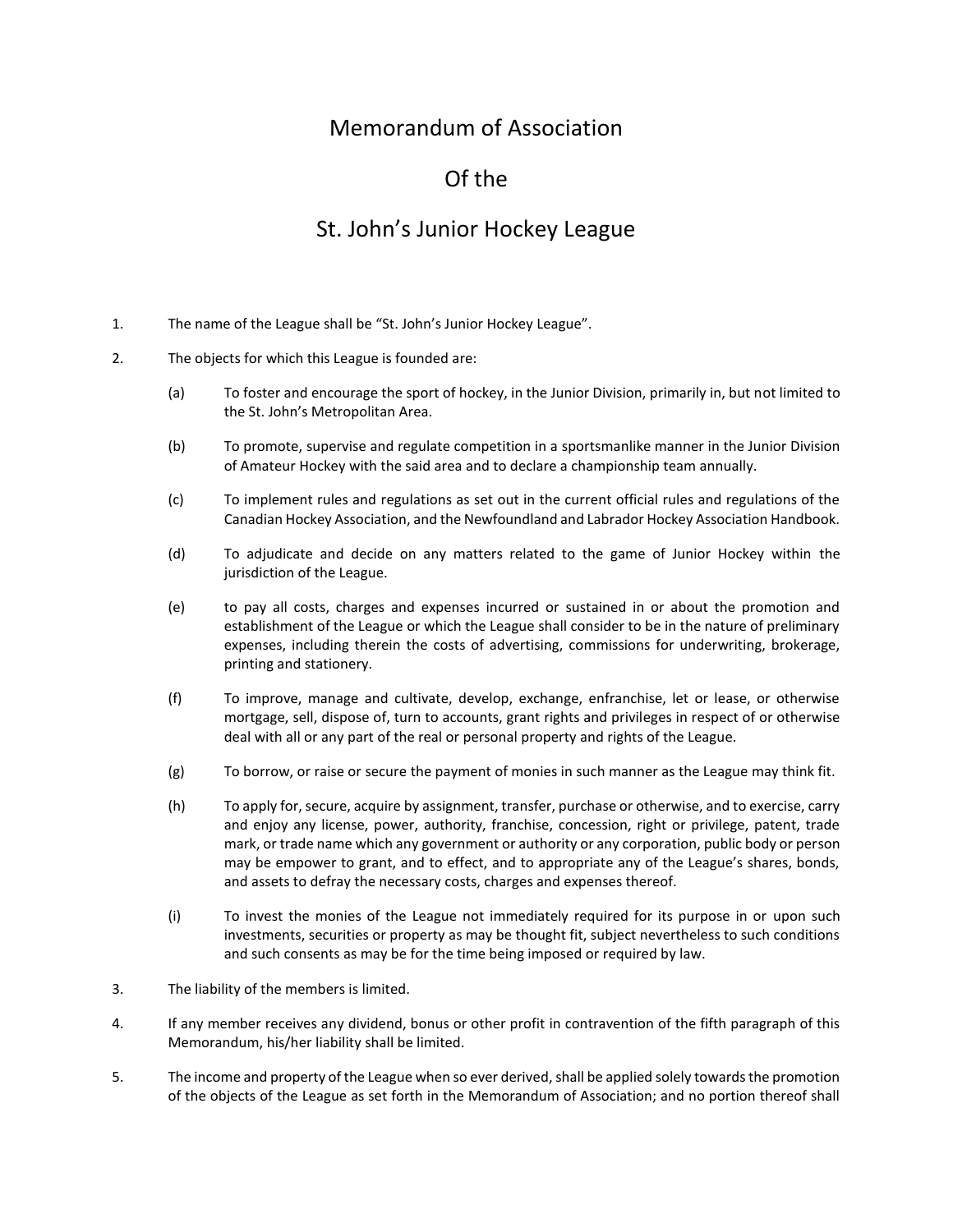# Memorandum of Association

# Of the

# St. John's Junior Hockey League

1. The name of the League shall be "St. John's Junior Hockey League".

2. The objects for which this League is founded are:

   (a) To foster and encourage the sport of hockey, in the Junior Division, primarily in, but not limited to the St. John's Metropolitan Area.

   (b) To promote, supervise and regulate competition in a sportsmanlike manner in the Junior Division of Amateur Hockey with the said area and to declare a championship team annually.

   (c) To implement rules and regulations as set out in the current official rules and regulations of the Canadian Hockey Association, and the Newfoundland and Labrador Hockey Association Handbook.

   (d) To adjudicate and decide on any matters related to the game of Junior Hockey within the jurisdiction of the League.

   (e) to pay all costs, charges and expenses incurred or sustained in or about the promotion and establishment of the League or which the League shall consider to be in the nature of preliminary expenses, including therein the costs of advertising, commissions for underwriting, brokerage, printing and stationery.

   (f) To improve, manage and cultivate, develop, exchange, enfranchise, let or lease, or otherwise mortgage, sell, dispose of, turn to accounts, grant rights and privileges in respect of or otherwise deal with all or any part of the real or personal property and rights of the League.

   (g) To borrow, or raise or secure the payment of monies in such manner as the League may think fit.

   (h) To apply for, secure, acquire by assignment, transfer, purchase or otherwise, and to exercise, carry and enjoy any license, power, authority, franchise, concession, right or privilege, patent, trade mark, or trade name which any government or authority or any corporation, public body or person may be empower to grant, and to effect, and to appropriate any of the League's shares, bonds, and assets to defray the necessary costs, charges and expenses thereof.

   (i) To invest the monies of the League not immediately required for its purpose in or upon such investments, securities or property as may be thought fit, subject nevertheless to such conditions and such consents as may be for the time being imposed or required by law.

3. The liability of the members is limited.

4. If any member receives any dividend, bonus or other profit in contravention of the fifth paragraph of this Memorandum, his/her liability shall be limited.

5. The income and property of the League when so ever derived, shall be applied solely towards the promotion of the objects of the League as set forth in the Memorandum of Association; and no portion thereof shall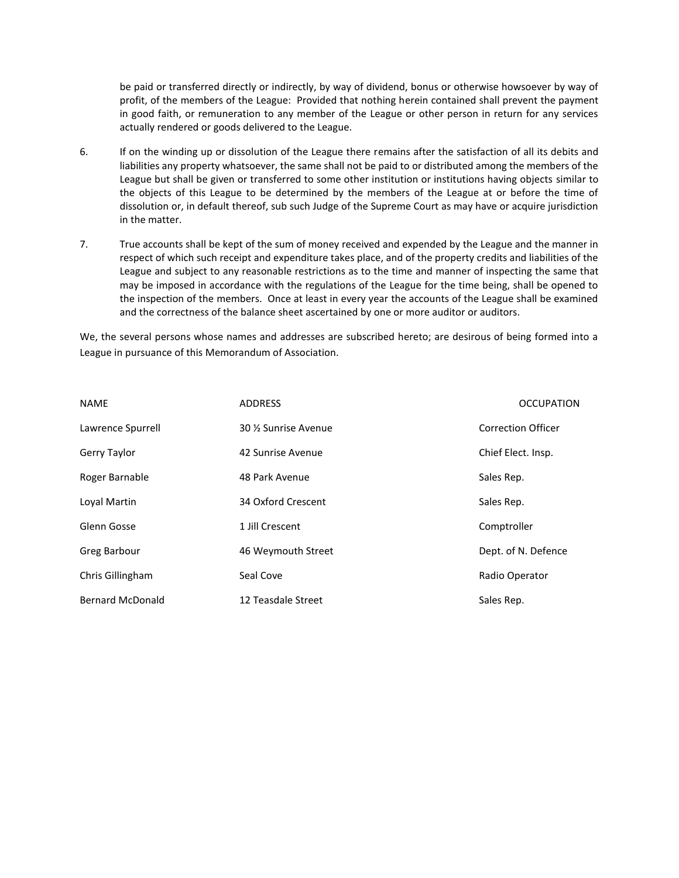be paid or transferred directly or indirectly, by way of dividend, bonus or otherwise howsoever by way of profit, of the members of the League: Provided that nothing herein contained shall prevent the payment in good faith, or remuneration to any member of the League or other person in return for any services actually rendered or goods delivered to the League.

6. If on the winding up or dissolution of the League there remains after the satisfaction of all its debits and liabilities any property whatsoever, the same shall not be paid to or distributed among the members of the League but shall be given or transferred to some other institution or institutions having objects similar to the objects of this League to be determined by the members of the League at or before the time of dissolution or, in default thereof, sub such Judge of the Supreme Court as may have or acquire jurisdiction in the matter.

7. True accounts shall be kept of the sum of money received and expended by the League and the manner in respect of which such receipt and expenditure takes place, and of the property credits and liabilities of the League and subject to any reasonable restrictions as to the time and manner of inspecting the same that may be imposed in accordance with the regulations of the League for the time being, shall be opened to the inspection of the members. Once at least in every year the accounts of the League shall be examined and the correctness of the balance sheet ascertained by one or more auditor or auditors.

We, the several persons whose names and addresses are subscribed hereto; are desirous of being formed into a League in pursuance of this Memorandum of Association.

| NAME | ADDRESS | OCCUPATION |
|---|---|---|
| Lawrence Spurrell | 30 ½ Sunrise Avenue | Correction Officer |
| Gerry Taylor | 42 Sunrise Avenue | Chief Elect. Insp. |
| Roger Barnable | 48 Park Avenue | Sales Rep. |
| Loyal Martin | 34 Oxford Crescent | Sales Rep. |
| Glenn Gosse | 1 Jill Crescent | Comptroller |
| Greg Barbour | 46 Weymouth Street | Dept. of N. Defence |
| Chris Gillingham | Seal Cove | Radio Operator |
| Bernard McDonald | 12 Teasdale Street | Sales Rep. |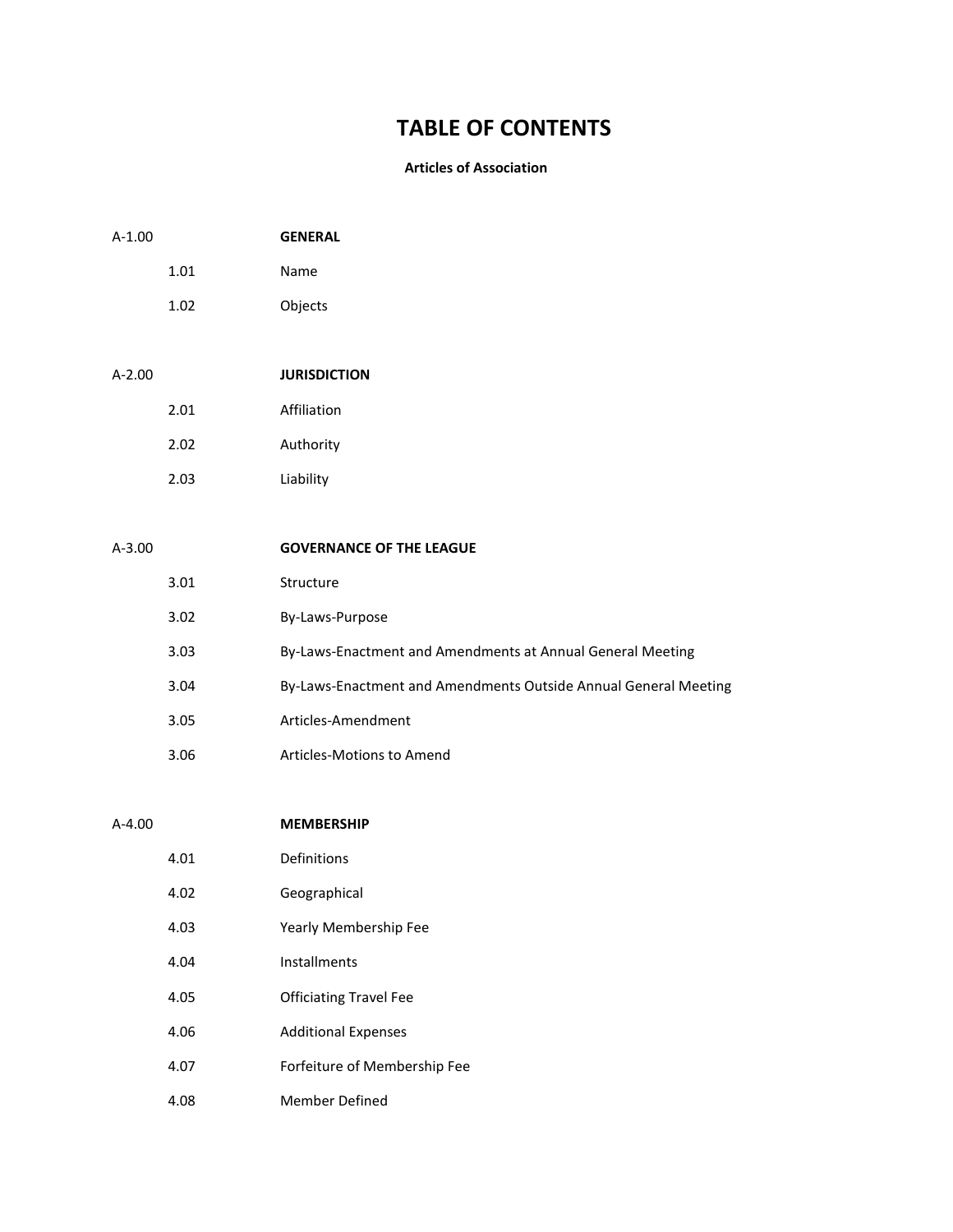# TABLE OF CONTENTS

**Articles of Association**

| | | |
|---|---|---|
| A-1.00 | | **GENERAL** |
| | 1.01 | Name |
| | 1.02 | Objects |
| A-2.00 | | **JURISDICTION** |
| | 2.01 | Affiliation |
| | 2.02 | Authority |
| | 2.03 | Liability |
| A-3.00 | | **GOVERNANCE OF THE LEAGUE** |
| | 3.01 | Structure |
| | 3.02 | By-Laws-Purpose |
| | 3.03 | By-Laws-Enactment and Amendments at Annual General Meeting |
| | 3.04 | By-Laws-Enactment and Amendments Outside Annual General Meeting |
| | 3.05 | Articles-Amendment |
| | 3.06 | Articles-Motions to Amend |
| A-4.00 | | **MEMBERSHIP** |
| | 4.01 | Definitions |
| | 4.02 | Geographical |
| | 4.03 | Yearly Membership Fee |
| | 4.04 | Installments |
| | 4.05 | Officiating Travel Fee |
| | 4.06 | Additional Expenses |
| | 4.07 | Forfeiture of Membership Fee |
| | 4.08 | Member Defined |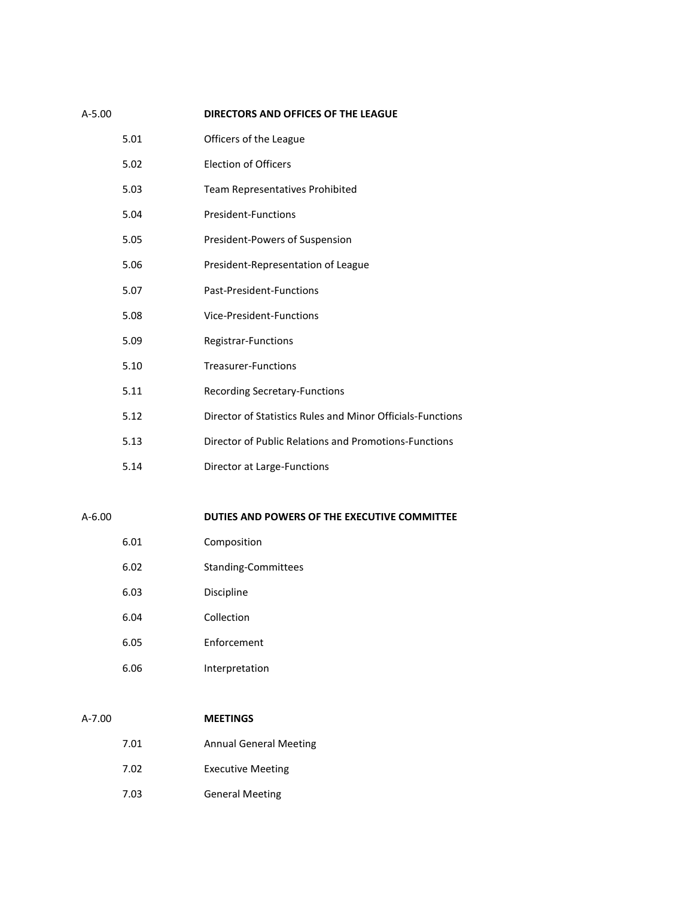A-5.00 **DIRECTORS AND OFFICES OF THE LEAGUE**

5.01 Officers of the League

5.02 Election of Officers

5.03 Team Representatives Prohibited

5.04 President-Functions

5.05 President-Powers of Suspension

5.06 President-Representation of League

5.07 Past-President-Functions

5.08 Vice-President-Functions

5.09 Registrar-Functions

5.10 Treasurer-Functions

5.11 Recording Secretary-Functions

5.12 Director of Statistics Rules and Minor Officials-Functions

5.13 Director of Public Relations and Promotions-Functions

5.14 Director at Large-Functions

A-6.00 **DUTIES AND POWERS OF THE EXECUTIVE COMMITTEE**

6.01 Composition

6.02 Standing-Committees

6.03 Discipline

6.04 Collection

6.05 Enforcement

6.06 Interpretation

A-7.00 **MEETINGS**

7.01 Annual General Meeting

7.02 Executive Meeting

7.03 General Meeting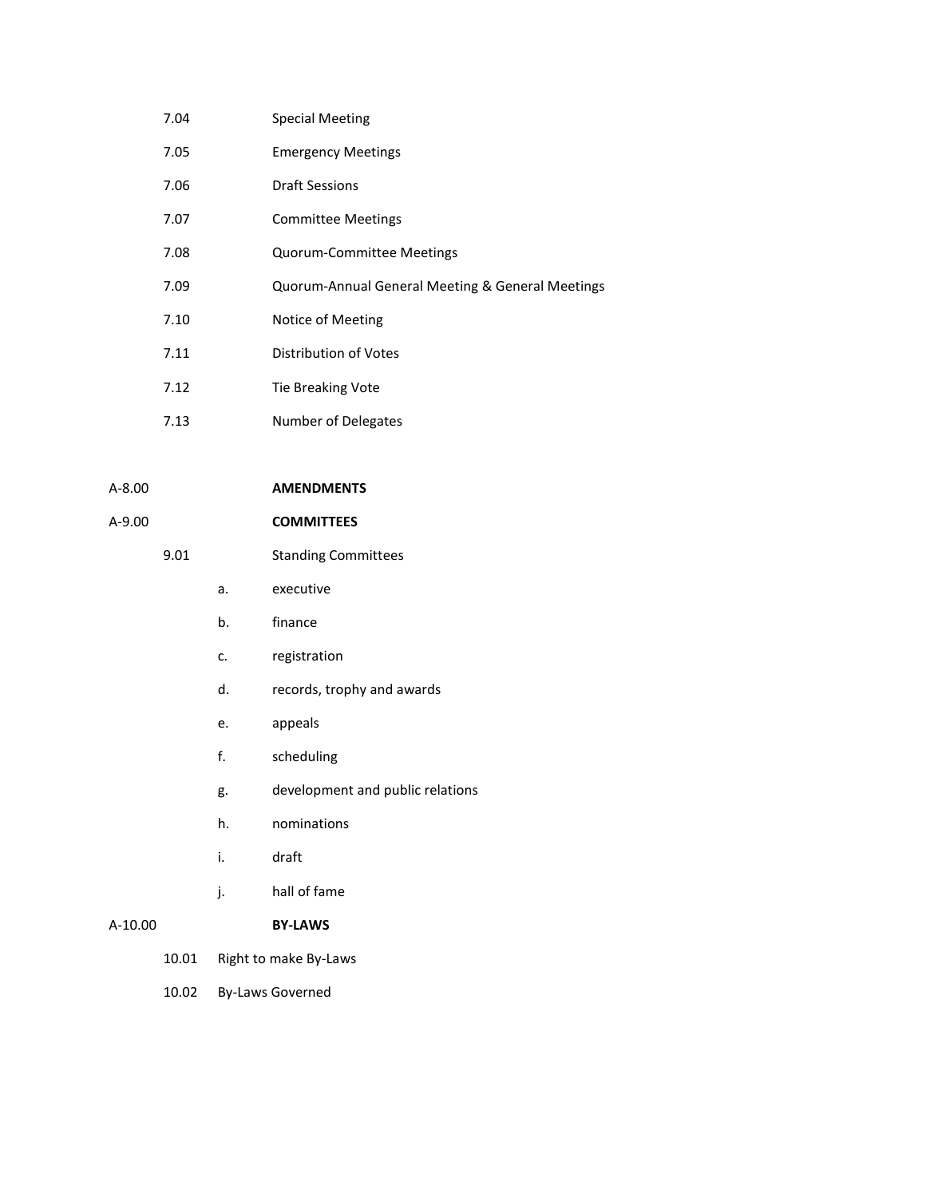7.04 Special Meeting

7.05 Emergency Meetings

7.06 Draft Sessions

7.07 Committee Meetings

7.08 Quorum-Committee Meetings

7.09 Quorum-Annual General Meeting & General Meetings

7.10 Notice of Meeting

7.11 Distribution of Votes

7.12 Tie Breaking Vote

7.13 Number of Delegates

A-8.00 **AMENDMENTS**

A-9.00 **COMMITTEES**

9.01 Standing Committees

- a. executive
- b. finance
- c. registration
- d. records, trophy and awards
- e. appeals
- f. scheduling
- g. development and public relations
- h. nominations
- i. draft
- j. hall of fame

A-10.00 **BY-LAWS**

10.01 Right to make By-Laws

10.02 By-Laws Governed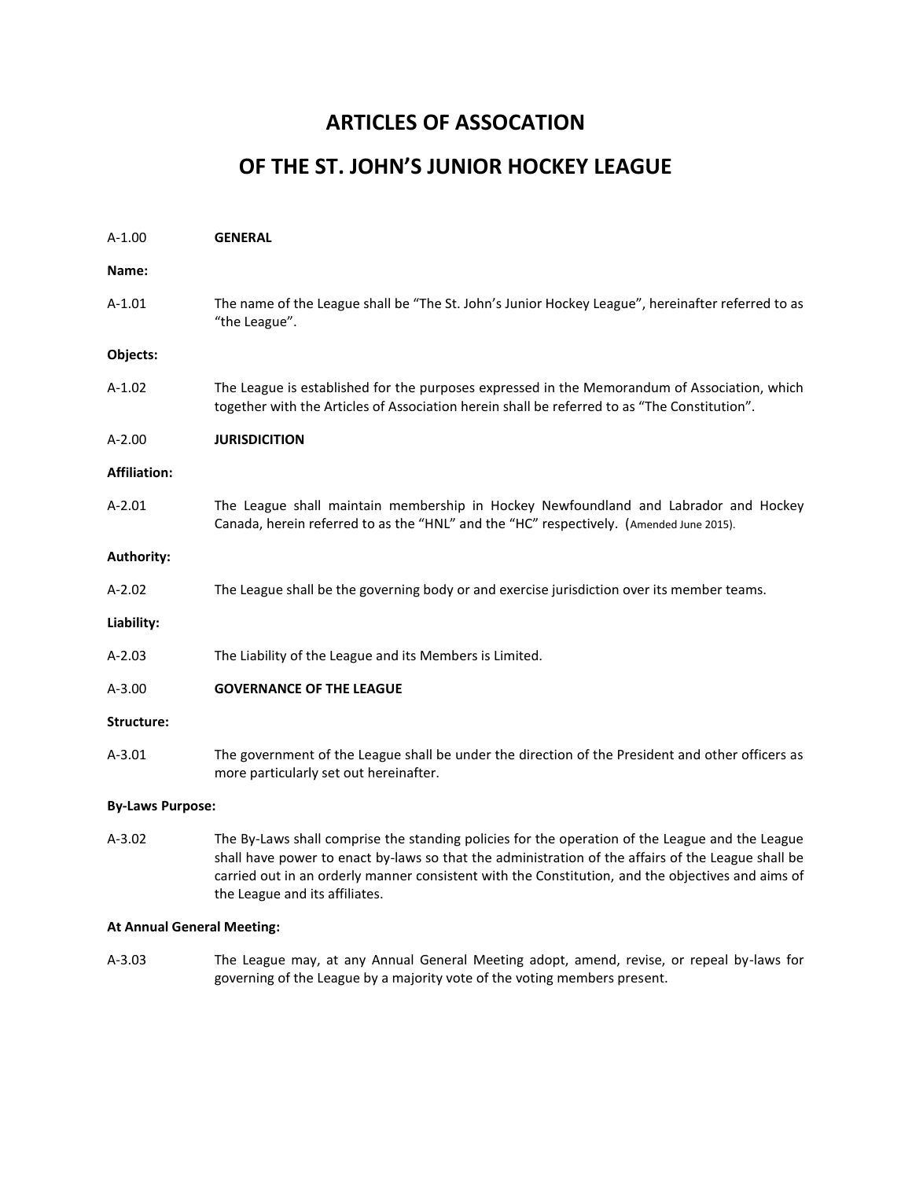# ARTICLES OF ASSOCATION

# OF THE ST. JOHN'S JUNIOR HOCKEY LEAGUE

A-1.00 **GENERAL**

**Name:**

A-1.01 The name of the League shall be "The St. John's Junior Hockey League", hereinafter referred to as "the League".

**Objects:**

A-1.02 The League is established for the purposes expressed in the Memorandum of Association, which together with the Articles of Association herein shall be referred to as "The Constitution".

A-2.00 **JURISDICITION**

**Affiliation:**

A-2.01 The League shall maintain membership in Hockey Newfoundland and Labrador and Hockey Canada, herein referred to as the "HNL" and the "HC" respectively. (Amended June 2015).

**Authority:**

A-2.02 The League shall be the governing body or and exercise jurisdiction over its member teams.

**Liability:**

A-2.03 The Liability of the League and its Members is Limited.

A-3.00 **GOVERNANCE OF THE LEAGUE**

**Structure:**

A-3.01 The government of the League shall be under the direction of the President and other officers as more particularly set out hereinafter.

**By-Laws Purpose:**

A-3.02 The By-Laws shall comprise the standing policies for the operation of the League and the League shall have power to enact by-laws so that the administration of the affairs of the League shall be carried out in an orderly manner consistent with the Constitution, and the objectives and aims of the League and its affiliates.

**At Annual General Meeting:**

A-3.03 The League may, at any Annual General Meeting adopt, amend, revise, or repeal by-laws for governing of the League by a majority vote of the voting members present.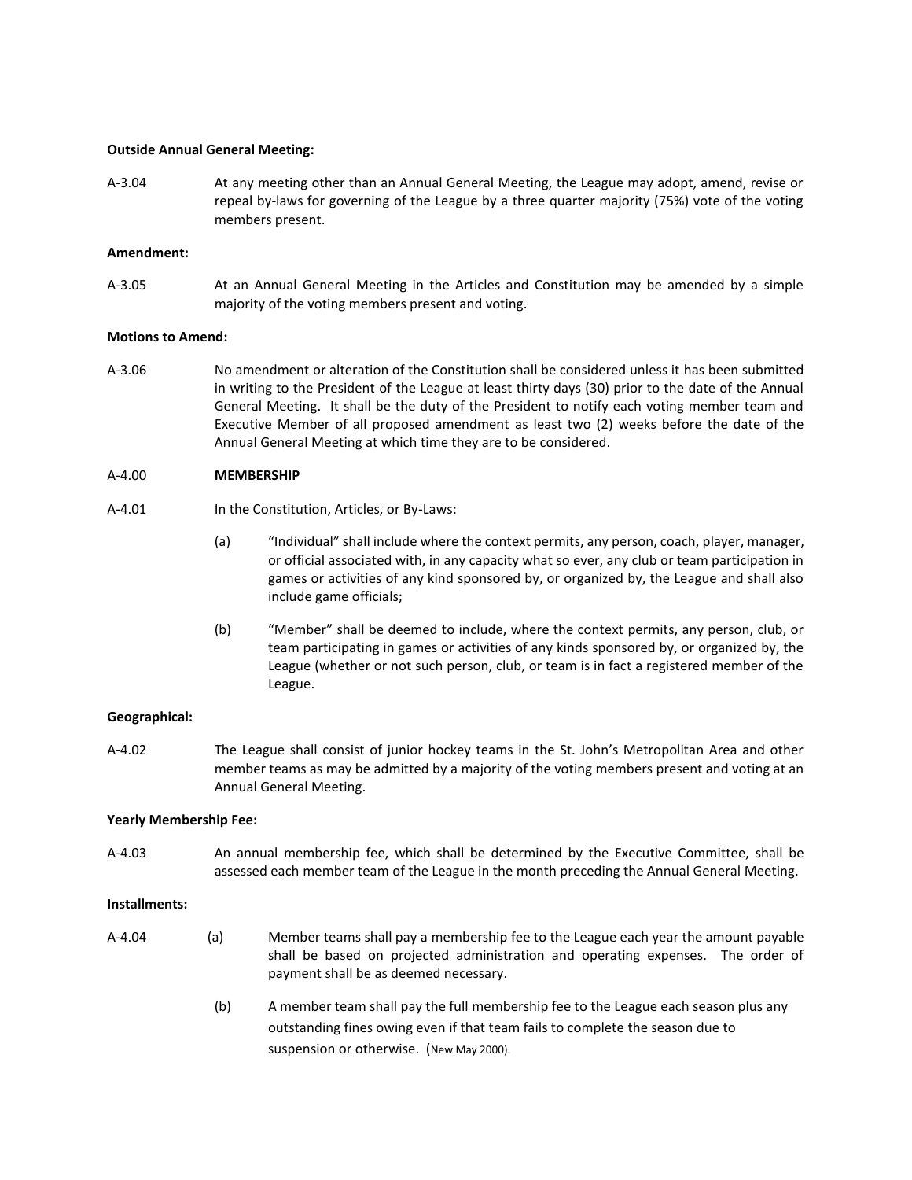**Outside Annual General Meeting:**

A-3.04 At any meeting other than an Annual General Meeting, the League may adopt, amend, revise or repeal by-laws for governing of the League by a three quarter majority (75%) vote of the voting members present.

**Amendment:**

A-3.05 At an Annual General Meeting in the Articles and Constitution may be amended by a simple majority of the voting members present and voting.

**Motions to Amend:**

A-3.06 No amendment or alteration of the Constitution shall be considered unless it has been submitted in writing to the President of the League at least thirty days (30) prior to the date of the Annual General Meeting. It shall be the duty of the President to notify each voting member team and Executive Member of all proposed amendment as least two (2) weeks before the date of the Annual General Meeting at which time they are to be considered.

A-4.00 **MEMBERSHIP**

A-4.01 In the Constitution, Articles, or By-Laws:

(a) "Individual" shall include where the context permits, any person, coach, player, manager, or official associated with, in any capacity what so ever, any club or team participation in games or activities of any kind sponsored by, or organized by, the League and shall also include game officials;

(b) "Member" shall be deemed to include, where the context permits, any person, club, or team participating in games or activities of any kinds sponsored by, or organized by, the League (whether or not such person, club, or team is in fact a registered member of the League.

**Geographical:**

A-4.02 The League shall consist of junior hockey teams in the St. John's Metropolitan Area and other member teams as may be admitted by a majority of the voting members present and voting at an Annual General Meeting.

**Yearly Membership Fee:**

A-4.03 An annual membership fee, which shall be determined by the Executive Committee, shall be assessed each member team of the League in the month preceding the Annual General Meeting.

**Installments:**

A-4.04 (a) Member teams shall pay a membership fee to the League each year the amount payable shall be based on projected administration and operating expenses. The order of payment shall be as deemed necessary.

(b) A member team shall pay the full membership fee to the League each season plus any outstanding fines owing even if that team fails to complete the season due to suspension or otherwise. (New May 2000).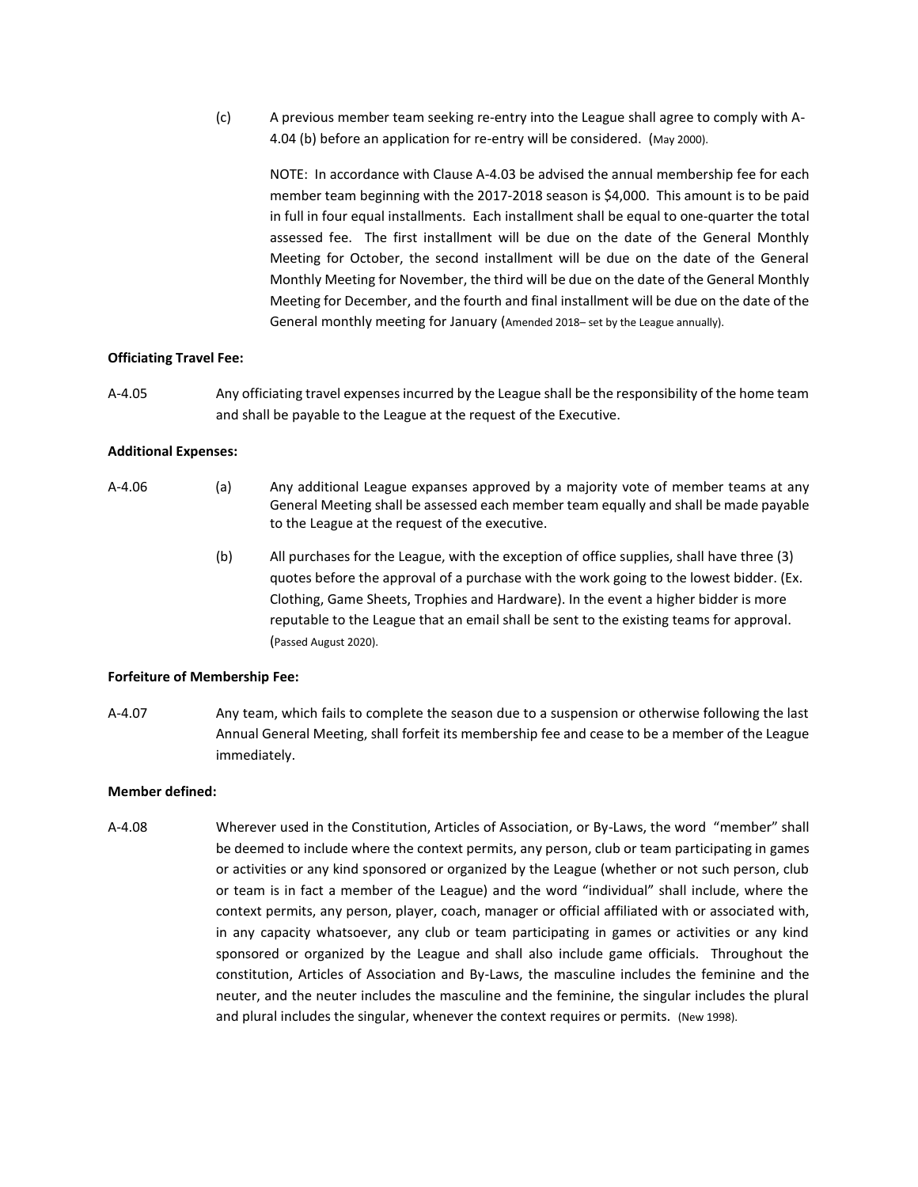(c) A previous member team seeking re-entry into the League shall agree to comply with A-4.04 (b) before an application for re-entry will be considered. (May 2000).

NOTE: In accordance with Clause A-4.03 be advised the annual membership fee for each member team beginning with the 2017-2018 season is $4,000. This amount is to be paid in full in four equal installments. Each installment shall be equal to one-quarter the total assessed fee. The first installment will be due on the date of the General Monthly Meeting for October, the second installment will be due on the date of the General Monthly Meeting for November, the third will be due on the date of the General Monthly Meeting for December, and the fourth and final installment will be due on the date of the General monthly meeting for January (Amended 2018– set by the League annually).

**Officiating Travel Fee:**

A-4.05 Any officiating travel expenses incurred by the League shall be the responsibility of the home team and shall be payable to the League at the request of the Executive.

**Additional Expenses:**

A-4.06 (a) Any additional League expanses approved by a majority vote of member teams at any General Meeting shall be assessed each member team equally and shall be made payable to the League at the request of the executive.

(b) All purchases for the League, with the exception of office supplies, shall have three (3) quotes before the approval of a purchase with the work going to the lowest bidder. (Ex. Clothing, Game Sheets, Trophies and Hardware). In the event a higher bidder is more reputable to the League that an email shall be sent to the existing teams for approval. (Passed August 2020).

**Forfeiture of Membership Fee:**

A-4.07 Any team, which fails to complete the season due to a suspension or otherwise following the last Annual General Meeting, shall forfeit its membership fee and cease to be a member of the League immediately.

**Member defined:**

A-4.08 Wherever used in the Constitution, Articles of Association, or By-Laws, the word "member" shall be deemed to include where the context permits, any person, club or team participating in games or activities or any kind sponsored or organized by the League (whether or not such person, club or team is in fact a member of the League) and the word "individual" shall include, where the context permits, any person, player, coach, manager or official affiliated with or associated with, in any capacity whatsoever, any club or team participating in games or activities or any kind sponsored or organized by the League and shall also include game officials. Throughout the constitution, Articles of Association and By-Laws, the masculine includes the feminine and the neuter, and the neuter includes the masculine and the feminine, the singular includes the plural and plural includes the singular, whenever the context requires or permits. (New 1998).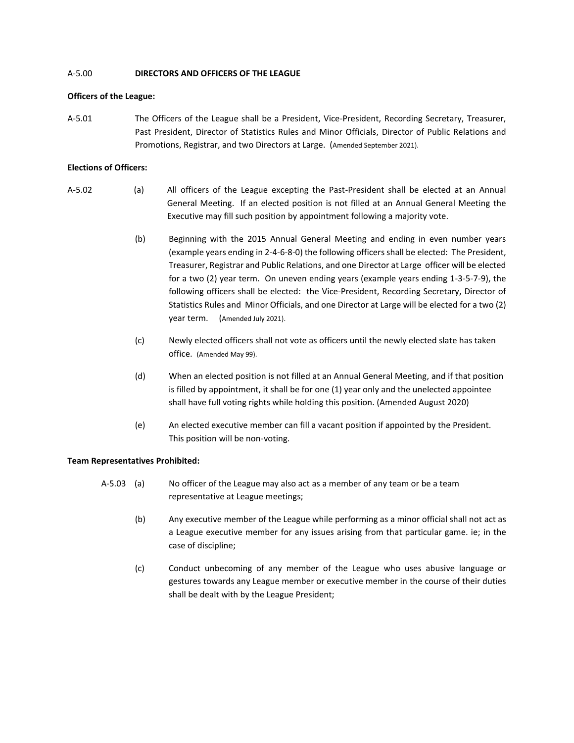A-5.00 **DIRECTORS AND OFFICERS OF THE LEAGUE**

**Officers of the League:**

A-5.01 The Officers of the League shall be a President, Vice-President, Recording Secretary, Treasurer, Past President, Director of Statistics Rules and Minor Officials, Director of Public Relations and Promotions, Registrar, and two Directors at Large. (Amended September 2021).

**Elections of Officers:**

A-5.02 (a) All officers of the League excepting the Past-President shall be elected at an Annual General Meeting. If an elected position is not filled at an Annual General Meeting the Executive may fill such position by appointment following a majority vote.

(b) Beginning with the 2015 Annual General Meeting and ending in even number years (example years ending in 2-4-6-8-0) the following officers shall be elected: The President, Treasurer, Registrar and Public Relations, and one Director at Large officer will be elected for a two (2) year term. On uneven ending years (example years ending 1-3-5-7-9), the following officers shall be elected: the Vice-President, Recording Secretary, Director of Statistics Rules and Minor Officials, and one Director at Large will be elected for a two (2) year term. (Amended July 2021).

(c) Newly elected officers shall not vote as officers until the newly elected slate has taken office. (Amended May 99).

(d) When an elected position is not filled at an Annual General Meeting, and if that position is filled by appointment, it shall be for one (1) year only and the unelected appointee shall have full voting rights while holding this position. (Amended August 2020)

(e) An elected executive member can fill a vacant position if appointed by the President. This position will be non-voting.

**Team Representatives Prohibited:**

A-5.03 (a) No officer of the League may also act as a member of any team or be a team representative at League meetings;

(b) Any executive member of the League while performing as a minor official shall not act as a League executive member for any issues arising from that particular game. ie; in the case of discipline;

(c) Conduct unbecoming of any member of the League who uses abusive language or gestures towards any League member or executive member in the course of their duties shall be dealt with by the League President;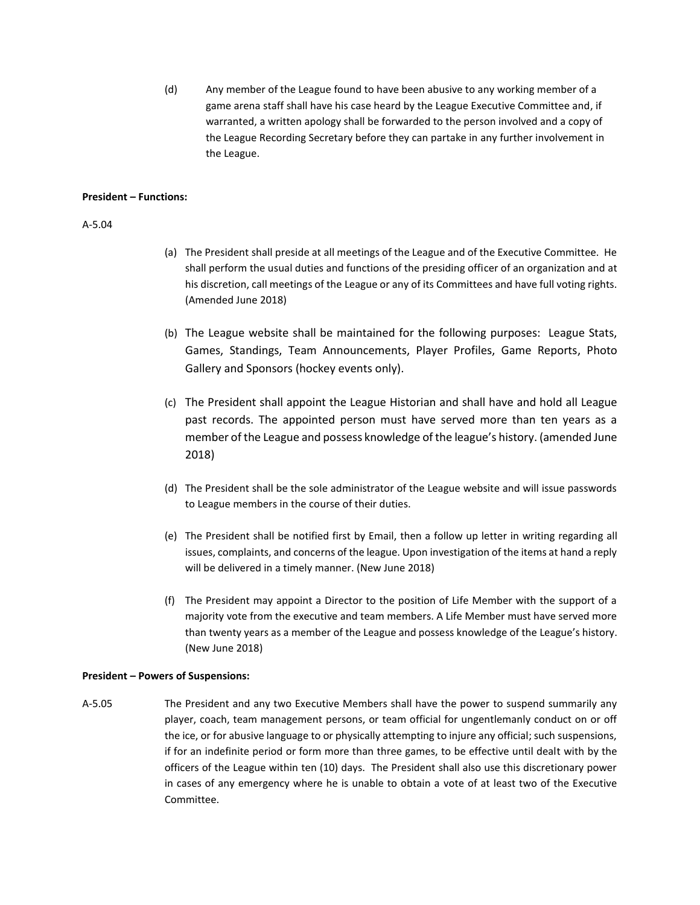(d) Any member of the League found to have been abusive to any working member of a game arena staff shall have his case heard by the League Executive Committee and, if warranted, a written apology shall be forwarded to the person involved and a copy of the League Recording Secretary before they can partake in any further involvement in the League.

**President – Functions:**

A-5.04

(a) The President shall preside at all meetings of the League and of the Executive Committee. He shall perform the usual duties and functions of the presiding officer of an organization and at his discretion, call meetings of the League or any of its Committees and have full voting rights. (Amended June 2018)

(b) The League website shall be maintained for the following purposes: League Stats, Games, Standings, Team Announcements, Player Profiles, Game Reports, Photo Gallery and Sponsors (hockey events only).

(c) The President shall appoint the League Historian and shall have and hold all League past records. The appointed person must have served more than ten years as a member of the League and possess knowledge of the league's history. (amended June 2018)

(d) The President shall be the sole administrator of the League website and will issue passwords to League members in the course of their duties.

(e) The President shall be notified first by Email, then a follow up letter in writing regarding all issues, complaints, and concerns of the league. Upon investigation of the items at hand a reply will be delivered in a timely manner. (New June 2018)

(f) The President may appoint a Director to the position of Life Member with the support of a majority vote from the executive and team members. A Life Member must have served more than twenty years as a member of the League and possess knowledge of the League's history. (New June 2018)

**President – Powers of Suspensions:**

A-5.05 The President and any two Executive Members shall have the power to suspend summarily any player, coach, team management persons, or team official for ungentlemanly conduct on or off the ice, or for abusive language to or physically attempting to injure any official; such suspensions, if for an indefinite period or form more than three games, to be effective until dealt with by the officers of the League within ten (10) days. The President shall also use this discretionary power in cases of any emergency where he is unable to obtain a vote of at least two of the Executive Committee.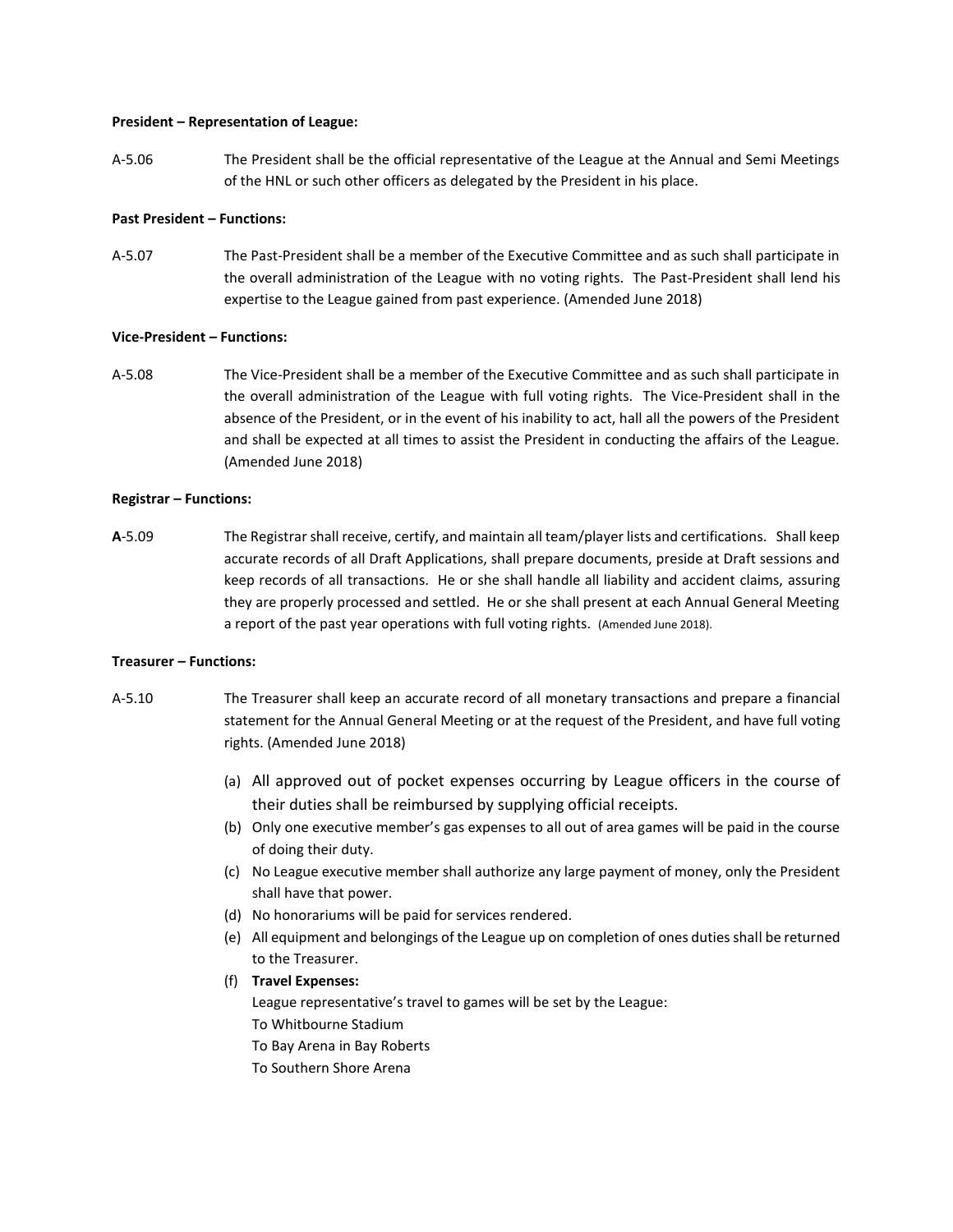**President – Representation of League:**

A-5.06 The President shall be the official representative of the League at the Annual and Semi Meetings of the HNL or such other officers as delegated by the President in his place.

**Past President – Functions:**

A-5.07 The Past-President shall be a member of the Executive Committee and as such shall participate in the overall administration of the League with no voting rights. The Past-President shall lend his expertise to the League gained from past experience. (Amended June 2018)

**Vice-President – Functions:**

A-5.08 The Vice-President shall be a member of the Executive Committee and as such shall participate in the overall administration of the League with full voting rights. The Vice-President shall in the absence of the President, or in the event of his inability to act, hall all the powers of the President and shall be expected at all times to assist the President in conducting the affairs of the League. (Amended June 2018)

**Registrar – Functions:**

**A**-5.09 The Registrar shall receive, certify, and maintain all team/player lists and certifications. Shall keep accurate records of all Draft Applications, shall prepare documents, preside at Draft sessions and keep records of all transactions. He or she shall handle all liability and accident claims, assuring they are properly processed and settled. He or she shall present at each Annual General Meeting a report of the past year operations with full voting rights. (Amended June 2018).

**Treasurer – Functions:**

A-5.10 The Treasurer shall keep an accurate record of all monetary transactions and prepare a financial statement for the Annual General Meeting or at the request of the President, and have full voting rights. (Amended June 2018)

(a) All approved out of pocket expenses occurring by League officers in the course of their duties shall be reimbursed by supplying official receipts.
(b) Only one executive member's gas expenses to all out of area games will be paid in the course of doing their duty.
(c) No League executive member shall authorize any large payment of money, only the President shall have that power.
(d) No honorariums will be paid for services rendered.
(e) All equipment and belongings of the League up on completion of ones duties shall be returned to the Treasurer.
(f) **Travel Expenses:**
League representative's travel to games will be set by the League:
To Whitbourne Stadium
To Bay Arena in Bay Roberts
To Southern Shore Arena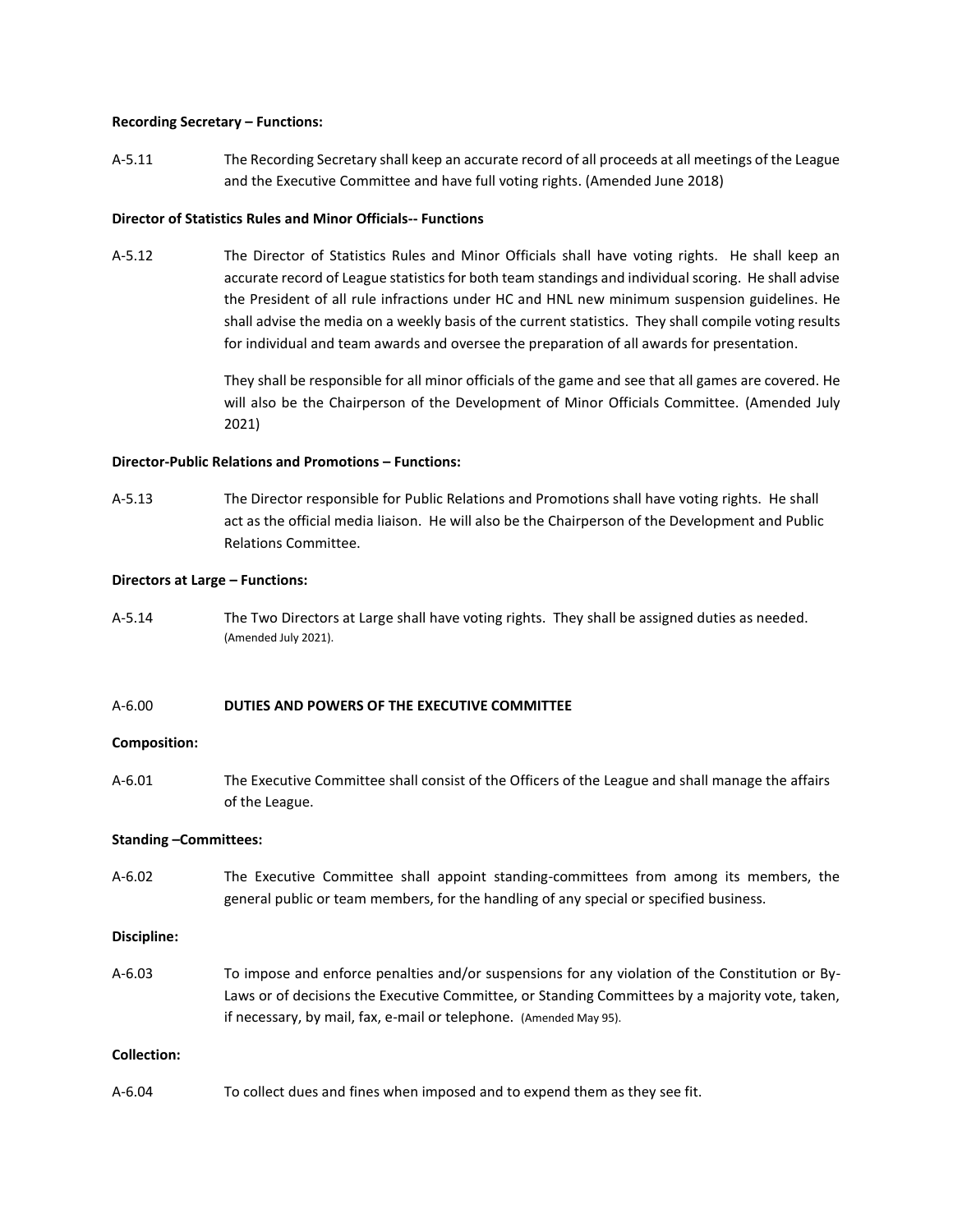**Recording Secretary – Functions:**

A-5.11 The Recording Secretary shall keep an accurate record of all proceeds at all meetings of the League and the Executive Committee and have full voting rights. (Amended June 2018)

**Director of Statistics Rules and Minor Officials-- Functions**

A-5.12 The Director of Statistics Rules and Minor Officials shall have voting rights. He shall keep an accurate record of League statistics for both team standings and individual scoring. He shall advise the President of all rule infractions under HC and HNL new minimum suspension guidelines. He shall advise the media on a weekly basis of the current statistics. They shall compile voting results for individual and team awards and oversee the preparation of all awards for presentation.

They shall be responsible for all minor officials of the game and see that all games are covered. He will also be the Chairperson of the Development of Minor Officials Committee. (Amended July 2021)

**Director-Public Relations and Promotions – Functions:**

A-5.13 The Director responsible for Public Relations and Promotions shall have voting rights. He shall act as the official media liaison. He will also be the Chairperson of the Development and Public Relations Committee.

**Directors at Large – Functions:**

A-5.14 The Two Directors at Large shall have voting rights. They shall be assigned duties as needed. (Amended July 2021).

A-6.00 **DUTIES AND POWERS OF THE EXECUTIVE COMMITTEE**

**Composition:**

A-6.01 The Executive Committee shall consist of the Officers of the League and shall manage the affairs of the League.

**Standing –Committees:**

A-6.02 The Executive Committee shall appoint standing-committees from among its members, the general public or team members, for the handling of any special or specified business.

**Discipline:**

A-6.03 To impose and enforce penalties and/or suspensions for any violation of the Constitution or By-Laws or of decisions the Executive Committee, or Standing Committees by a majority vote, taken, if necessary, by mail, fax, e-mail or telephone. (Amended May 95).

**Collection:**

A-6.04 To collect dues and fines when imposed and to expend them as they see fit.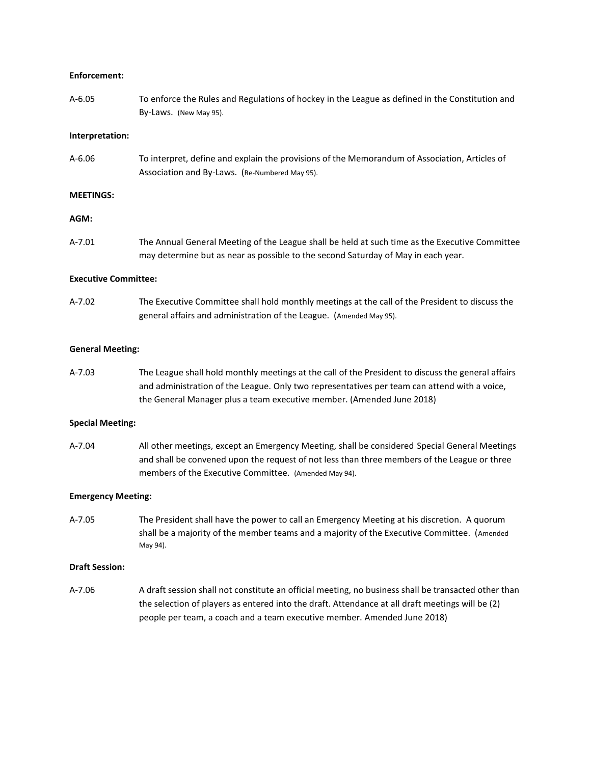**Enforcement:**

A-6.05 To enforce the Rules and Regulations of hockey in the League as defined in the Constitution and By-Laws. (New May 95).

**Interpretation:**

A-6.06 To interpret, define and explain the provisions of the Memorandum of Association, Articles of Association and By-Laws. (Re-Numbered May 95).

**MEETINGS:**

**AGM:**

A-7.01 The Annual General Meeting of the League shall be held at such time as the Executive Committee may determine but as near as possible to the second Saturday of May in each year.

**Executive Committee:**

A-7.02 The Executive Committee shall hold monthly meetings at the call of the President to discuss the general affairs and administration of the League. (Amended May 95).

**General Meeting:**

A-7.03 The League shall hold monthly meetings at the call of the President to discuss the general affairs and administration of the League. Only two representatives per team can attend with a voice, the General Manager plus a team executive member. (Amended June 2018)

**Special Meeting:**

A-7.04 All other meetings, except an Emergency Meeting, shall be considered Special General Meetings and shall be convened upon the request of not less than three members of the League or three members of the Executive Committee. (Amended May 94).

**Emergency Meeting:**

A-7.05 The President shall have the power to call an Emergency Meeting at his discretion. A quorum shall be a majority of the member teams and a majority of the Executive Committee. (Amended May 94).

**Draft Session:**

A-7.06 A draft session shall not constitute an official meeting, no business shall be transacted other than the selection of players as entered into the draft. Attendance at all draft meetings will be (2) people per team, a coach and a team executive member. Amended June 2018)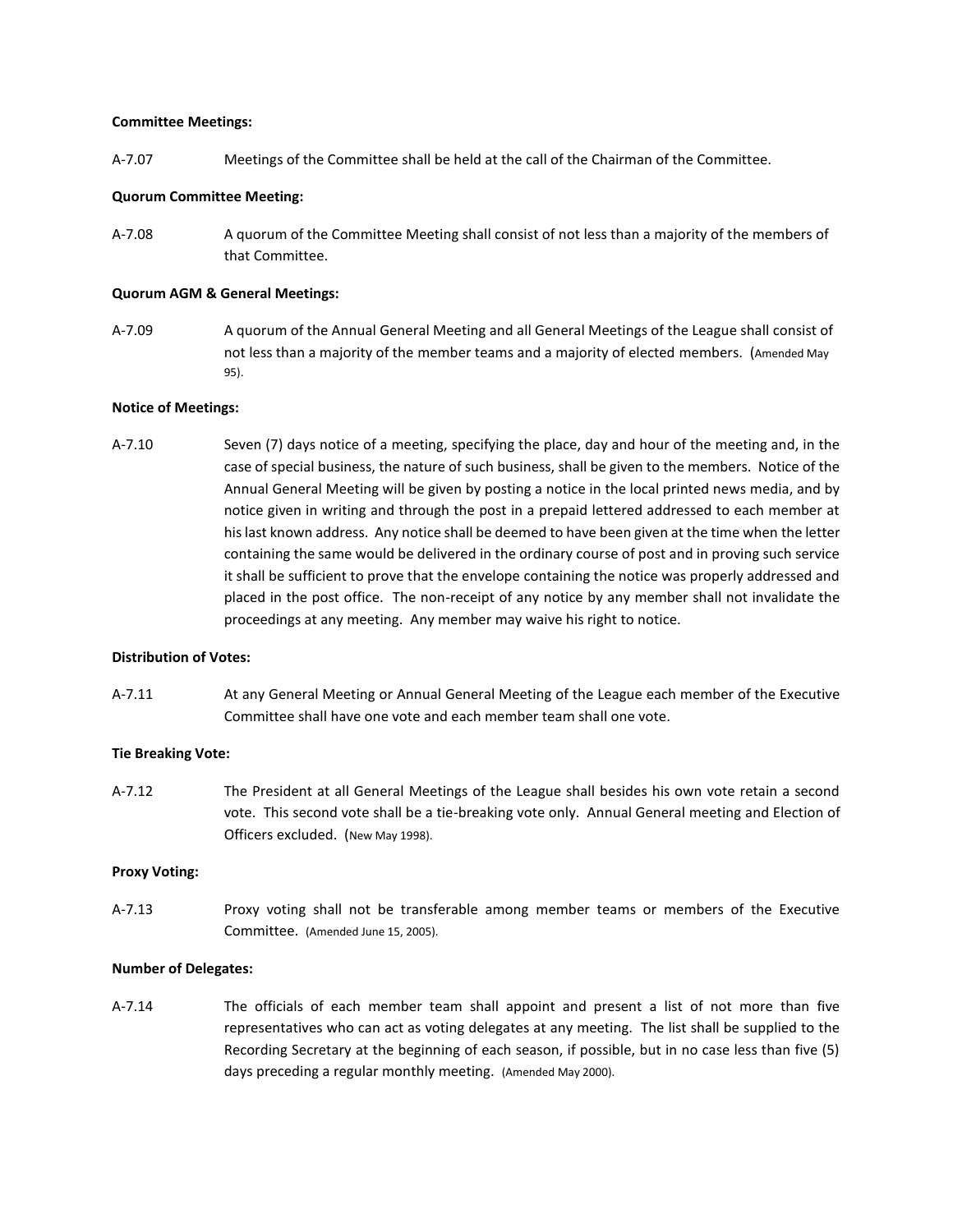**Committee Meetings:**

A-7.07 Meetings of the Committee shall be held at the call of the Chairman of the Committee.

**Quorum Committee Meeting:**

A-7.08 A quorum of the Committee Meeting shall consist of not less than a majority of the members of that Committee.

**Quorum AGM & General Meetings:**

A-7.09 A quorum of the Annual General Meeting and all General Meetings of the League shall consist of not less than a majority of the member teams and a majority of elected members. (Amended May 95).

**Notice of Meetings:**

A-7.10 Seven (7) days notice of a meeting, specifying the place, day and hour of the meeting and, in the case of special business, the nature of such business, shall be given to the members. Notice of the Annual General Meeting will be given by posting a notice in the local printed news media, and by notice given in writing and through the post in a prepaid lettered addressed to each member at his last known address. Any notice shall be deemed to have been given at the time when the letter containing the same would be delivered in the ordinary course of post and in proving such service it shall be sufficient to prove that the envelope containing the notice was properly addressed and placed in the post office. The non-receipt of any notice by any member shall not invalidate the proceedings at any meeting. Any member may waive his right to notice.

**Distribution of Votes:**

A-7.11 At any General Meeting or Annual General Meeting of the League each member of the Executive Committee shall have one vote and each member team shall one vote.

**Tie Breaking Vote:**

A-7.12 The President at all General Meetings of the League shall besides his own vote retain a second vote. This second vote shall be a tie-breaking vote only. Annual General meeting and Election of Officers excluded. (New May 1998).

**Proxy Voting:**

A-7.13 Proxy voting shall not be transferable among member teams or members of the Executive Committee. (Amended June 15, 2005).

**Number of Delegates:**

A-7.14 The officials of each member team shall appoint and present a list of not more than five representatives who can act as voting delegates at any meeting. The list shall be supplied to the Recording Secretary at the beginning of each season, if possible, but in no case less than five (5) days preceding a regular monthly meeting. (Amended May 2000).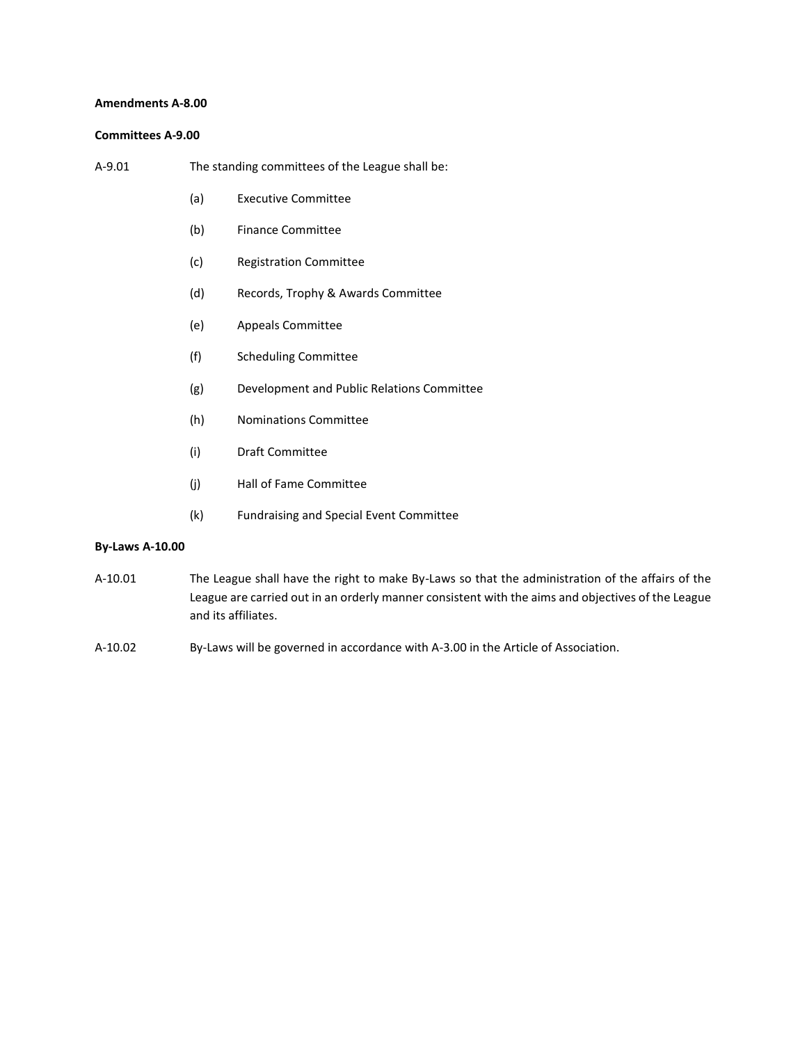**Amendments A-8.00**

**Committees A-9.00**

A-9.01 The standing committees of the League shall be:

(a) Executive Committee

(b) Finance Committee

(c) Registration Committee

(d) Records, Trophy & Awards Committee

(e) Appeals Committee

(f) Scheduling Committee

(g) Development and Public Relations Committee

(h) Nominations Committee

(i) Draft Committee

(j) Hall of Fame Committee

(k) Fundraising and Special Event Committee

**By-Laws A-10.00**

A-10.01 The League shall have the right to make By-Laws so that the administration of the affairs of the League are carried out in an orderly manner consistent with the aims and objectives of the League and its affiliates.

A-10.02 By-Laws will be governed in accordance with A-3.00 in the Article of Association.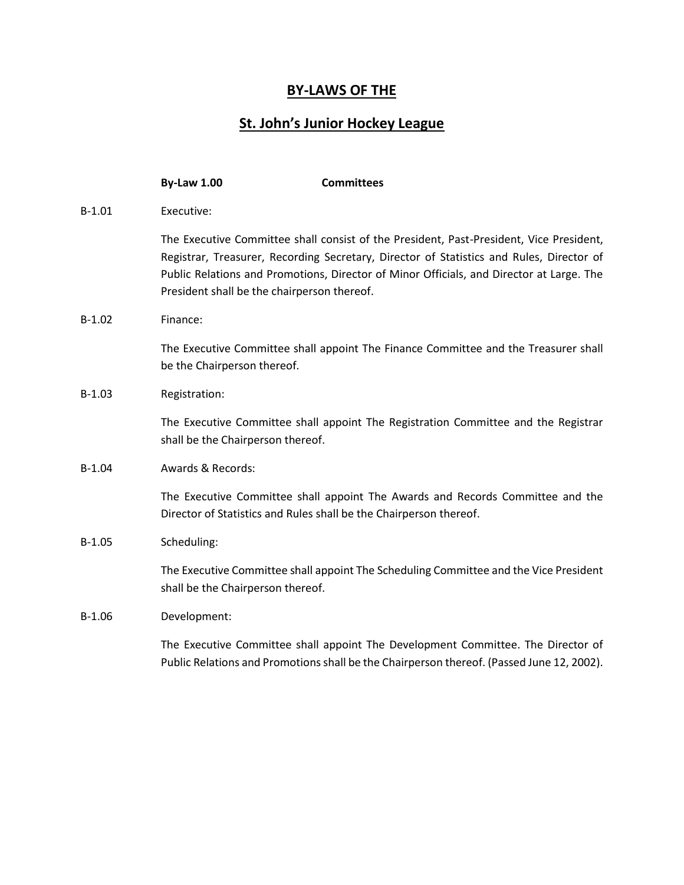# BY-LAWS OF THE

## St. John's Junior Hockey League

### By-Law 1.00 Committees

**B-1.01** Executive:

The Executive Committee shall consist of the President, Past-President, Vice President, Registrar, Treasurer, Recording Secretary, Director of Statistics and Rules, Director of Public Relations and Promotions, Director of Minor Officials, and Director at Large. The President shall be the chairperson thereof.

**B-1.02** Finance:

The Executive Committee shall appoint The Finance Committee and the Treasurer shall be the Chairperson thereof.

**B-1.03** Registration:

The Executive Committee shall appoint The Registration Committee and the Registrar shall be the Chairperson thereof.

**B-1.04** Awards & Records:

The Executive Committee shall appoint The Awards and Records Committee and the Director of Statistics and Rules shall be the Chairperson thereof.

**B-1.05** Scheduling:

The Executive Committee shall appoint The Scheduling Committee and the Vice President shall be the Chairperson thereof.

**B-1.06** Development:

The Executive Committee shall appoint The Development Committee. The Director of Public Relations and Promotions shall be the Chairperson thereof. (Passed June 12, 2002).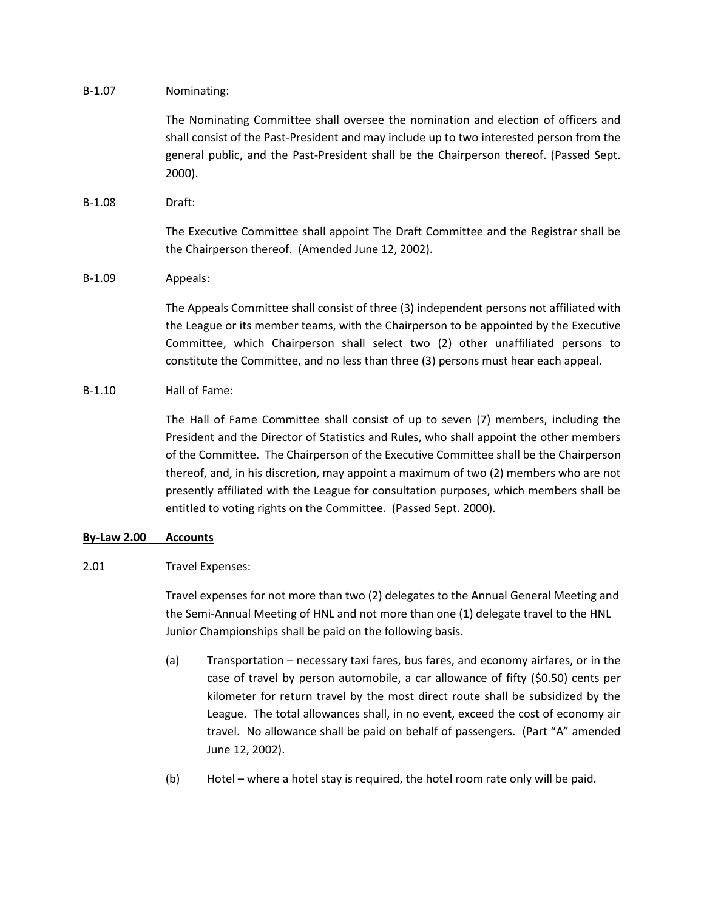B-1.07 Nominating:

The Nominating Committee shall oversee the nomination and election of officers and shall consist of the Past-President and may include up to two interested person from the general public, and the Past-President shall be the Chairperson thereof. (Passed Sept. 2000).

B-1.08 Draft:

The Executive Committee shall appoint The Draft Committee and the Registrar shall be the Chairperson thereof. (Amended June 12, 2002).

B-1.09 Appeals:

The Appeals Committee shall consist of three (3) independent persons not affiliated with the League or its member teams, with the Chairperson to be appointed by the Executive Committee, which Chairperson shall select two (2) other unaffiliated persons to constitute the Committee, and no less than three (3) persons must hear each appeal.

B-1.10 Hall of Fame:

The Hall of Fame Committee shall consist of up to seven (7) members, including the President and the Director of Statistics and Rules, who shall appoint the other members of the Committee. The Chairperson of the Executive Committee shall be the Chairperson thereof, and, in his discretion, may appoint a maximum of two (2) members who are not presently affiliated with the League for consultation purposes, which members shall be entitled to voting rights on the Committee. (Passed Sept. 2000).

**By-Law 2.00 Accounts**

2.01 Travel Expenses:

Travel expenses for not more than two (2) delegates to the Annual General Meeting and the Semi-Annual Meeting of HNL and not more than one (1) delegate travel to the HNL Junior Championships shall be paid on the following basis.

(a) Transportation – necessary taxi fares, bus fares, and economy airfares, or in the case of travel by person automobile, a car allowance of fifty ($0.50) cents per kilometer for return travel by the most direct route shall be subsidized by the League. The total allowances shall, in no event, exceed the cost of economy air travel. No allowance shall be paid on behalf of passengers. (Part "A" amended June 12, 2002).

(b) Hotel – where a hotel stay is required, the hotel room rate only will be paid.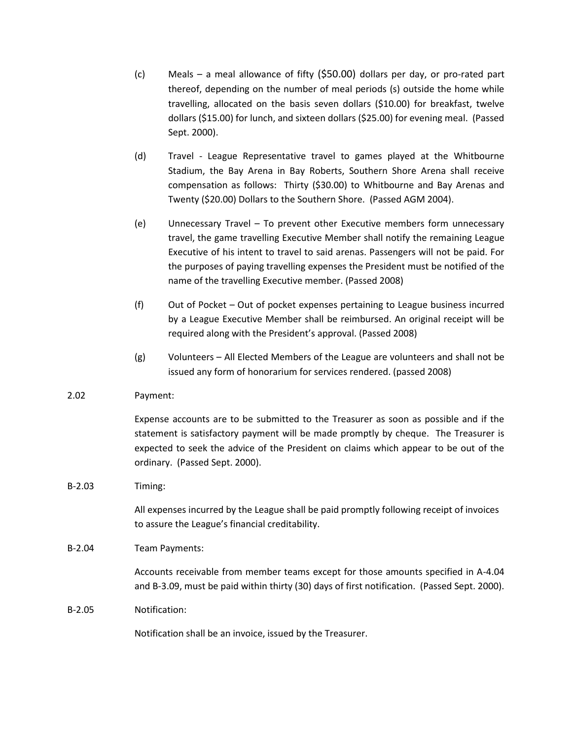(c) Meals – a meal allowance of fifty ($50.00) dollars per day, or pro-rated part thereof, depending on the number of meal periods (s) outside the home while travelling, allocated on the basis seven dollars ($10.00) for breakfast, twelve dollars ($15.00) for lunch, and sixteen dollars ($25.00) for evening meal. (Passed Sept. 2000).

(d) Travel - League Representative travel to games played at the Whitbourne Stadium, the Bay Arena in Bay Roberts, Southern Shore Arena shall receive compensation as follows: Thirty ($30.00) to Whitbourne and Bay Arenas and Twenty ($20.00) Dollars to the Southern Shore. (Passed AGM 2004).

(e) Unnecessary Travel – To prevent other Executive members form unnecessary travel, the game travelling Executive Member shall notify the remaining League Executive of his intent to travel to said arenas. Passengers will not be paid. For the purposes of paying travelling expenses the President must be notified of the name of the travelling Executive member. (Passed 2008)

(f) Out of Pocket – Out of pocket expenses pertaining to League business incurred by a League Executive Member shall be reimbursed. An original receipt will be required along with the President's approval. (Passed 2008)

(g) Volunteers – All Elected Members of the League are volunteers and shall not be issued any form of honorarium for services rendered. (passed 2008)

2.02 Payment:

Expense accounts are to be submitted to the Treasurer as soon as possible and if the statement is satisfactory payment will be made promptly by cheque. The Treasurer is expected to seek the advice of the President on claims which appear to be out of the ordinary. (Passed Sept. 2000).

B-2.03 Timing:

All expenses incurred by the League shall be paid promptly following receipt of invoices to assure the League's financial creditability.

B-2.04 Team Payments:

Accounts receivable from member teams except for those amounts specified in A-4.04 and B-3.09, must be paid within thirty (30) days of first notification. (Passed Sept. 2000).

B-2.05 Notification:

Notification shall be an invoice, issued by the Treasurer.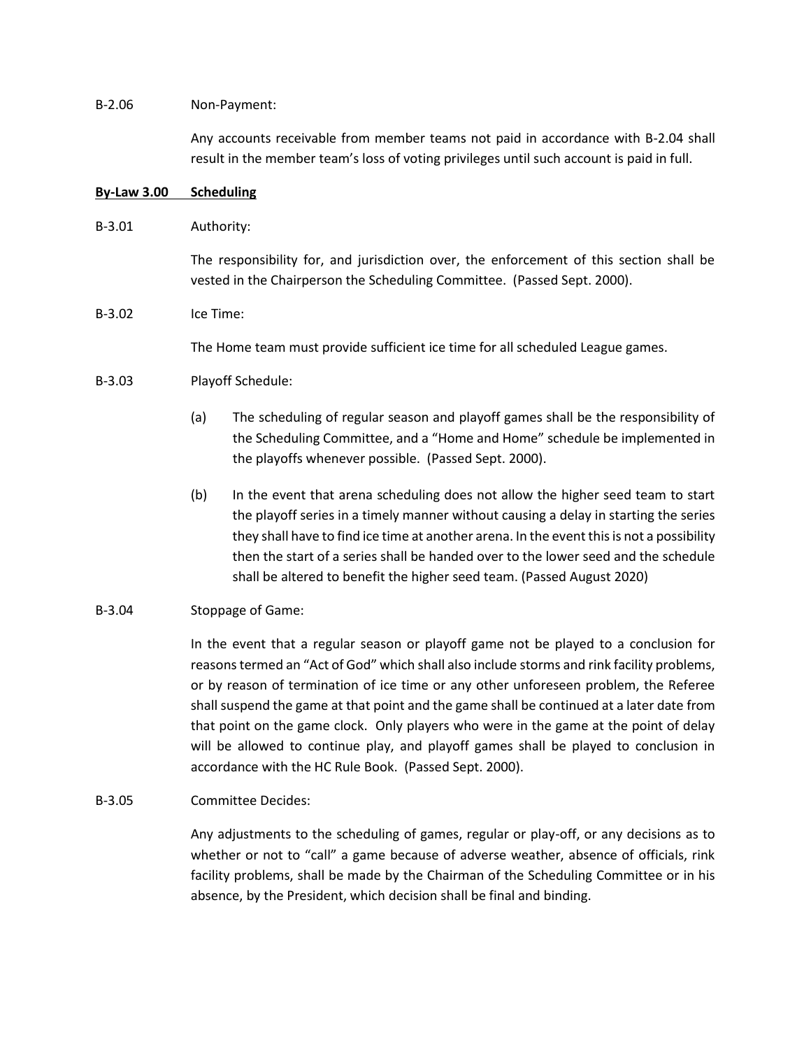B-2.06 Non-Payment:

Any accounts receivable from member teams not paid in accordance with B-2.04 shall result in the member team's loss of voting privileges until such account is paid in full.

## By-Law 3.00 Scheduling

B-3.01 Authority:

The responsibility for, and jurisdiction over, the enforcement of this section shall be vested in the Chairperson the Scheduling Committee. (Passed Sept. 2000).

B-3.02 Ice Time:

The Home team must provide sufficient ice time for all scheduled League games.

B-3.03 Playoff Schedule:

(a) The scheduling of regular season and playoff games shall be the responsibility of the Scheduling Committee, and a "Home and Home" schedule be implemented in the playoffs whenever possible. (Passed Sept. 2000).

(b) In the event that arena scheduling does not allow the higher seed team to start the playoff series in a timely manner without causing a delay in starting the series they shall have to find ice time at another arena. In the event this is not a possibility then the start of a series shall be handed over to the lower seed and the schedule shall be altered to benefit the higher seed team. (Passed August 2020)

B-3.04 Stoppage of Game:

In the event that a regular season or playoff game not be played to a conclusion for reasons termed an "Act of God" which shall also include storms and rink facility problems, or by reason of termination of ice time or any other unforeseen problem, the Referee shall suspend the game at that point and the game shall be continued at a later date from that point on the game clock. Only players who were in the game at the point of delay will be allowed to continue play, and playoff games shall be played to conclusion in accordance with the HC Rule Book. (Passed Sept. 2000).

B-3.05 Committee Decides:

Any adjustments to the scheduling of games, regular or play-off, or any decisions as to whether or not to "call" a game because of adverse weather, absence of officials, rink facility problems, shall be made by the Chairman of the Scheduling Committee or in his absence, by the President, which decision shall be final and binding.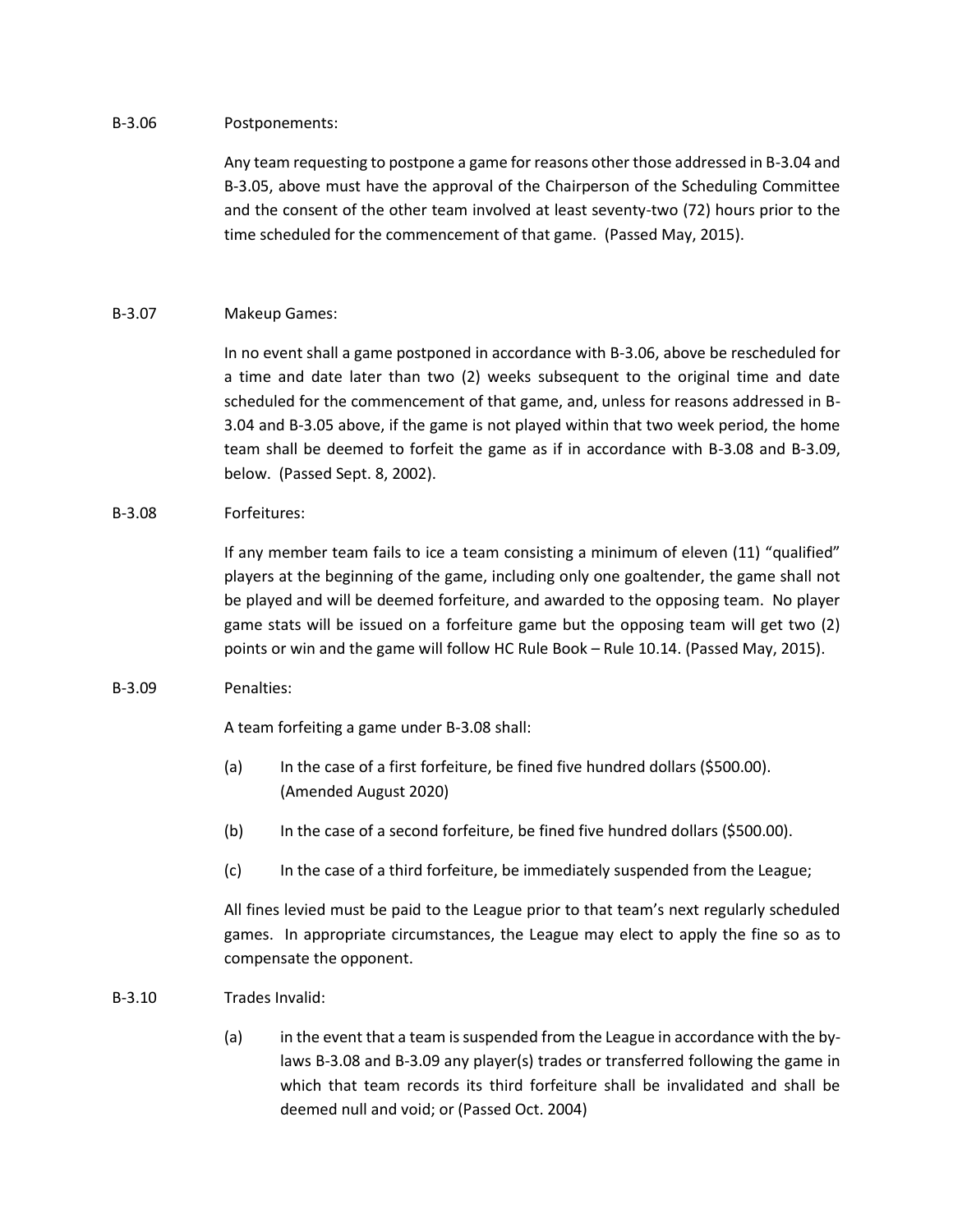B-3.06 Postponements:

Any team requesting to postpone a game for reasons other those addressed in B-3.04 and B-3.05, above must have the approval of the Chairperson of the Scheduling Committee and the consent of the other team involved at least seventy-two (72) hours prior to the time scheduled for the commencement of that game. (Passed May, 2015).

B-3.07 Makeup Games:

In no event shall a game postponed in accordance with B-3.06, above be rescheduled for a time and date later than two (2) weeks subsequent to the original time and date scheduled for the commencement of that game, and, unless for reasons addressed in B-3.04 and B-3.05 above, if the game is not played within that two week period, the home team shall be deemed to forfeit the game as if in accordance with B-3.08 and B-3.09, below. (Passed Sept. 8, 2002).

B-3.08 Forfeitures:

If any member team fails to ice a team consisting a minimum of eleven (11) "qualified" players at the beginning of the game, including only one goaltender, the game shall not be played and will be deemed forfeiture, and awarded to the opposing team. No player game stats will be issued on a forfeiture game but the opposing team will get two (2) points or win and the game will follow HC Rule Book – Rule 10.14. (Passed May, 2015).

B-3.09 Penalties:

A team forfeiting a game under B-3.08 shall:

(a) In the case of a first forfeiture, be fined five hundred dollars ($500.00). (Amended August 2020)

(b) In the case of a second forfeiture, be fined five hundred dollars ($500.00).

(c) In the case of a third forfeiture, be immediately suspended from the League;

All fines levied must be paid to the League prior to that team's next regularly scheduled games. In appropriate circumstances, the League may elect to apply the fine so as to compensate the opponent.

B-3.10 Trades Invalid:

(a) in the event that a team is suspended from the League in accordance with the by-laws B-3.08 and B-3.09 any player(s) trades or transferred following the game in which that team records its third forfeiture shall be invalidated and shall be deemed null and void; or (Passed Oct. 2004)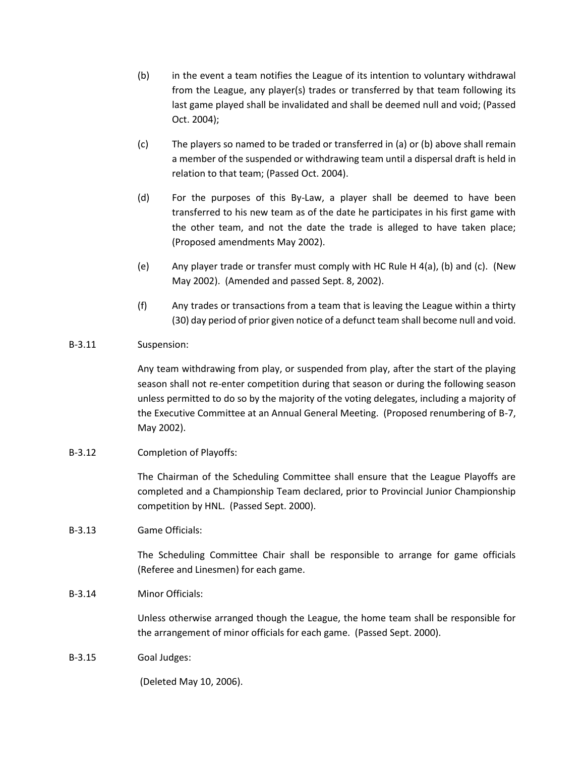(b) in the event a team notifies the League of its intention to voluntary withdrawal from the League, any player(s) trades or transferred by that team following its last game played shall be invalidated and shall be deemed null and void; (Passed Oct. 2004);

(c) The players so named to be traded or transferred in (a) or (b) above shall remain a member of the suspended or withdrawing team until a dispersal draft is held in relation to that team; (Passed Oct. 2004).

(d) For the purposes of this By-Law, a player shall be deemed to have been transferred to his new team as of the date he participates in his first game with the other team, and not the date the trade is alleged to have taken place; (Proposed amendments May 2002).

(e) Any player trade or transfer must comply with HC Rule H 4(a), (b) and (c). (New May 2002). (Amended and passed Sept. 8, 2002).

(f) Any trades or transactions from a team that is leaving the League within a thirty (30) day period of prior given notice of a defunct team shall become null and void.

B-3.11 Suspension:

Any team withdrawing from play, or suspended from play, after the start of the playing season shall not re-enter competition during that season or during the following season unless permitted to do so by the majority of the voting delegates, including a majority of the Executive Committee at an Annual General Meeting. (Proposed renumbering of B-7, May 2002).

B-3.12 Completion of Playoffs:

The Chairman of the Scheduling Committee shall ensure that the League Playoffs are completed and a Championship Team declared, prior to Provincial Junior Championship competition by HNL. (Passed Sept. 2000).

B-3.13 Game Officials:

The Scheduling Committee Chair shall be responsible to arrange for game officials (Referee and Linesmen) for each game.

B-3.14 Minor Officials:

Unless otherwise arranged though the League, the home team shall be responsible for the arrangement of minor officials for each game. (Passed Sept. 2000).

B-3.15 Goal Judges:

(Deleted May 10, 2006).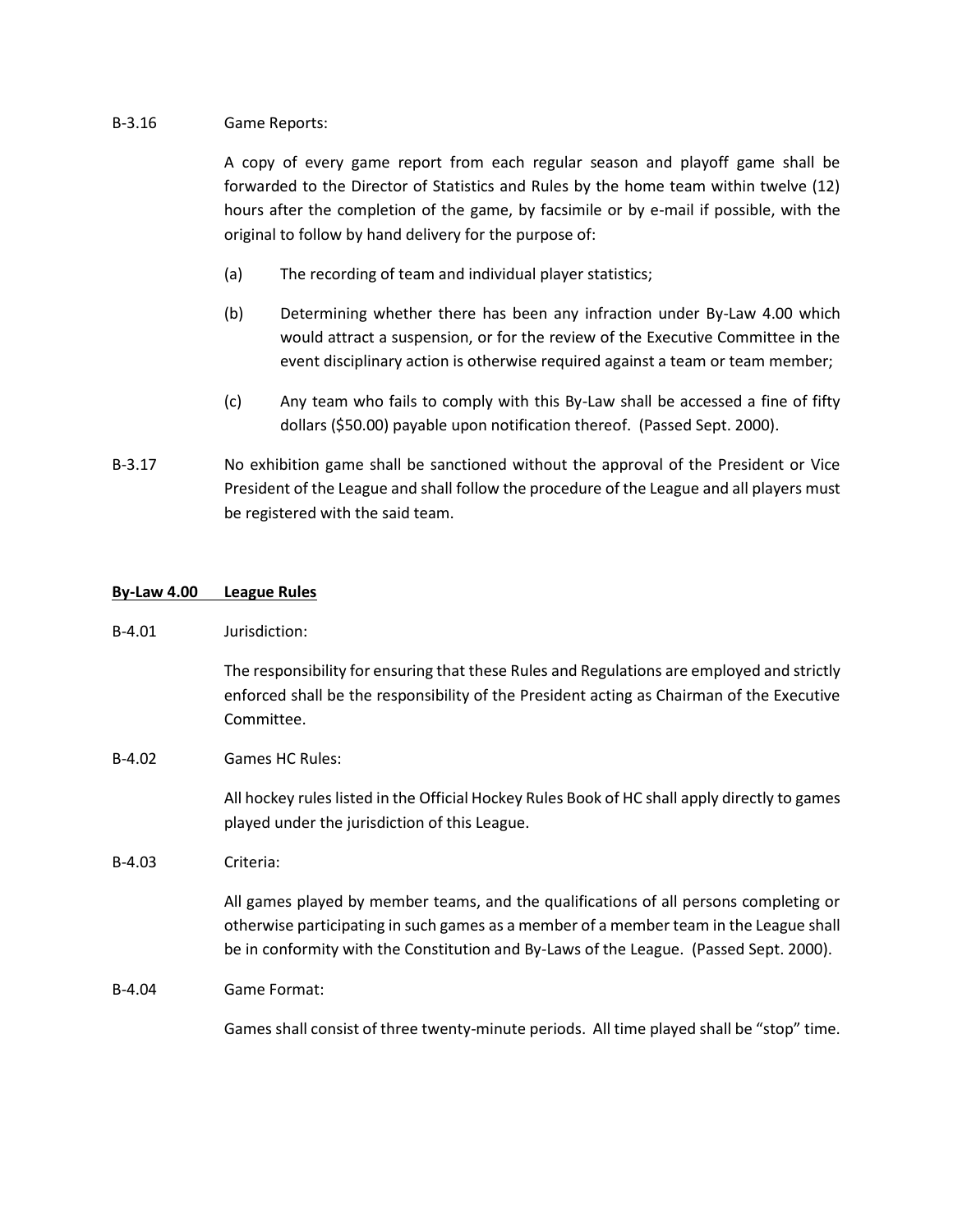B-3.16 Game Reports:

A copy of every game report from each regular season and playoff game shall be forwarded to the Director of Statistics and Rules by the home team within twelve (12) hours after the completion of the game, by facsimile or by e-mail if possible, with the original to follow by hand delivery for the purpose of:

(a) The recording of team and individual player statistics;

(b) Determining whether there has been any infraction under By-Law 4.00 which would attract a suspension, or for the review of the Executive Committee in the event disciplinary action is otherwise required against a team or team member;

(c) Any team who fails to comply with this By-Law shall be accessed a fine of fifty dollars ($50.00) payable upon notification thereof. (Passed Sept. 2000).

B-3.17 No exhibition game shall be sanctioned without the approval of the President or Vice President of the League and shall follow the procedure of the League and all players must be registered with the said team.

## By-Law 4.00 League Rules

B-4.01 Jurisdiction:

The responsibility for ensuring that these Rules and Regulations are employed and strictly enforced shall be the responsibility of the President acting as Chairman of the Executive Committee.

B-4.02 Games HC Rules:

All hockey rules listed in the Official Hockey Rules Book of HC shall apply directly to games played under the jurisdiction of this League.

B-4.03 Criteria:

All games played by member teams, and the qualifications of all persons completing or otherwise participating in such games as a member of a member team in the League shall be in conformity with the Constitution and By-Laws of the League. (Passed Sept. 2000).

B-4.04 Game Format:

Games shall consist of three twenty-minute periods. All time played shall be "stop" time.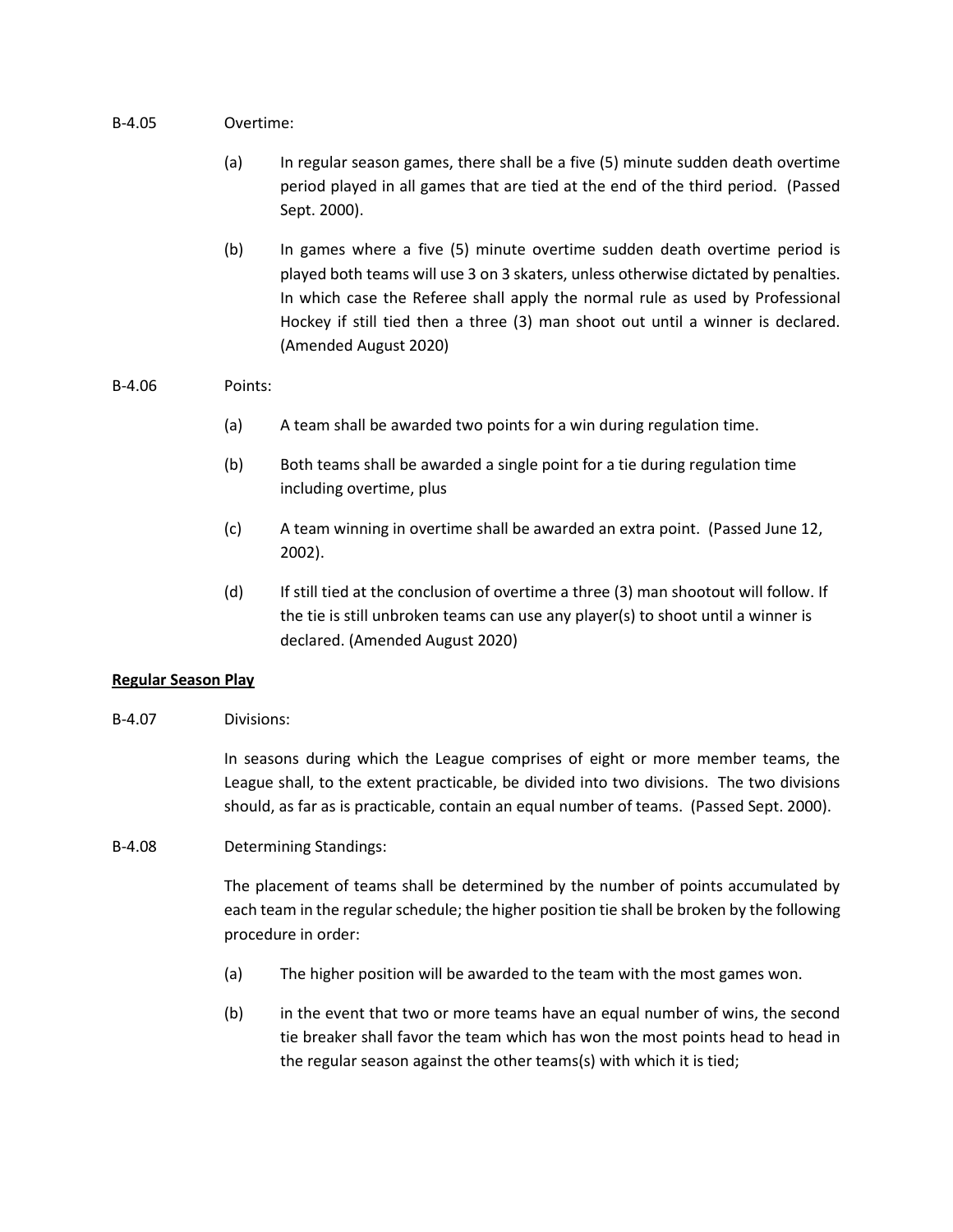B-4.05 Overtime:

(a) In regular season games, there shall be a five (5) minute sudden death overtime period played in all games that are tied at the end of the third period. (Passed Sept. 2000).

(b) In games where a five (5) minute overtime sudden death overtime period is played both teams will use 3 on 3 skaters, unless otherwise dictated by penalties. In which case the Referee shall apply the normal rule as used by Professional Hockey if still tied then a three (3) man shoot out until a winner is declared. (Amended August 2020)

B-4.06 Points:

(a) A team shall be awarded two points for a win during regulation time.

(b) Both teams shall be awarded a single point for a tie during regulation time including overtime, plus

(c) A team winning in overtime shall be awarded an extra point. (Passed June 12, 2002).

(d) If still tied at the conclusion of overtime a three (3) man shootout will follow. If the tie is still unbroken teams can use any player(s) to shoot until a winner is declared. (Amended August 2020)

**Regular Season Play**

B-4.07 Divisions:

In seasons during which the League comprises of eight or more member teams, the League shall, to the extent practicable, be divided into two divisions. The two divisions should, as far as is practicable, contain an equal number of teams. (Passed Sept. 2000).

B-4.08 Determining Standings:

The placement of teams shall be determined by the number of points accumulated by each team in the regular schedule; the higher position tie shall be broken by the following procedure in order:

(a) The higher position will be awarded to the team with the most games won.

(b) in the event that two or more teams have an equal number of wins, the second tie breaker shall favor the team which has won the most points head to head in the regular season against the other teams(s) with which it is tied;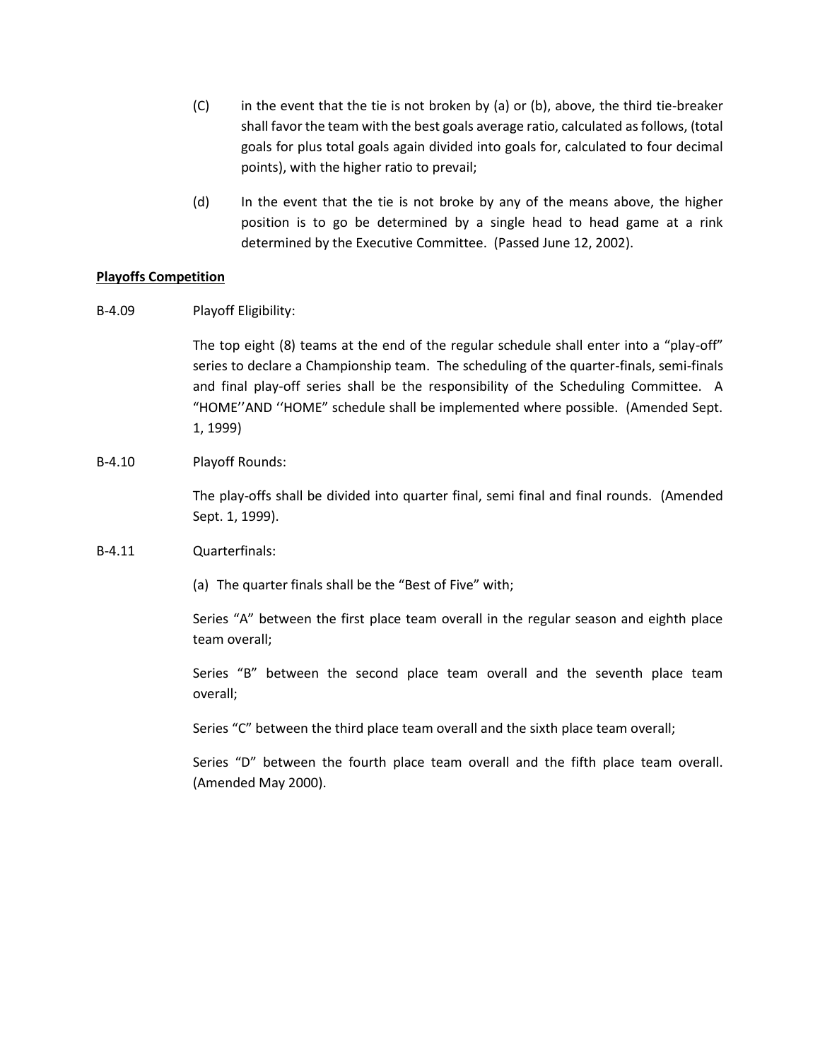(C) in the event that the tie is not broken by (a) or (b), above, the third tie-breaker shall favor the team with the best goals average ratio, calculated as follows, (total goals for plus total goals again divided into goals for, calculated to four decimal points), with the higher ratio to prevail;

(d) In the event that the tie is not broke by any of the means above, the higher position is to go be determined by a single head to head game at a rink determined by the Executive Committee. (Passed June 12, 2002).

**Playoffs Competition**

B-4.09 Playoff Eligibility:

The top eight (8) teams at the end of the regular schedule shall enter into a "play-off" series to declare a Championship team. The scheduling of the quarter-finals, semi-finals and final play-off series shall be the responsibility of the Scheduling Committee. A "HOME''AND ''HOME" schedule shall be implemented where possible. (Amended Sept. 1, 1999)

B-4.10 Playoff Rounds:

The play-offs shall be divided into quarter final, semi final and final rounds. (Amended Sept. 1, 1999).

B-4.11 Quarterfinals:

(a) The quarter finals shall be the "Best of Five" with;

Series "A" between the first place team overall in the regular season and eighth place team overall;

Series "B" between the second place team overall and the seventh place team overall;

Series "C" between the third place team overall and the sixth place team overall;

Series "D" between the fourth place team overall and the fifth place team overall. (Amended May 2000).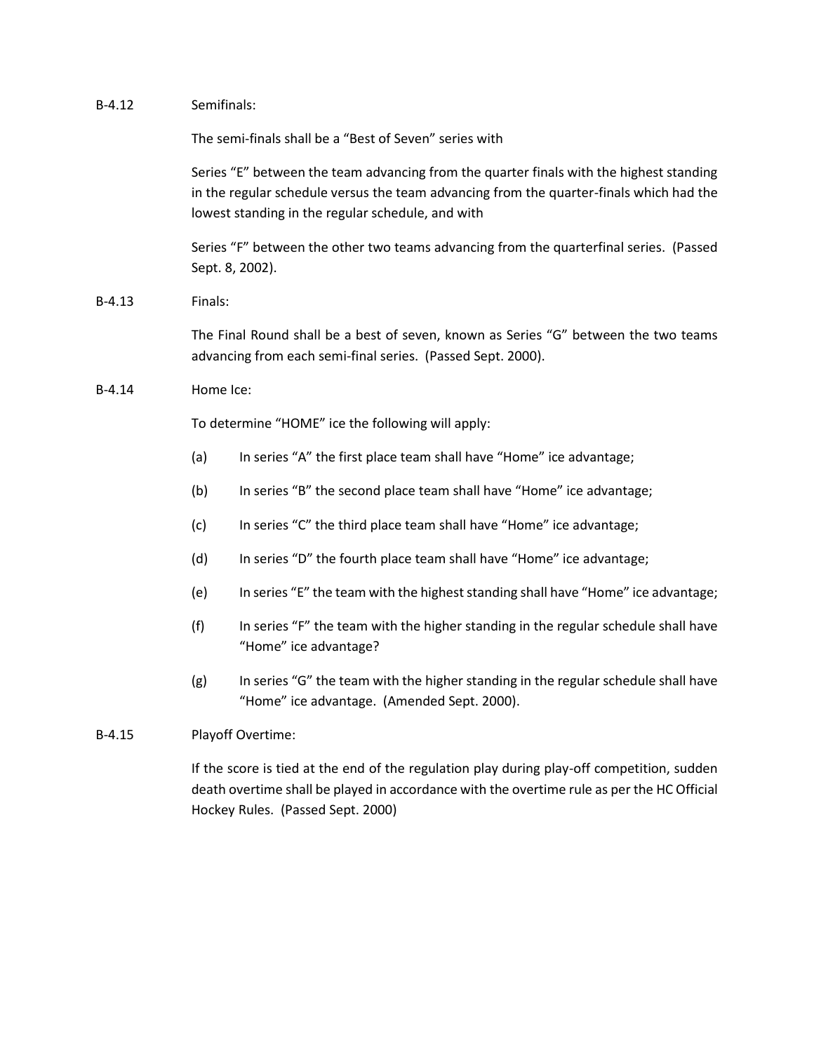B-4.12 Semifinals:

The semi-finals shall be a "Best of Seven" series with

Series "E" between the team advancing from the quarter finals with the highest standing in the regular schedule versus the team advancing from the quarter-finals which had the lowest standing in the regular schedule, and with

Series "F" between the other two teams advancing from the quarterfinal series. (Passed Sept. 8, 2002).

B-4.13 Finals:

The Final Round shall be a best of seven, known as Series "G" between the two teams advancing from each semi-final series. (Passed Sept. 2000).

B-4.14 Home Ice:

To determine "HOME" ice the following will apply:

(a) In series "A" the first place team shall have "Home" ice advantage;

(b) In series "B" the second place team shall have "Home" ice advantage;

(c) In series "C" the third place team shall have "Home" ice advantage;

(d) In series "D" the fourth place team shall have "Home" ice advantage;

(e) In series "E" the team with the highest standing shall have "Home" ice advantage;

(f) In series "F" the team with the higher standing in the regular schedule shall have "Home" ice advantage?

(g) In series "G" the team with the higher standing in the regular schedule shall have "Home" ice advantage. (Amended Sept. 2000).

B-4.15 Playoff Overtime:

If the score is tied at the end of the regulation play during play-off competition, sudden death overtime shall be played in accordance with the overtime rule as per the HC Official Hockey Rules. (Passed Sept. 2000)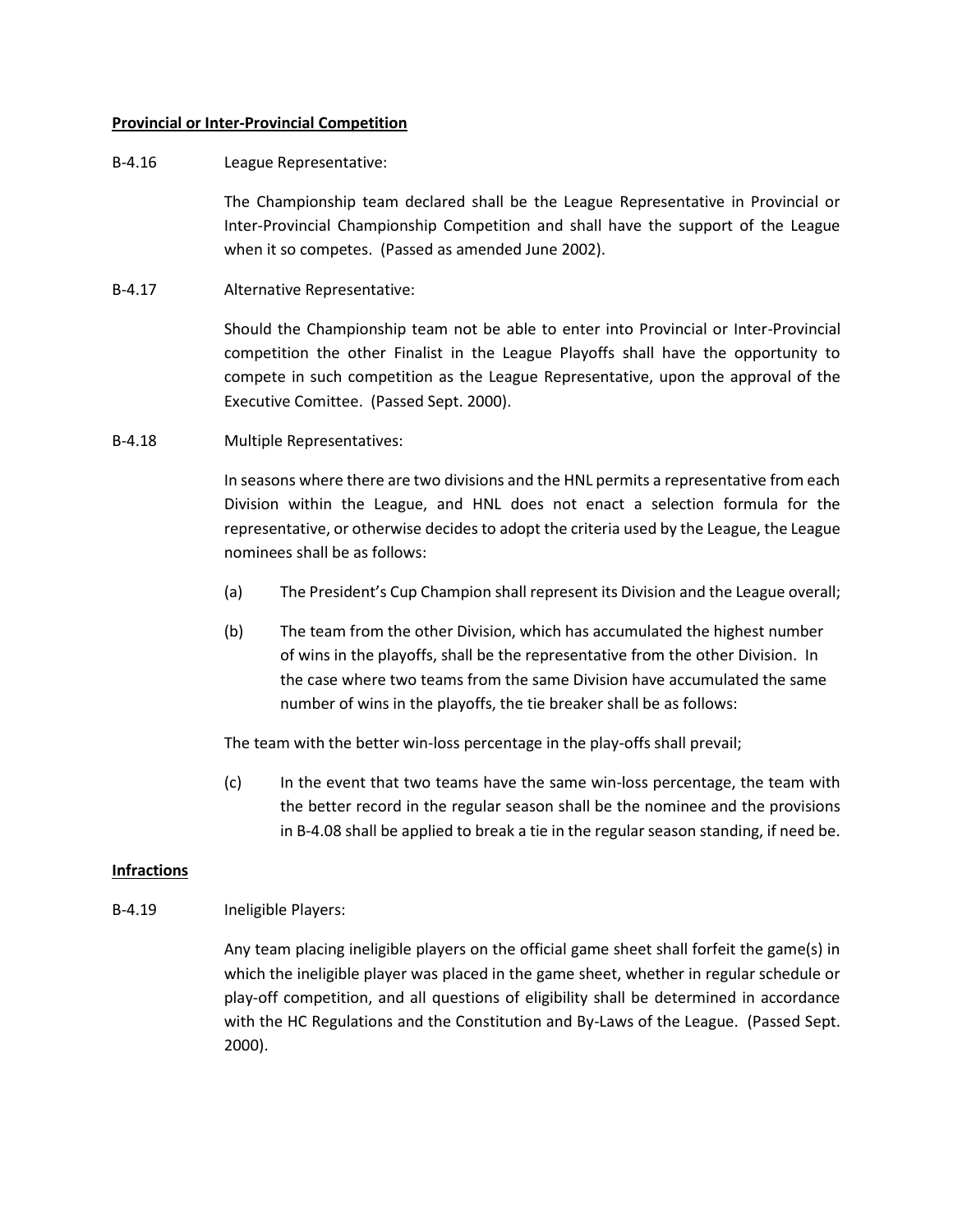**Provincial or Inter-Provincial Competition**

B-4.16 League Representative:

The Championship team declared shall be the League Representative in Provincial or Inter-Provincial Championship Competition and shall have the support of the League when it so competes. (Passed as amended June 2002).

B-4.17 Alternative Representative:

Should the Championship team not be able to enter into Provincial or Inter-Provincial competition the other Finalist in the League Playoffs shall have the opportunity to compete in such competition as the League Representative, upon the approval of the Executive Comittee. (Passed Sept. 2000).

B-4.18 Multiple Representatives:

In seasons where there are two divisions and the HNL permits a representative from each Division within the League, and HNL does not enact a selection formula for the representative, or otherwise decides to adopt the criteria used by the League, the League nominees shall be as follows:

(a) The President's Cup Champion shall represent its Division and the League overall;

(b) The team from the other Division, which has accumulated the highest number of wins in the playoffs, shall be the representative from the other Division. In the case where two teams from the same Division have accumulated the same number of wins in the playoffs, the tie breaker shall be as follows:

The team with the better win-loss percentage in the play-offs shall prevail;

(c) In the event that two teams have the same win-loss percentage, the team with the better record in the regular season shall be the nominee and the provisions in B-4.08 shall be applied to break a tie in the regular season standing, if need be.

**Infractions**

B-4.19 Ineligible Players:

Any team placing ineligible players on the official game sheet shall forfeit the game(s) in which the ineligible player was placed in the game sheet, whether in regular schedule or play-off competition, and all questions of eligibility shall be determined in accordance with the HC Regulations and the Constitution and By-Laws of the League. (Passed Sept. 2000).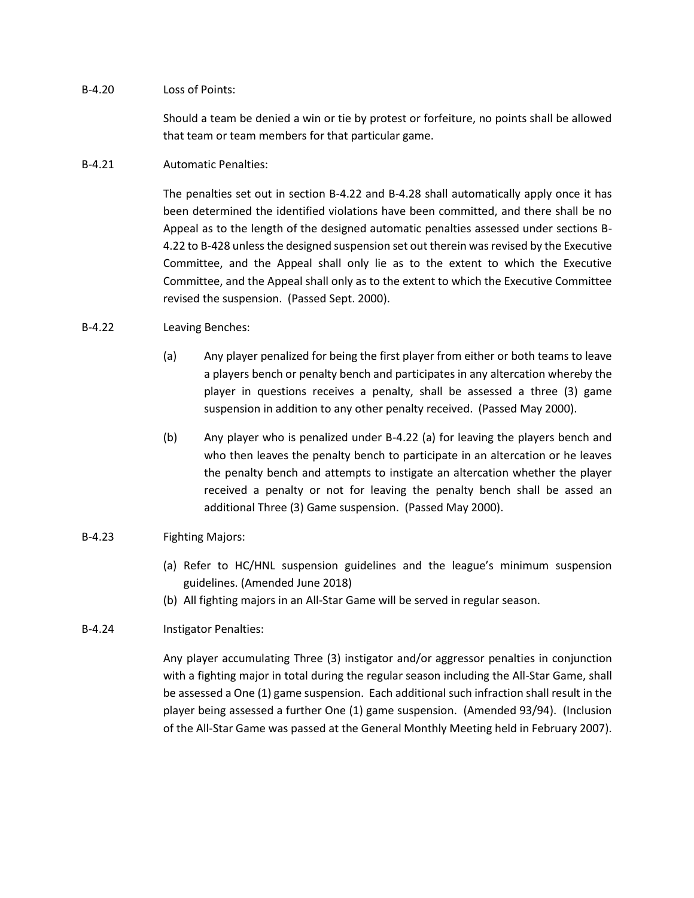B-4.20 Loss of Points:

Should a team be denied a win or tie by protest or forfeiture, no points shall be allowed that team or team members for that particular game.

B-4.21 Automatic Penalties:

The penalties set out in section B-4.22 and B-4.28 shall automatically apply once it has been determined the identified violations have been committed, and there shall be no Appeal as to the length of the designed automatic penalties assessed under sections B-4.22 to B-428 unless the designed suspension set out therein was revised by the Executive Committee, and the Appeal shall only lie as to the extent to which the Executive Committee, and the Appeal shall only as to the extent to which the Executive Committee revised the suspension. (Passed Sept. 2000).

B-4.22 Leaving Benches:

(a) Any player penalized for being the first player from either or both teams to leave a players bench or penalty bench and participates in any altercation whereby the player in questions receives a penalty, shall be assessed a three (3) game suspension in addition to any other penalty received. (Passed May 2000).

(b) Any player who is penalized under B-4.22 (a) for leaving the players bench and who then leaves the penalty bench to participate in an altercation or he leaves the penalty bench and attempts to instigate an altercation whether the player received a penalty or not for leaving the penalty bench shall be assed an additional Three (3) Game suspension. (Passed May 2000).

B-4.23 Fighting Majors:

(a) Refer to HC/HNL suspension guidelines and the league's minimum suspension guidelines. (Amended June 2018)
(b) All fighting majors in an All-Star Game will be served in regular season.

B-4.24 Instigator Penalties:

Any player accumulating Three (3) instigator and/or aggressor penalties in conjunction with a fighting major in total during the regular season including the All-Star Game, shall be assessed a One (1) game suspension. Each additional such infraction shall result in the player being assessed a further One (1) game suspension. (Amended 93/94). (Inclusion of the All-Star Game was passed at the General Monthly Meeting held in February 2007).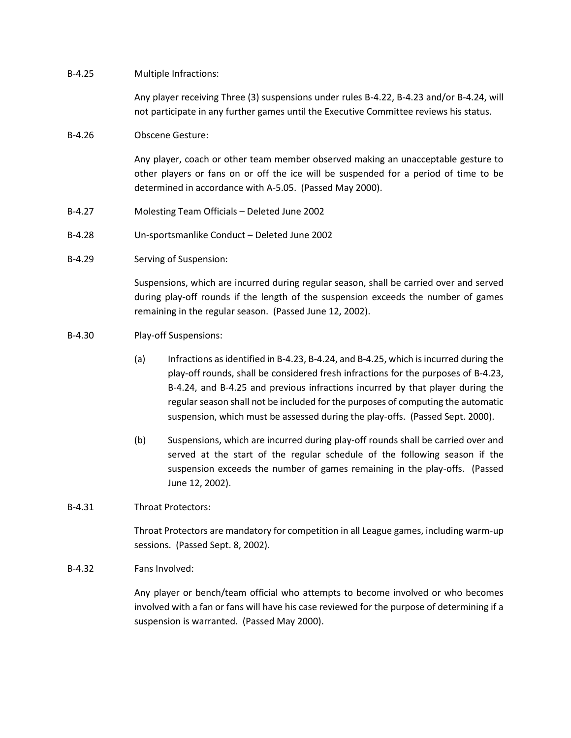B-4.25 Multiple Infractions:

Any player receiving Three (3) suspensions under rules B-4.22, B-4.23 and/or B-4.24, will not participate in any further games until the Executive Committee reviews his status.

B-4.26 Obscene Gesture:

Any player, coach or other team member observed making an unacceptable gesture to other players or fans on or off the ice will be suspended for a period of time to be determined in accordance with A-5.05. (Passed May 2000).

B-4.27 Molesting Team Officials – Deleted June 2002

B-4.28 Un-sportsmanlike Conduct – Deleted June 2002

B-4.29 Serving of Suspension:

Suspensions, which are incurred during regular season, shall be carried over and served during play-off rounds if the length of the suspension exceeds the number of games remaining in the regular season. (Passed June 12, 2002).

B-4.30 Play-off Suspensions:

(a) Infractions as identified in B-4.23, B-4.24, and B-4.25, which is incurred during the play-off rounds, shall be considered fresh infractions for the purposes of B-4.23, B-4.24, and B-4.25 and previous infractions incurred by that player during the regular season shall not be included for the purposes of computing the automatic suspension, which must be assessed during the play-offs. (Passed Sept. 2000).

(b) Suspensions, which are incurred during play-off rounds shall be carried over and served at the start of the regular schedule of the following season if the suspension exceeds the number of games remaining in the play-offs. (Passed June 12, 2002).

B-4.31 Throat Protectors:

Throat Protectors are mandatory for competition in all League games, including warm-up sessions. (Passed Sept. 8, 2002).

B-4.32 Fans Involved:

Any player or bench/team official who attempts to become involved or who becomes involved with a fan or fans will have his case reviewed for the purpose of determining if a suspension is warranted. (Passed May 2000).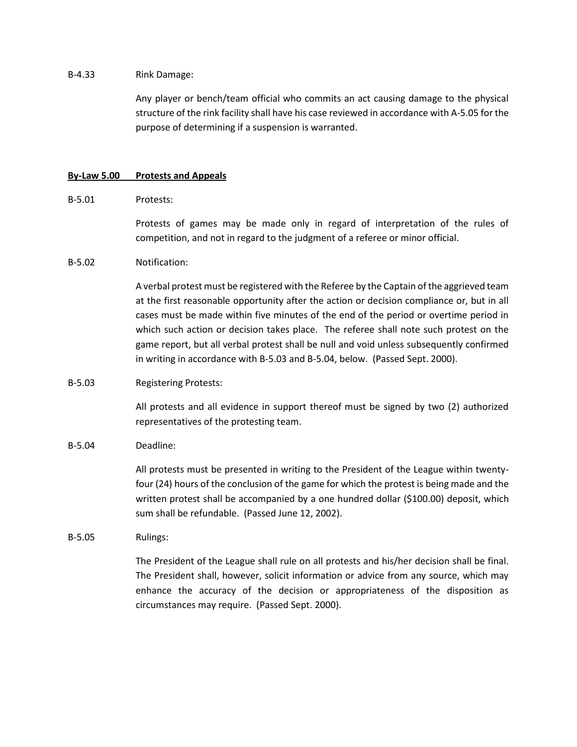B-4.33 Rink Damage:

Any player or bench/team official who commits an act causing damage to the physical structure of the rink facility shall have his case reviewed in accordance with A-5.05 for the purpose of determining if a suspension is warranted.

## By-Law 5.00 Protests and Appeals

B-5.01 Protests:

Protests of games may be made only in regard of interpretation of the rules of competition, and not in regard to the judgment of a referee or minor official.

B-5.02 Notification:

A verbal protest must be registered with the Referee by the Captain of the aggrieved team at the first reasonable opportunity after the action or decision compliance or, but in all cases must be made within five minutes of the end of the period or overtime period in which such action or decision takes place. The referee shall note such protest on the game report, but all verbal protest shall be null and void unless subsequently confirmed in writing in accordance with B-5.03 and B-5.04, below. (Passed Sept. 2000).

B-5.03 Registering Protests:

All protests and all evidence in support thereof must be signed by two (2) authorized representatives of the protesting team.

B-5.04 Deadline:

All protests must be presented in writing to the President of the League within twenty-four (24) hours of the conclusion of the game for which the protest is being made and the written protest shall be accompanied by a one hundred dollar ($100.00) deposit, which sum shall be refundable. (Passed June 12, 2002).

B-5.05 Rulings:

The President of the League shall rule on all protests and his/her decision shall be final. The President shall, however, solicit information or advice from any source, which may enhance the accuracy of the decision or appropriateness of the disposition as circumstances may require. (Passed Sept. 2000).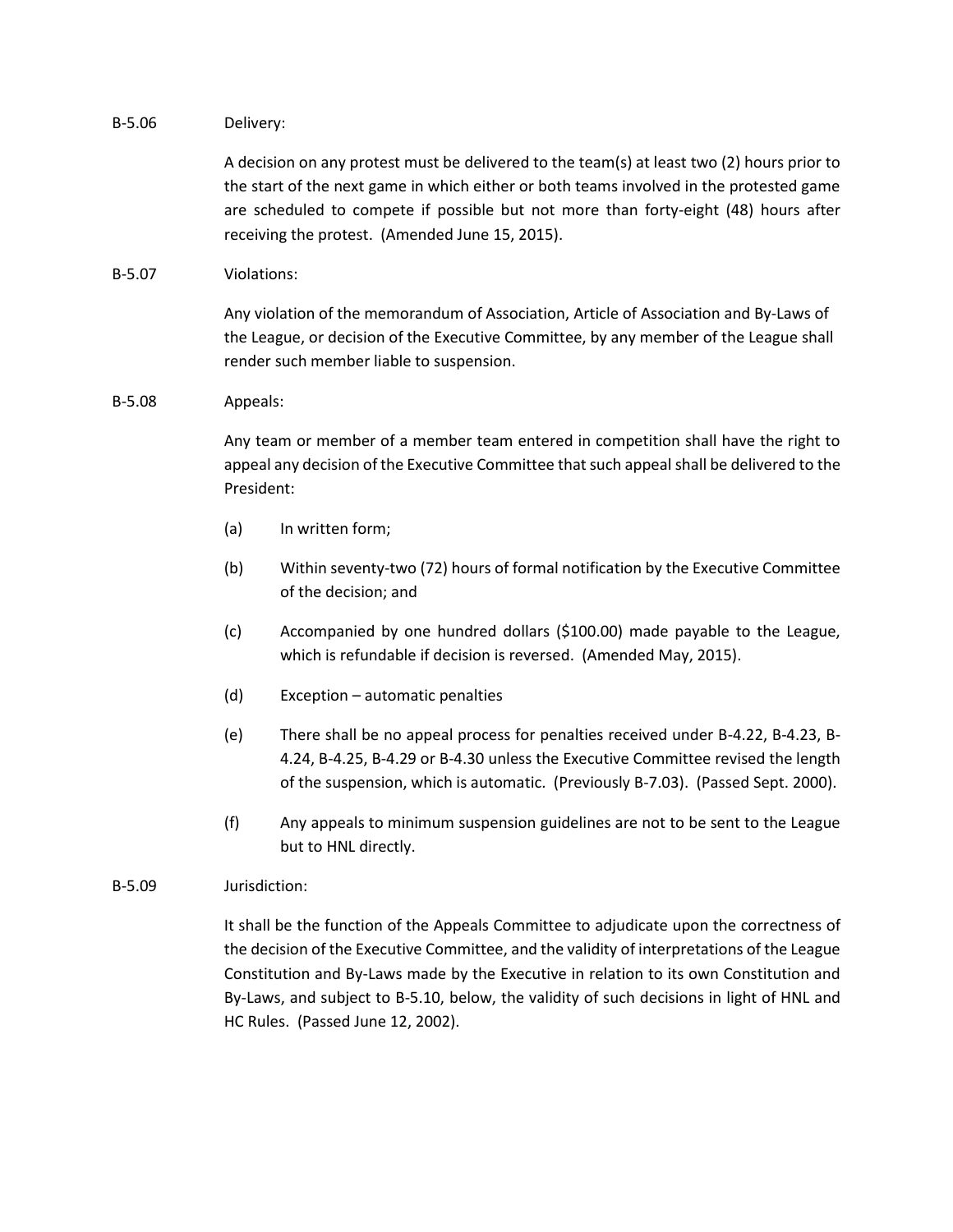B-5.06 Delivery:

A decision on any protest must be delivered to the team(s) at least two (2) hours prior to the start of the next game in which either or both teams involved in the protested game are scheduled to compete if possible but not more than forty-eight (48) hours after receiving the protest. (Amended June 15, 2015).

B-5.07 Violations:

Any violation of the memorandum of Association, Article of Association and By-Laws of the League, or decision of the Executive Committee, by any member of the League shall render such member liable to suspension.

B-5.08 Appeals:

Any team or member of a member team entered in competition shall have the right to appeal any decision of the Executive Committee that such appeal shall be delivered to the President:

(a) In written form;

(b) Within seventy-two (72) hours of formal notification by the Executive Committee of the decision; and

(c) Accompanied by one hundred dollars ($100.00) made payable to the League, which is refundable if decision is reversed. (Amended May, 2015).

(d) Exception – automatic penalties

(e) There shall be no appeal process for penalties received under B-4.22, B-4.23, B-4.24, B-4.25, B-4.29 or B-4.30 unless the Executive Committee revised the length of the suspension, which is automatic. (Previously B-7.03). (Passed Sept. 2000).

(f) Any appeals to minimum suspension guidelines are not to be sent to the League but to HNL directly.

B-5.09 Jurisdiction:

It shall be the function of the Appeals Committee to adjudicate upon the correctness of the decision of the Executive Committee, and the validity of interpretations of the League Constitution and By-Laws made by the Executive in relation to its own Constitution and By-Laws, and subject to B-5.10, below, the validity of such decisions in light of HNL and HC Rules. (Passed June 12, 2002).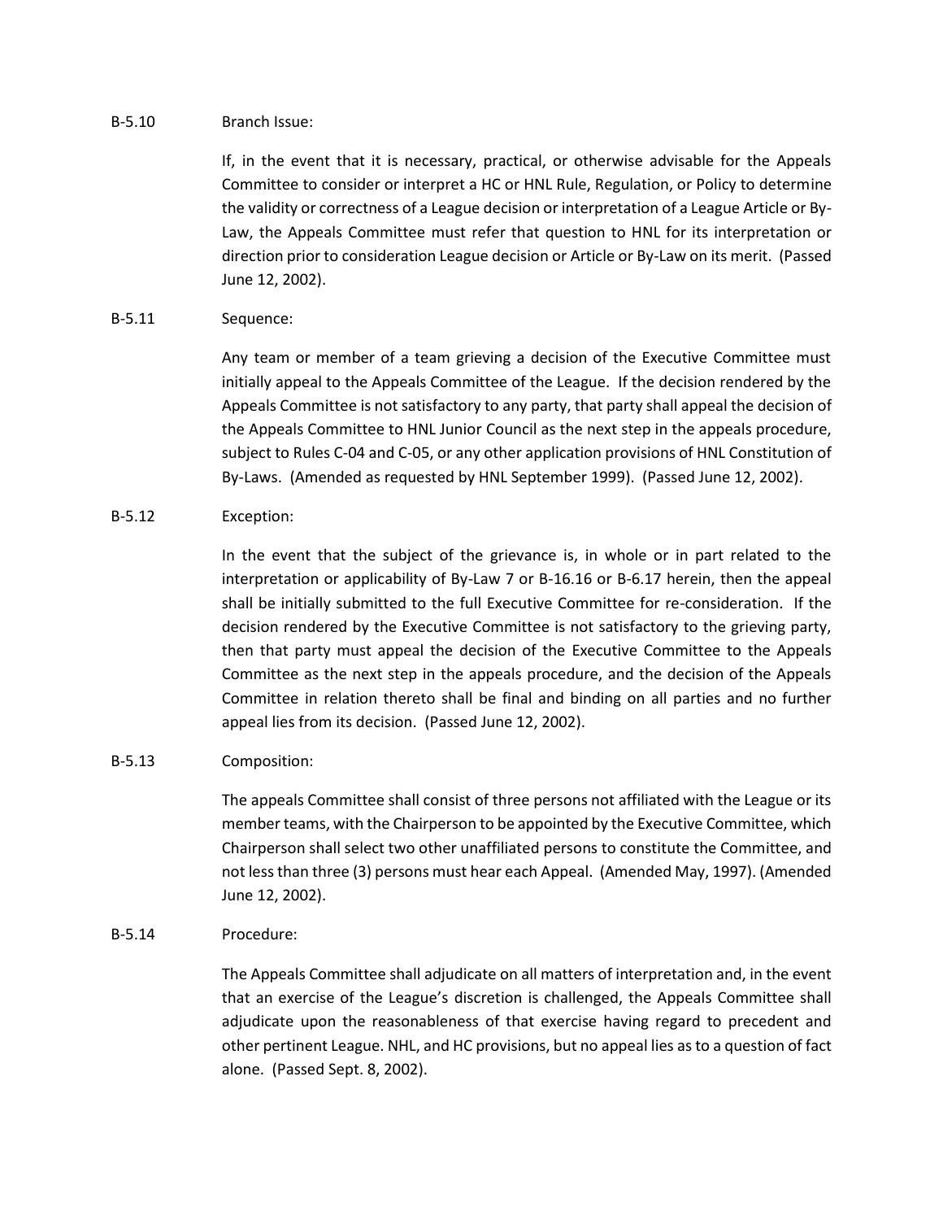B-5.10 Branch Issue:

If, in the event that it is necessary, practical, or otherwise advisable for the Appeals Committee to consider or interpret a HC or HNL Rule, Regulation, or Policy to determine the validity or correctness of a League decision or interpretation of a League Article or By-Law, the Appeals Committee must refer that question to HNL for its interpretation or direction prior to consideration League decision or Article or By-Law on its merit. (Passed June 12, 2002).

B-5.11 Sequence:

Any team or member of a team grieving a decision of the Executive Committee must initially appeal to the Appeals Committee of the League. If the decision rendered by the Appeals Committee is not satisfactory to any party, that party shall appeal the decision of the Appeals Committee to HNL Junior Council as the next step in the appeals procedure, subject to Rules C-04 and C-05, or any other application provisions of HNL Constitution of By-Laws. (Amended as requested by HNL September 1999). (Passed June 12, 2002).

B-5.12 Exception:

In the event that the subject of the grievance is, in whole or in part related to the interpretation or applicability of By-Law 7 or B-16.16 or B-6.17 herein, then the appeal shall be initially submitted to the full Executive Committee for re-consideration. If the decision rendered by the Executive Committee is not satisfactory to the grieving party, then that party must appeal the decision of the Executive Committee to the Appeals Committee as the next step in the appeals procedure, and the decision of the Appeals Committee in relation thereto shall be final and binding on all parties and no further appeal lies from its decision. (Passed June 12, 2002).

B-5.13 Composition:

The appeals Committee shall consist of three persons not affiliated with the League or its member teams, with the Chairperson to be appointed by the Executive Committee, which Chairperson shall select two other unaffiliated persons to constitute the Committee, and not less than three (3) persons must hear each Appeal. (Amended May, 1997). (Amended June 12, 2002).

B-5.14 Procedure:

The Appeals Committee shall adjudicate on all matters of interpretation and, in the event that an exercise of the League's discretion is challenged, the Appeals Committee shall adjudicate upon the reasonableness of that exercise having regard to precedent and other pertinent League. NHL, and HC provisions, but no appeal lies as to a question of fact alone. (Passed Sept. 8, 2002).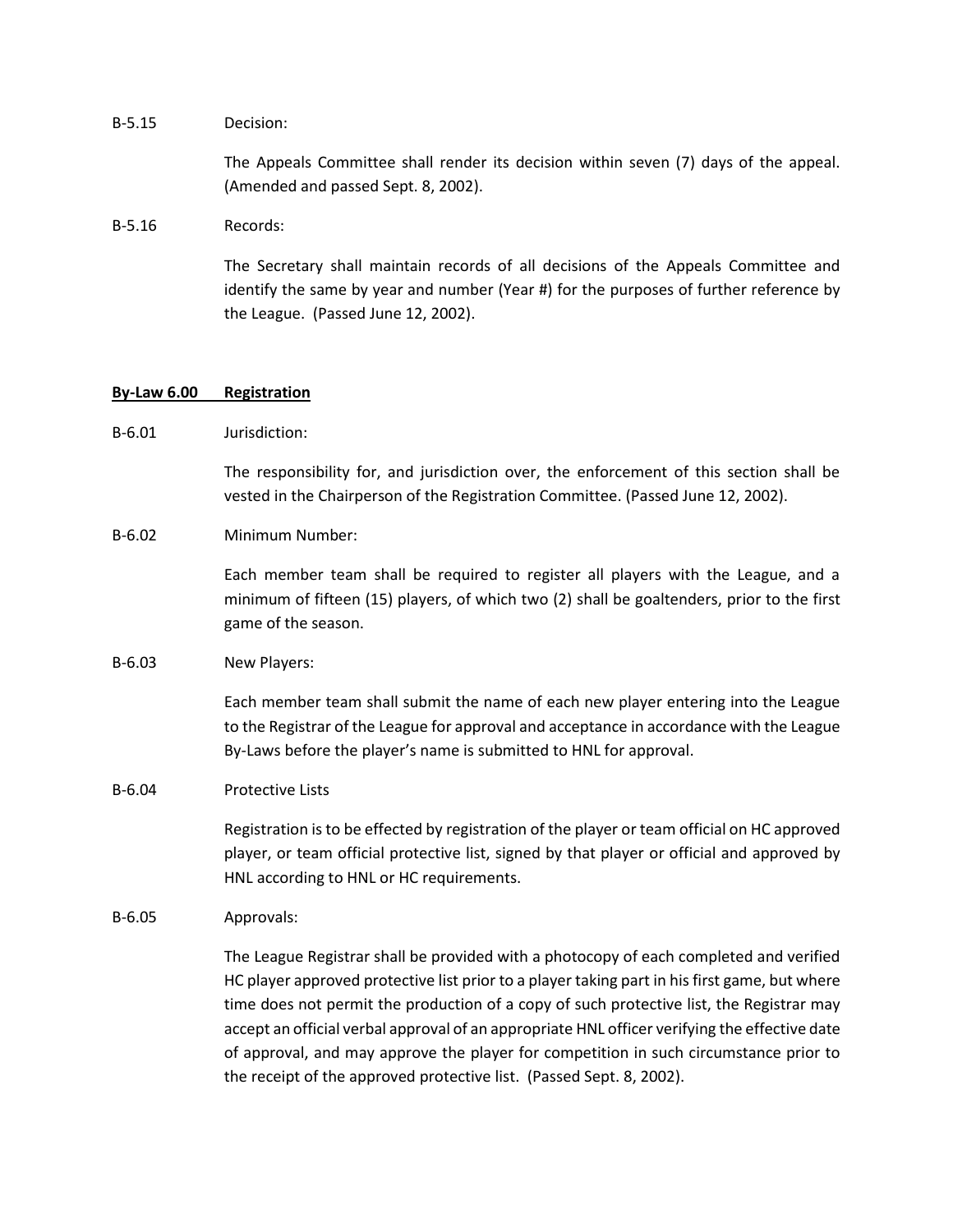B-5.15 Decision:

The Appeals Committee shall render its decision within seven (7) days of the appeal. (Amended and passed Sept. 8, 2002).

B-5.16 Records:

The Secretary shall maintain records of all decisions of the Appeals Committee and identify the same by year and number (Year #) for the purposes of further reference by the League. (Passed June 12, 2002).

## **By-Law 6.00 Registration**

B-6.01 Jurisdiction:

The responsibility for, and jurisdiction over, the enforcement of this section shall be vested in the Chairperson of the Registration Committee. (Passed June 12, 2002).

B-6.02 Minimum Number:

Each member team shall be required to register all players with the League, and a minimum of fifteen (15) players, of which two (2) shall be goaltenders, prior to the first game of the season.

B-6.03 New Players:

Each member team shall submit the name of each new player entering into the League to the Registrar of the League for approval and acceptance in accordance with the League By-Laws before the player's name is submitted to HNL for approval.

B-6.04 Protective Lists

Registration is to be effected by registration of the player or team official on HC approved player, or team official protective list, signed by that player or official and approved by HNL according to HNL or HC requirements.

B-6.05 Approvals:

The League Registrar shall be provided with a photocopy of each completed and verified HC player approved protective list prior to a player taking part in his first game, but where time does not permit the production of a copy of such protective list, the Registrar may accept an official verbal approval of an appropriate HNL officer verifying the effective date of approval, and may approve the player for competition in such circumstance prior to the receipt of the approved protective list. (Passed Sept. 8, 2002).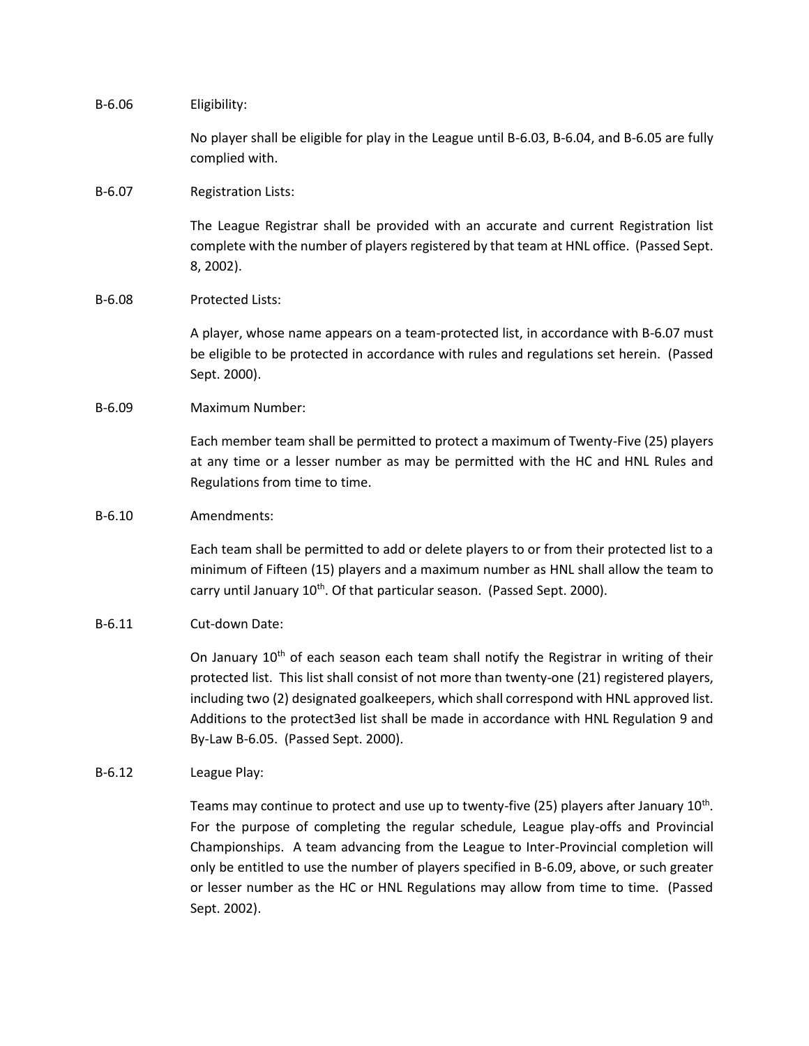B-6.06 Eligibility:

No player shall be eligible for play in the League until B-6.03, B-6.04, and B-6.05 are fully complied with.

B-6.07 Registration Lists:

The League Registrar shall be provided with an accurate and current Registration list complete with the number of players registered by that team at HNL office. (Passed Sept. 8, 2002).

B-6.08 Protected Lists:

A player, whose name appears on a team-protected list, in accordance with B-6.07 must be eligible to be protected in accordance with rules and regulations set herein. (Passed Sept. 2000).

B-6.09 Maximum Number:

Each member team shall be permitted to protect a maximum of Twenty-Five (25) players at any time or a lesser number as may be permitted with the HC and HNL Rules and Regulations from time to time.

B-6.10 Amendments:

Each team shall be permitted to add or delete players to or from their protected list to a minimum of Fifteen (15) players and a maximum number as HNL shall allow the team to carry until January 10th. Of that particular season. (Passed Sept. 2000).

B-6.11 Cut-down Date:

On January 10th of each season each team shall notify the Registrar in writing of their protected list. This list shall consist of not more than twenty-one (21) registered players, including two (2) designated goalkeepers, which shall correspond with HNL approved list. Additions to the protect3ed list shall be made in accordance with HNL Regulation 9 and By-Law B-6.05. (Passed Sept. 2000).

B-6.12 League Play:

Teams may continue to protect and use up to twenty-five (25) players after January 10th. For the purpose of completing the regular schedule, League play-offs and Provincial Championships. A team advancing from the League to Inter-Provincial completion will only be entitled to use the number of players specified in B-6.09, above, or such greater or lesser number as the HC or HNL Regulations may allow from time to time. (Passed Sept. 2002).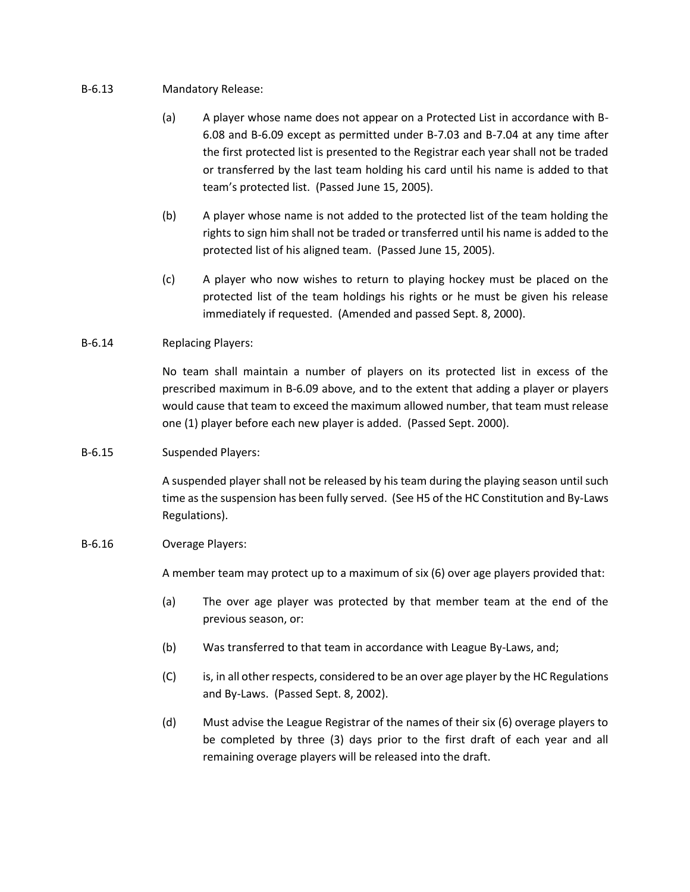B-6.13 Mandatory Release:

(a) A player whose name does not appear on a Protected List in accordance with B-6.08 and B-6.09 except as permitted under B-7.03 and B-7.04 at any time after the first protected list is presented to the Registrar each year shall not be traded or transferred by the last team holding his card until his name is added to that team's protected list. (Passed June 15, 2005).

(b) A player whose name is not added to the protected list of the team holding the rights to sign him shall not be traded or transferred until his name is added to the protected list of his aligned team. (Passed June 15, 2005).

(c) A player who now wishes to return to playing hockey must be placed on the protected list of the team holdings his rights or he must be given his release immediately if requested. (Amended and passed Sept. 8, 2000).

B-6.14 Replacing Players:

No team shall maintain a number of players on its protected list in excess of the prescribed maximum in B-6.09 above, and to the extent that adding a player or players would cause that team to exceed the maximum allowed number, that team must release one (1) player before each new player is added. (Passed Sept. 2000).

B-6.15 Suspended Players:

A suspended player shall not be released by his team during the playing season until such time as the suspension has been fully served. (See H5 of the HC Constitution and By-Laws Regulations).

B-6.16 Overage Players:

A member team may protect up to a maximum of six (6) over age players provided that:

(a) The over age player was protected by that member team at the end of the previous season, or:

(b) Was transferred to that team in accordance with League By-Laws, and;

(C) is, in all other respects, considered to be an over age player by the HC Regulations and By-Laws. (Passed Sept. 8, 2002).

(d) Must advise the League Registrar of the names of their six (6) overage players to be completed by three (3) days prior to the first draft of each year and all remaining overage players will be released into the draft.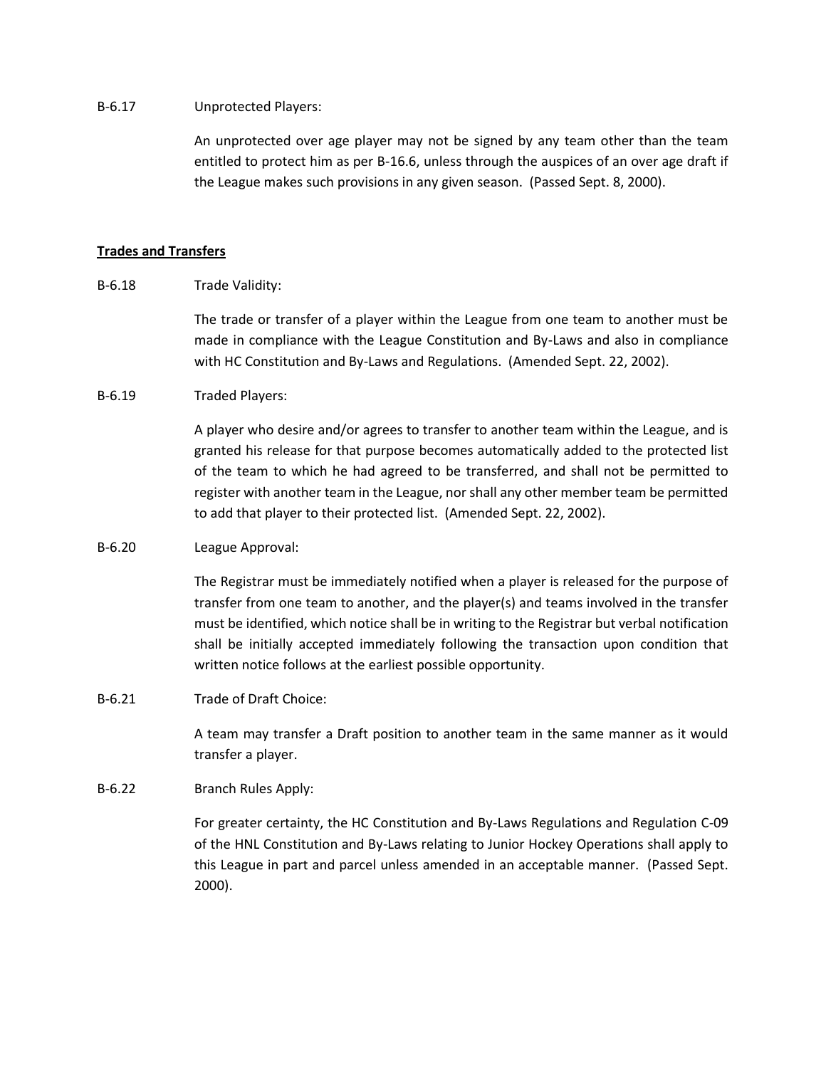B-6.17 Unprotected Players:

An unprotected over age player may not be signed by any team other than the team entitled to protect him as per B-16.6, unless through the auspices of an over age draft if the League makes such provisions in any given season. (Passed Sept. 8, 2000).

**Trades and Transfers**

B-6.18 Trade Validity:

The trade or transfer of a player within the League from one team to another must be made in compliance with the League Constitution and By-Laws and also in compliance with HC Constitution and By-Laws and Regulations. (Amended Sept. 22, 2002).

B-6.19 Traded Players:

A player who desire and/or agrees to transfer to another team within the League, and is granted his release for that purpose becomes automatically added to the protected list of the team to which he had agreed to be transferred, and shall not be permitted to register with another team in the League, nor shall any other member team be permitted to add that player to their protected list. (Amended Sept. 22, 2002).

B-6.20 League Approval:

The Registrar must be immediately notified when a player is released for the purpose of transfer from one team to another, and the player(s) and teams involved in the transfer must be identified, which notice shall be in writing to the Registrar but verbal notification shall be initially accepted immediately following the transaction upon condition that written notice follows at the earliest possible opportunity.

B-6.21 Trade of Draft Choice:

A team may transfer a Draft position to another team in the same manner as it would transfer a player.

B-6.22 Branch Rules Apply:

For greater certainty, the HC Constitution and By-Laws Regulations and Regulation C-09 of the HNL Constitution and By-Laws relating to Junior Hockey Operations shall apply to this League in part and parcel unless amended in an acceptable manner. (Passed Sept. 2000).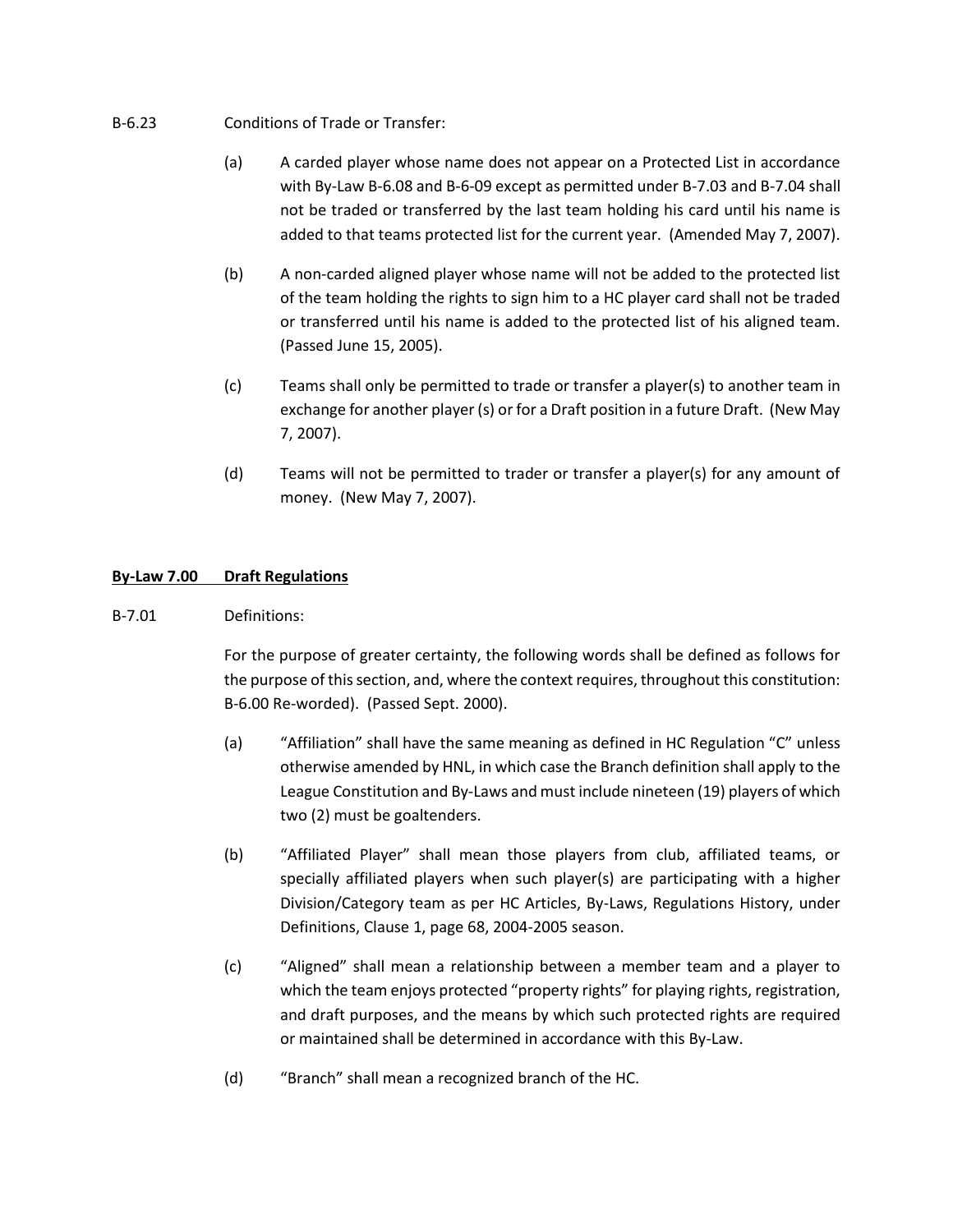B-6.23 Conditions of Trade or Transfer:

(a) A carded player whose name does not appear on a Protected List in accordance with By-Law B-6.08 and B-6-09 except as permitted under B-7.03 and B-7.04 shall not be traded or transferred by the last team holding his card until his name is added to that teams protected list for the current year. (Amended May 7, 2007).

(b) A non-carded aligned player whose name will not be added to the protected list of the team holding the rights to sign him to a HC player card shall not be traded or transferred until his name is added to the protected list of his aligned team. (Passed June 15, 2005).

(c) Teams shall only be permitted to trade or transfer a player(s) to another team in exchange for another player (s) or for a Draft position in a future Draft. (New May 7, 2007).

(d) Teams will not be permitted to trader or transfer a player(s) for any amount of money. (New May 7, 2007).

## <u>**By-Law 7.00 Draft Regulations**</u>

B-7.01 Definitions:

For the purpose of greater certainty, the following words shall be defined as follows for the purpose of this section, and, where the context requires, throughout this constitution: B-6.00 Re-worded). (Passed Sept. 2000).

(a) "Affiliation" shall have the same meaning as defined in HC Regulation "C" unless otherwise amended by HNL, in which case the Branch definition shall apply to the League Constitution and By-Laws and must include nineteen (19) players of which two (2) must be goaltenders.

(b) "Affiliated Player" shall mean those players from club, affiliated teams, or specially affiliated players when such player(s) are participating with a higher Division/Category team as per HC Articles, By-Laws, Regulations History, under Definitions, Clause 1, page 68, 2004-2005 season.

(c) "Aligned" shall mean a relationship between a member team and a player to which the team enjoys protected "property rights" for playing rights, registration, and draft purposes, and the means by which such protected rights are required or maintained shall be determined in accordance with this By-Law.

(d) "Branch" shall mean a recognized branch of the HC.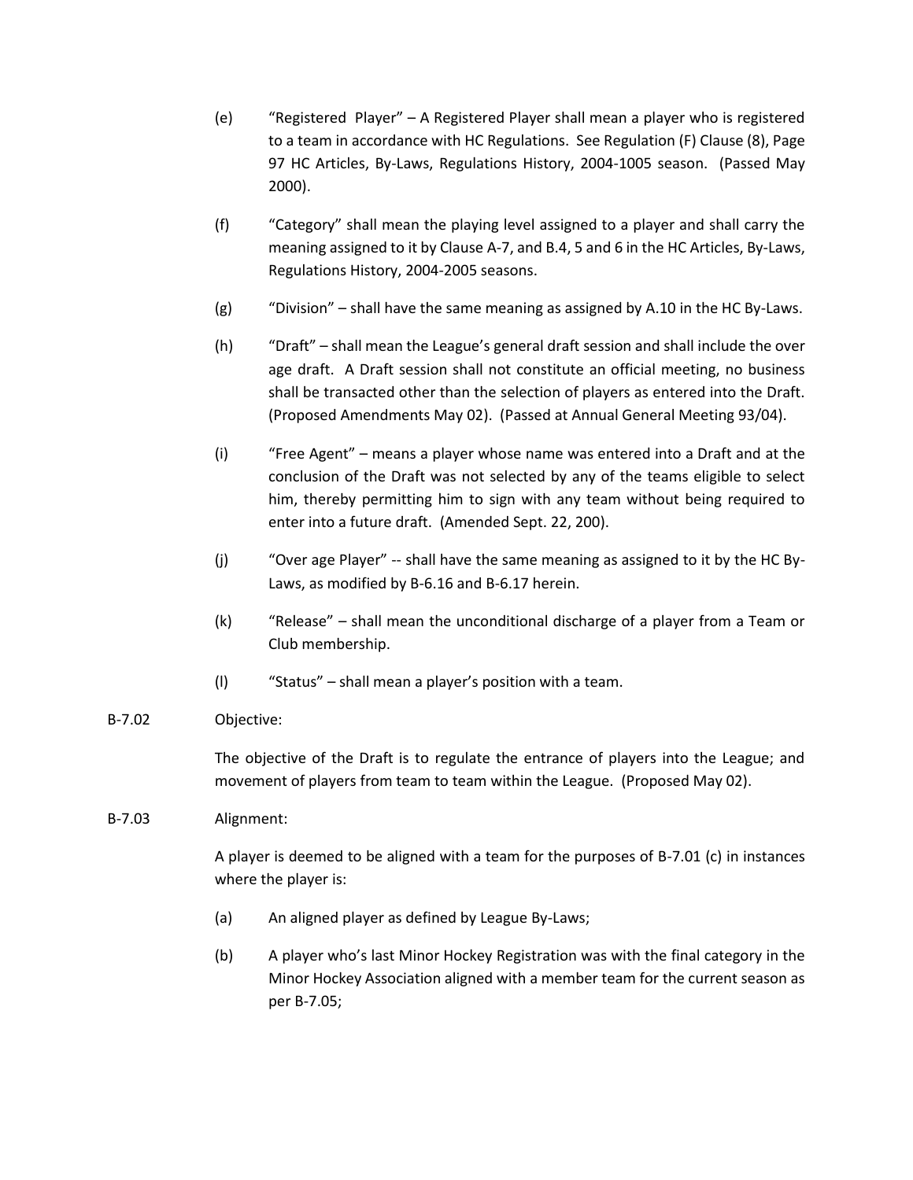(e) “Registered Player” – A Registered Player shall mean a player who is registered to a team in accordance with HC Regulations. See Regulation (F) Clause (8), Page 97 HC Articles, By-Laws, Regulations History, 2004-1005 season. (Passed May 2000).

(f) “Category” shall mean the playing level assigned to a player and shall carry the meaning assigned to it by Clause A-7, and B.4, 5 and 6 in the HC Articles, By-Laws, Regulations History, 2004-2005 seasons.

(g) “Division” – shall have the same meaning as assigned by A.10 in the HC By-Laws.

(h) “Draft” – shall mean the League’s general draft session and shall include the over age draft. A Draft session shall not constitute an official meeting, no business shall be transacted other than the selection of players as entered into the Draft. (Proposed Amendments May 02). (Passed at Annual General Meeting 93/04).

(i) “Free Agent” – means a player whose name was entered into a Draft and at the conclusion of the Draft was not selected by any of the teams eligible to select him, thereby permitting him to sign with any team without being required to enter into a future draft. (Amended Sept. 22, 200).

(j) “Over age Player” -- shall have the same meaning as assigned to it by the HC By-Laws, as modified by B-6.16 and B-6.17 herein.

(k) “Release” – shall mean the unconditional discharge of a player from a Team or Club membership.

(l) “Status” – shall mean a player’s position with a team.

B-7.02 Objective:

The objective of the Draft is to regulate the entrance of players into the League; and movement of players from team to team within the League. (Proposed May 02).

B-7.03 Alignment:

A player is deemed to be aligned with a team for the purposes of B-7.01 (c) in instances where the player is:

(a) An aligned player as defined by League By-Laws;

(b) A player who’s last Minor Hockey Registration was with the final category in the Minor Hockey Association aligned with a member team for the current season as per B-7.05;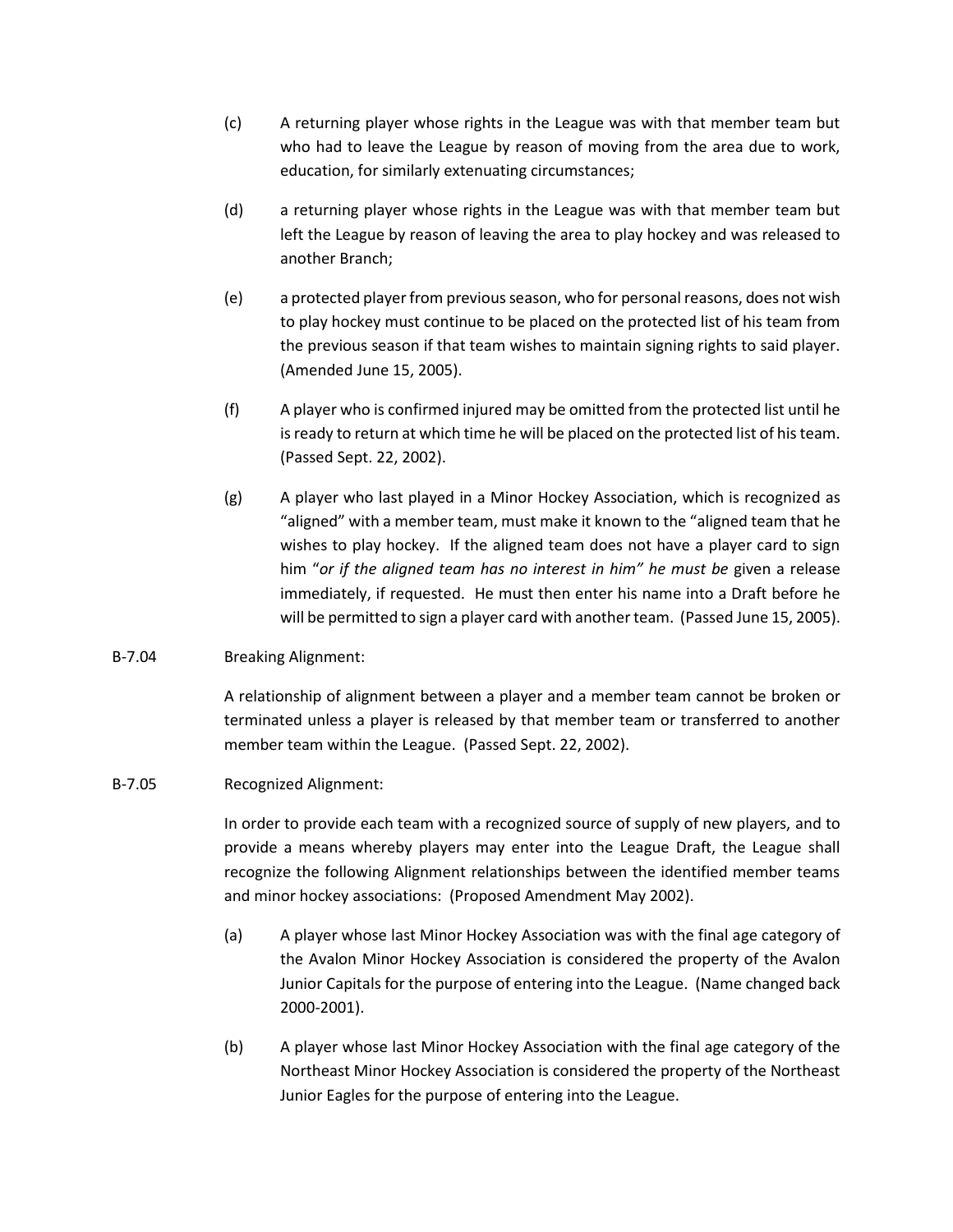(c) A returning player whose rights in the League was with that member team but who had to leave the League by reason of moving from the area due to work, education, for similarly extenuating circumstances;

(d) a returning player whose rights in the League was with that member team but left the League by reason of leaving the area to play hockey and was released to another Branch;

(e) a protected player from previous season, who for personal reasons, does not wish to play hockey must continue to be placed on the protected list of his team from the previous season if that team wishes to maintain signing rights to said player. (Amended June 15, 2005).

(f) A player who is confirmed injured may be omitted from the protected list until he is ready to return at which time he will be placed on the protected list of his team. (Passed Sept. 22, 2002).

(g) A player who last played in a Minor Hockey Association, which is recognized as "aligned" with a member team, must make it known to the "aligned team that he wishes to play hockey. If the aligned team does not have a player card to sign him "*or if the aligned team has no interest in him" he must be* given a release immediately, if requested. He must then enter his name into a Draft before he will be permitted to sign a player card with another team. (Passed June 15, 2005).

B-7.04 Breaking Alignment:

A relationship of alignment between a player and a member team cannot be broken or terminated unless a player is released by that member team or transferred to another member team within the League. (Passed Sept. 22, 2002).

B-7.05 Recognized Alignment:

In order to provide each team with a recognized source of supply of new players, and to provide a means whereby players may enter into the League Draft, the League shall recognize the following Alignment relationships between the identified member teams and minor hockey associations: (Proposed Amendment May 2002).

(a) A player whose last Minor Hockey Association was with the final age category of the Avalon Minor Hockey Association is considered the property of the Avalon Junior Capitals for the purpose of entering into the League. (Name changed back 2000-2001).

(b) A player whose last Minor Hockey Association with the final age category of the Northeast Minor Hockey Association is considered the property of the Northeast Junior Eagles for the purpose of entering into the League.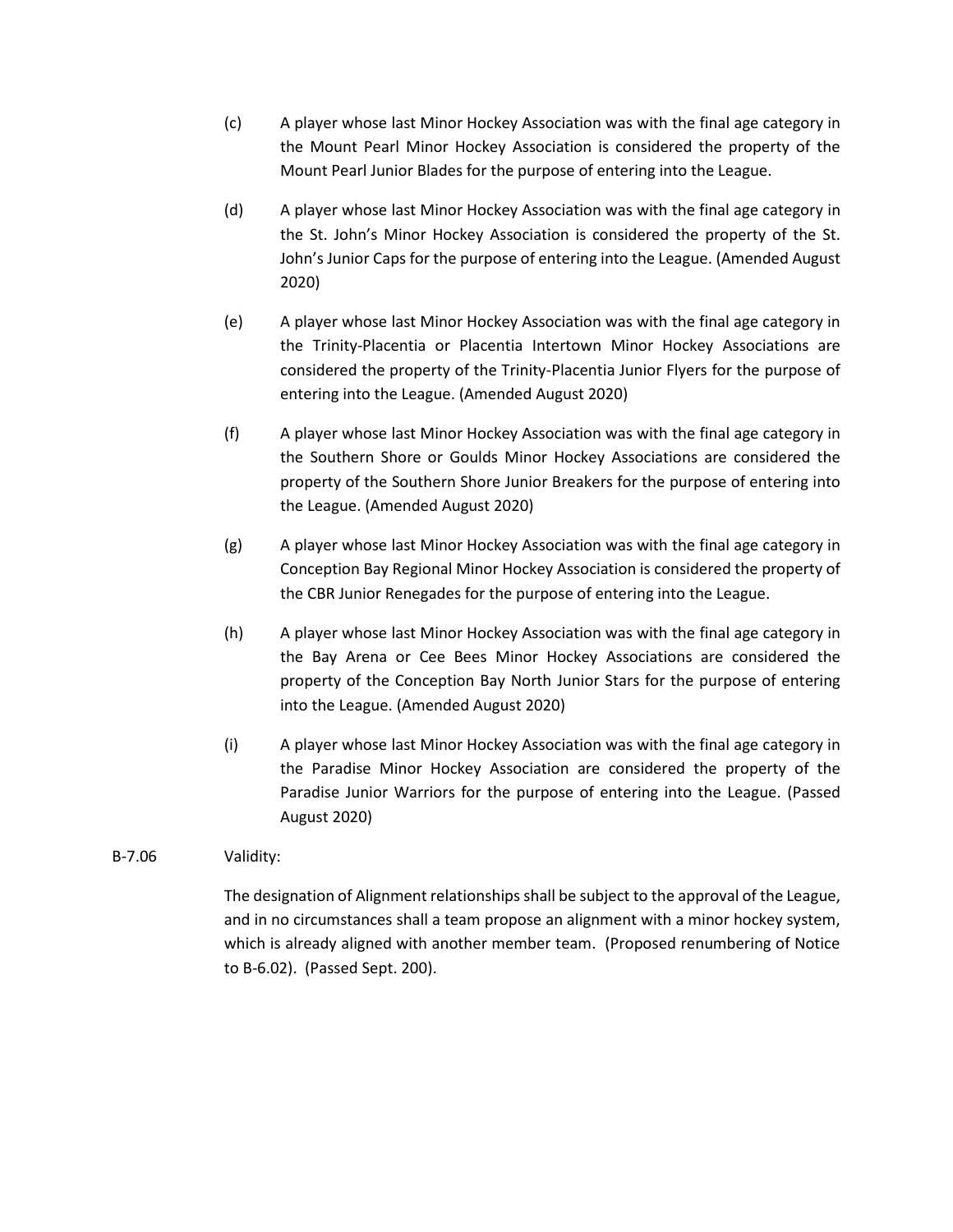(c) A player whose last Minor Hockey Association was with the final age category in the Mount Pearl Minor Hockey Association is considered the property of the Mount Pearl Junior Blades for the purpose of entering into the League.

(d) A player whose last Minor Hockey Association was with the final age category in the St. John's Minor Hockey Association is considered the property of the St. John's Junior Caps for the purpose of entering into the League. (Amended August 2020)

(e) A player whose last Minor Hockey Association was with the final age category in the Trinity-Placentia or Placentia Intertown Minor Hockey Associations are considered the property of the Trinity-Placentia Junior Flyers for the purpose of entering into the League. (Amended August 2020)

(f) A player whose last Minor Hockey Association was with the final age category in the Southern Shore or Goulds Minor Hockey Associations are considered the property of the Southern Shore Junior Breakers for the purpose of entering into the League. (Amended August 2020)

(g) A player whose last Minor Hockey Association was with the final age category in Conception Bay Regional Minor Hockey Association is considered the property of the CBR Junior Renegades for the purpose of entering into the League.

(h) A player whose last Minor Hockey Association was with the final age category in the Bay Arena or Cee Bees Minor Hockey Associations are considered the property of the Conception Bay North Junior Stars for the purpose of entering into the League. (Amended August 2020)

(i) A player whose last Minor Hockey Association was with the final age category in the Paradise Minor Hockey Association are considered the property of the Paradise Junior Warriors for the purpose of entering into the League. (Passed August 2020)

B-7.06 Validity:

The designation of Alignment relationships shall be subject to the approval of the League, and in no circumstances shall a team propose an alignment with a minor hockey system, which is already aligned with another member team. (Proposed renumbering of Notice to B-6.02). (Passed Sept. 200).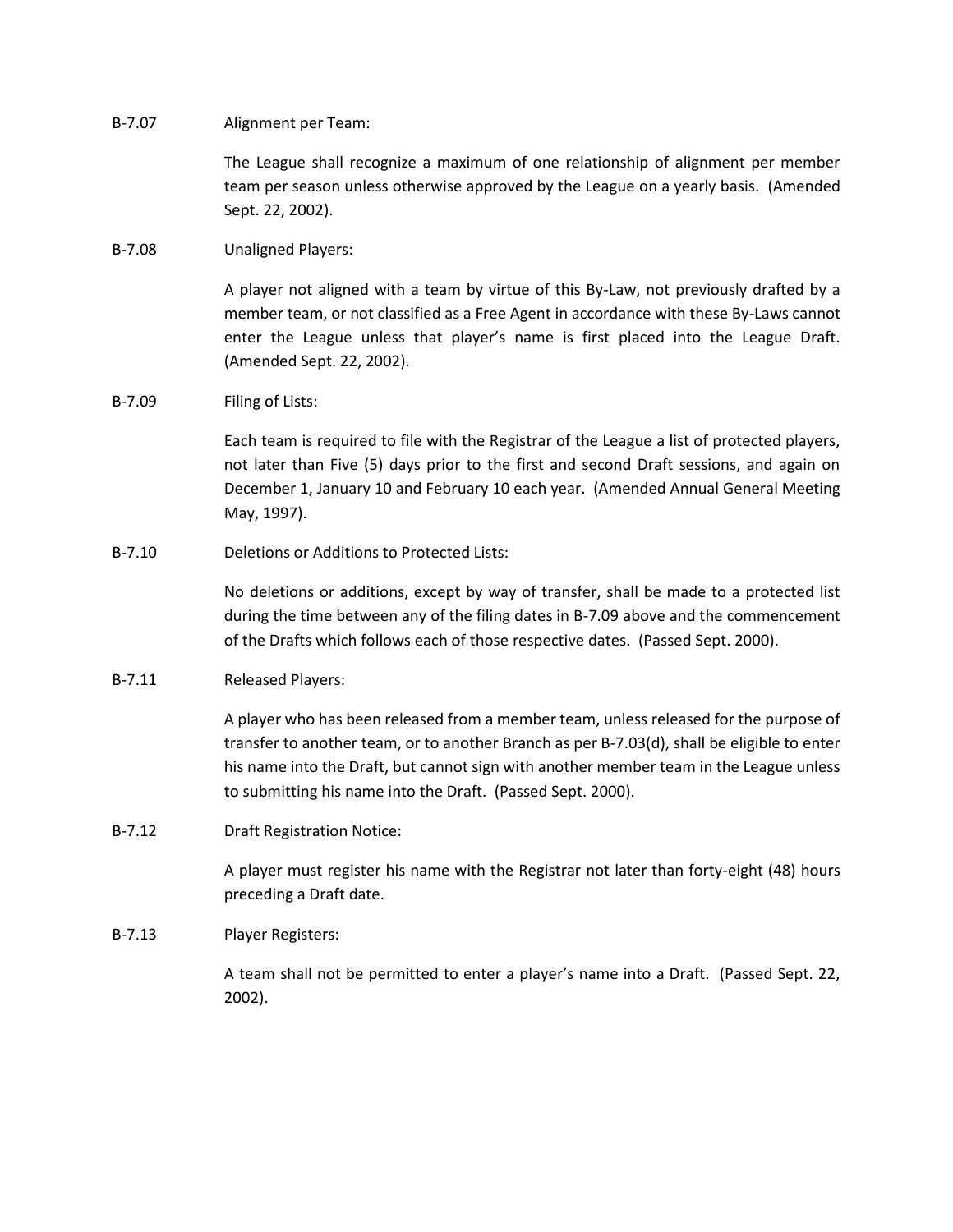B-7.07 Alignment per Team:

The League shall recognize a maximum of one relationship of alignment per member team per season unless otherwise approved by the League on a yearly basis. (Amended Sept. 22, 2002).

B-7.08 Unaligned Players:

A player not aligned with a team by virtue of this By-Law, not previously drafted by a member team, or not classified as a Free Agent in accordance with these By-Laws cannot enter the League unless that player's name is first placed into the League Draft. (Amended Sept. 22, 2002).

B-7.09 Filing of Lists:

Each team is required to file with the Registrar of the League a list of protected players, not later than Five (5) days prior to the first and second Draft sessions, and again on December 1, January 10 and February 10 each year. (Amended Annual General Meeting May, 1997).

B-7.10 Deletions or Additions to Protected Lists:

No deletions or additions, except by way of transfer, shall be made to a protected list during the time between any of the filing dates in B-7.09 above and the commencement of the Drafts which follows each of those respective dates. (Passed Sept. 2000).

B-7.11 Released Players:

A player who has been released from a member team, unless released for the purpose of transfer to another team, or to another Branch as per B-7.03(d), shall be eligible to enter his name into the Draft, but cannot sign with another member team in the League unless to submitting his name into the Draft. (Passed Sept. 2000).

B-7.12 Draft Registration Notice:

A player must register his name with the Registrar not later than forty-eight (48) hours preceding a Draft date.

B-7.13 Player Registers:

A team shall not be permitted to enter a player's name into a Draft. (Passed Sept. 22, 2002).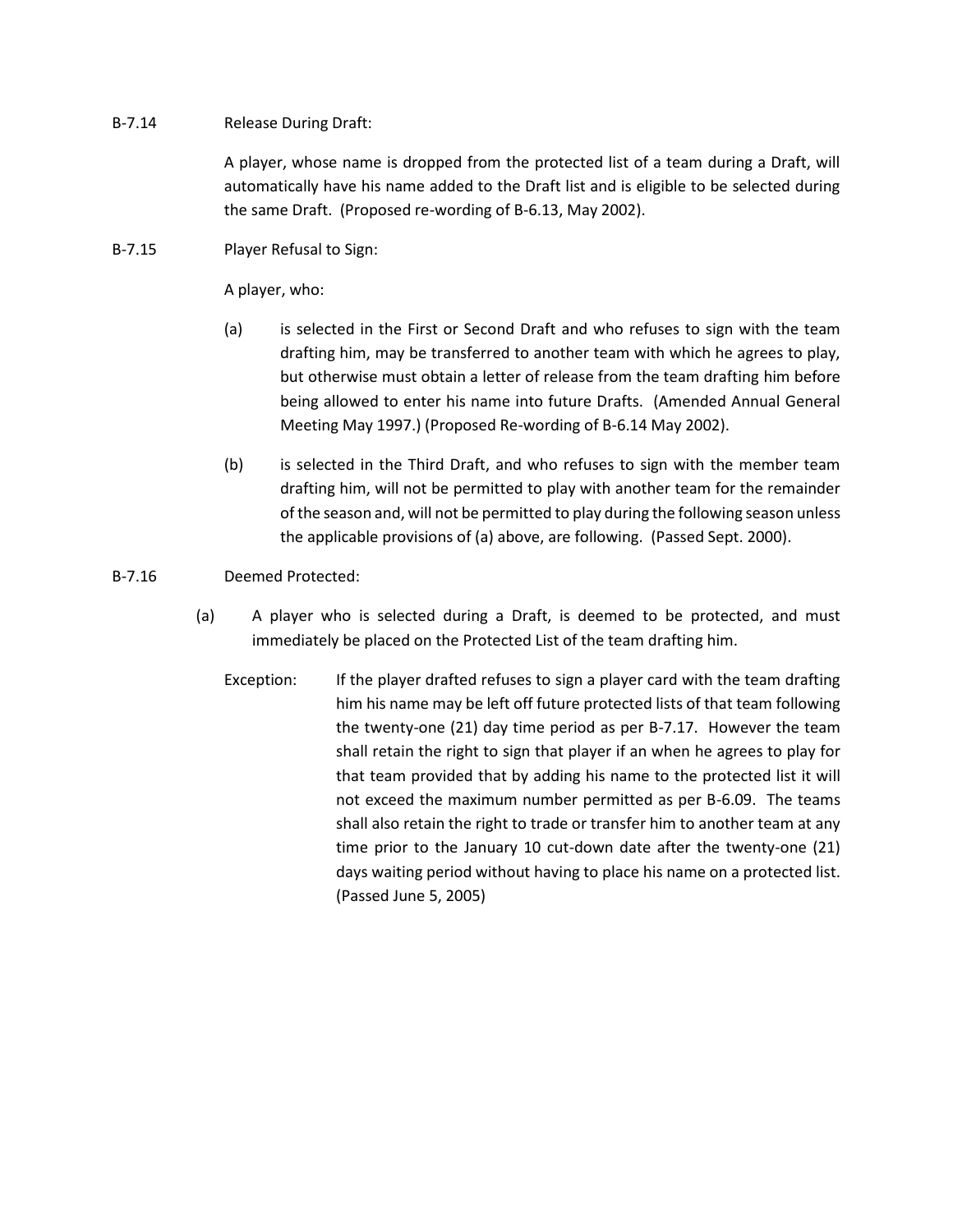B-7.14 Release During Draft:

A player, whose name is dropped from the protected list of a team during a Draft, will automatically have his name added to the Draft list and is eligible to be selected during the same Draft. (Proposed re-wording of B-6.13, May 2002).

B-7.15 Player Refusal to Sign:

A player, who:

(a) is selected in the First or Second Draft and who refuses to sign with the team drafting him, may be transferred to another team with which he agrees to play, but otherwise must obtain a letter of release from the team drafting him before being allowed to enter his name into future Drafts. (Amended Annual General Meeting May 1997.) (Proposed Re-wording of B-6.14 May 2002).

(b) is selected in the Third Draft, and who refuses to sign with the member team drafting him, will not be permitted to play with another team for the remainder of the season and, will not be permitted to play during the following season unless the applicable provisions of (a) above, are following. (Passed Sept. 2000).

B-7.16 Deemed Protected:

(a) A player who is selected during a Draft, is deemed to be protected, and must immediately be placed on the Protected List of the team drafting him.

Exception: If the player drafted refuses to sign a player card with the team drafting him his name may be left off future protected lists of that team following the twenty-one (21) day time period as per B-7.17. However the team shall retain the right to sign that player if an when he agrees to play for that team provided that by adding his name to the protected list it will not exceed the maximum number permitted as per B-6.09. The teams shall also retain the right to trade or transfer him to another team at any time prior to the January 10 cut-down date after the twenty-one (21) days waiting period without having to place his name on a protected list. (Passed June 5, 2005)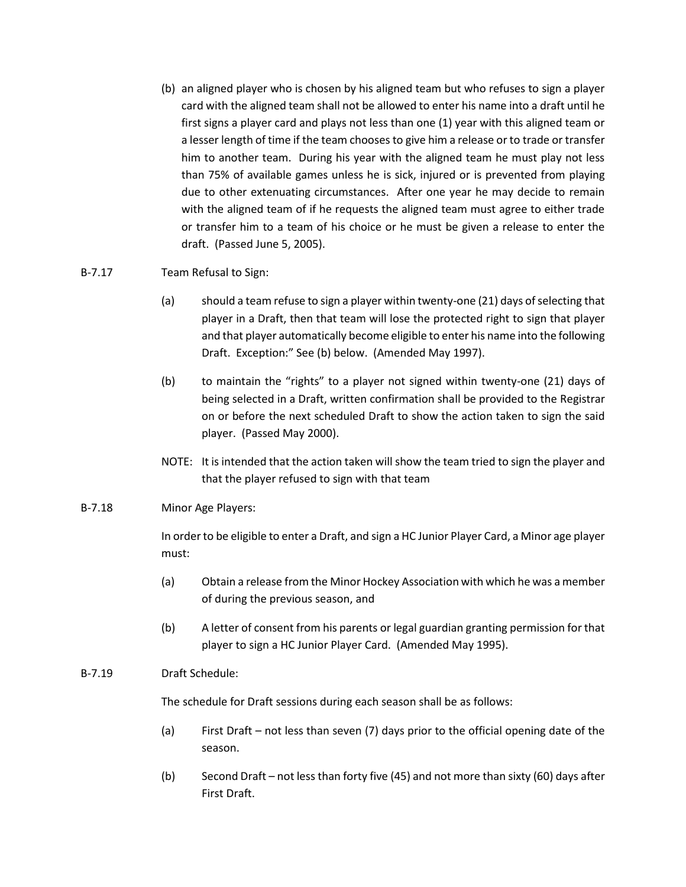(b) an aligned player who is chosen by his aligned team but who refuses to sign a player card with the aligned team shall not be allowed to enter his name into a draft until he first signs a player card and plays not less than one (1) year with this aligned team or a lesser length of time if the team chooses to give him a release or to trade or transfer him to another team. During his year with the aligned team he must play not less than 75% of available games unless he is sick, injured or is prevented from playing due to other extenuating circumstances. After one year he may decide to remain with the aligned team of if he requests the aligned team must agree to either trade or transfer him to a team of his choice or he must be given a release to enter the draft. (Passed June 5, 2005).

B-7.17 Team Refusal to Sign:

(a) should a team refuse to sign a player within twenty-one (21) days of selecting that player in a Draft, then that team will lose the protected right to sign that player and that player automatically become eligible to enter his name into the following Draft. Exception:" See (b) below. (Amended May 1997).

(b) to maintain the "rights" to a player not signed within twenty-one (21) days of being selected in a Draft, written confirmation shall be provided to the Registrar on or before the next scheduled Draft to show the action taken to sign the said player. (Passed May 2000).

NOTE: It is intended that the action taken will show the team tried to sign the player and that the player refused to sign with that team

B-7.18 Minor Age Players:

In order to be eligible to enter a Draft, and sign a HC Junior Player Card, a Minor age player must:

(a) Obtain a release from the Minor Hockey Association with which he was a member of during the previous season, and

(b) A letter of consent from his parents or legal guardian granting permission for that player to sign a HC Junior Player Card. (Amended May 1995).

B-7.19 Draft Schedule:

The schedule for Draft sessions during each season shall be as follows:

(a) First Draft – not less than seven (7) days prior to the official opening date of the season.

(b) Second Draft – not less than forty five (45) and not more than sixty (60) days after First Draft.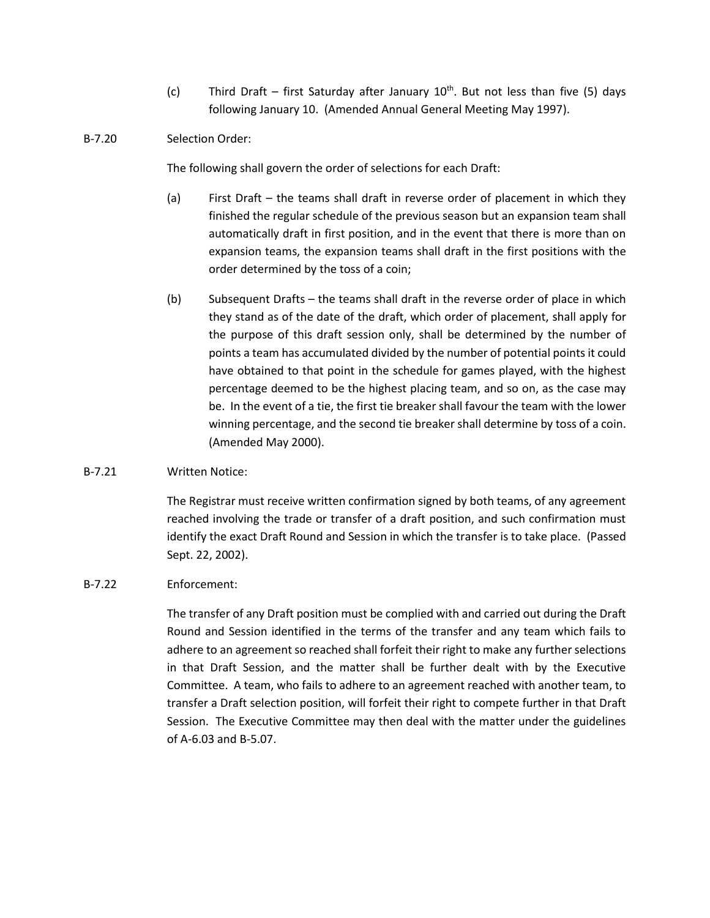(c) Third Draft – first Saturday after January 10th. But not less than five (5) days following January 10. (Amended Annual General Meeting May 1997).

B-7.20 Selection Order:

The following shall govern the order of selections for each Draft:

(a) First Draft – the teams shall draft in reverse order of placement in which they finished the regular schedule of the previous season but an expansion team shall automatically draft in first position, and in the event that there is more than on expansion teams, the expansion teams shall draft in the first positions with the order determined by the toss of a coin;

(b) Subsequent Drafts – the teams shall draft in the reverse order of place in which they stand as of the date of the draft, which order of placement, shall apply for the purpose of this draft session only, shall be determined by the number of points a team has accumulated divided by the number of potential points it could have obtained to that point in the schedule for games played, with the highest percentage deemed to be the highest placing team, and so on, as the case may be. In the event of a tie, the first tie breaker shall favour the team with the lower winning percentage, and the second tie breaker shall determine by toss of a coin. (Amended May 2000).

B-7.21 Written Notice:

The Registrar must receive written confirmation signed by both teams, of any agreement reached involving the trade or transfer of a draft position, and such confirmation must identify the exact Draft Round and Session in which the transfer is to take place. (Passed Sept. 22, 2002).

B-7.22 Enforcement:

The transfer of any Draft position must be complied with and carried out during the Draft Round and Session identified in the terms of the transfer and any team which fails to adhere to an agreement so reached shall forfeit their right to make any further selections in that Draft Session, and the matter shall be further dealt with by the Executive Committee. A team, who fails to adhere to an agreement reached with another team, to transfer a Draft selection position, will forfeit their right to compete further in that Draft Session. The Executive Committee may then deal with the matter under the guidelines of A-6.03 and B-5.07.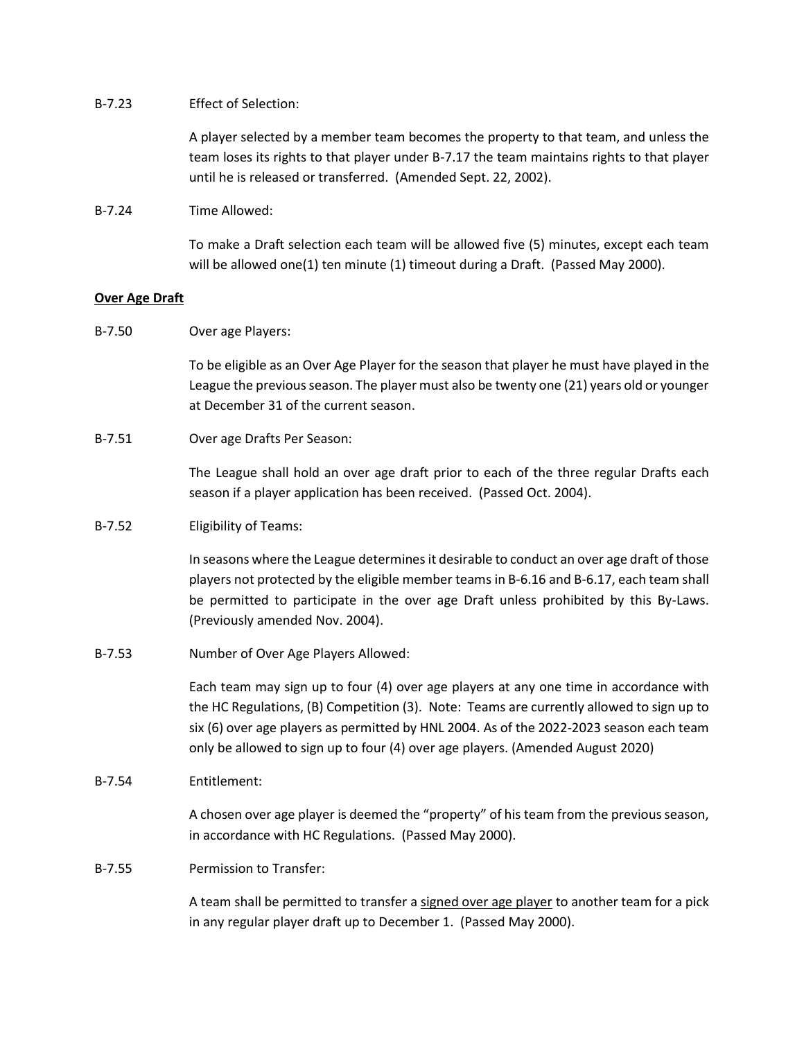B-7.23 Effect of Selection:

A player selected by a member team becomes the property to that team, and unless the team loses its rights to that player under B-7.17 the team maintains rights to that player until he is released or transferred. (Amended Sept. 22, 2002).

B-7.24 Time Allowed:

To make a Draft selection each team will be allowed five (5) minutes, except each team will be allowed one(1) ten minute (1) timeout during a Draft. (Passed May 2000).

**Over Age Draft**

B-7.50 Over age Players:

To be eligible as an Over Age Player for the season that player he must have played in the League the previous season. The player must also be twenty one (21) years old or younger at December 31 of the current season.

B-7.51 Over age Drafts Per Season:

The League shall hold an over age draft prior to each of the three regular Drafts each season if a player application has been received. (Passed Oct. 2004).

B-7.52 Eligibility of Teams:

In seasons where the League determines it desirable to conduct an over age draft of those players not protected by the eligible member teams in B-6.16 and B-6.17, each team shall be permitted to participate in the over age Draft unless prohibited by this By-Laws. (Previously amended Nov. 2004).

B-7.53 Number of Over Age Players Allowed:

Each team may sign up to four (4) over age players at any one time in accordance with the HC Regulations, (B) Competition (3). Note: Teams are currently allowed to sign up to six (6) over age players as permitted by HNL 2004. As of the 2022-2023 season each team only be allowed to sign up to four (4) over age players. (Amended August 2020)

B-7.54 Entitlement:

A chosen over age player is deemed the "property" of his team from the previous season, in accordance with HC Regulations. (Passed May 2000).

B-7.55 Permission to Transfer:

A team shall be permitted to transfer a signed over age player to another team for a pick in any regular player draft up to December 1. (Passed May 2000).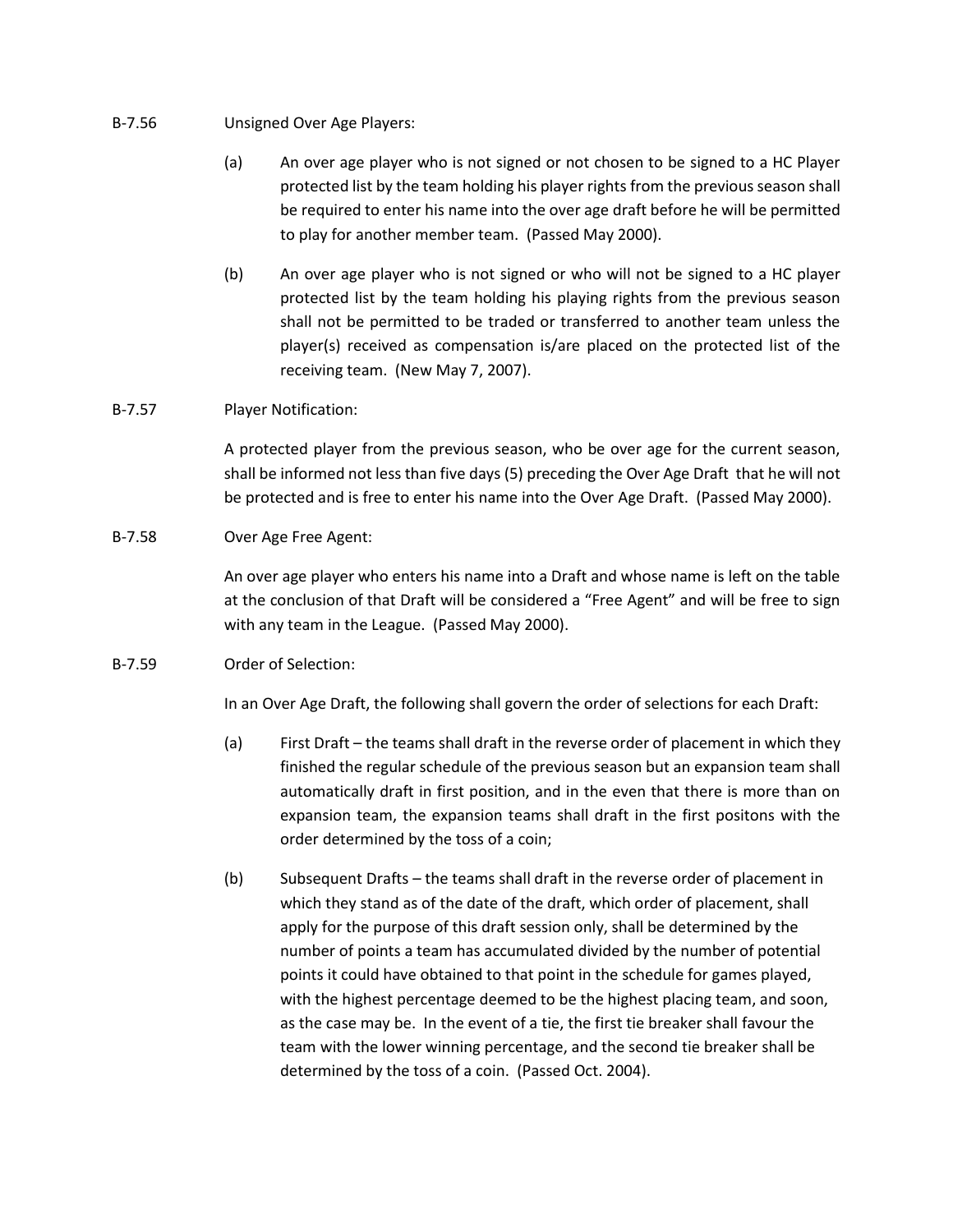B-7.56 Unsigned Over Age Players:

(a) An over age player who is not signed or not chosen to be signed to a HC Player protected list by the team holding his player rights from the previous season shall be required to enter his name into the over age draft before he will be permitted to play for another member team. (Passed May 2000).

(b) An over age player who is not signed or who will not be signed to a HC player protected list by the team holding his playing rights from the previous season shall not be permitted to be traded or transferred to another team unless the player(s) received as compensation is/are placed on the protected list of the receiving team. (New May 7, 2007).

B-7.57 Player Notification:

A protected player from the previous season, who be over age for the current season, shall be informed not less than five days (5) preceding the Over Age Draft that he will not be protected and is free to enter his name into the Over Age Draft. (Passed May 2000).

B-7.58 Over Age Free Agent:

An over age player who enters his name into a Draft and whose name is left on the table at the conclusion of that Draft will be considered a "Free Agent" and will be free to sign with any team in the League. (Passed May 2000).

B-7.59 Order of Selection:

In an Over Age Draft, the following shall govern the order of selections for each Draft:

(a) First Draft – the teams shall draft in the reverse order of placement in which they finished the regular schedule of the previous season but an expansion team shall automatically draft in first position, and in the even that there is more than on expansion team, the expansion teams shall draft in the first positons with the order determined by the toss of a coin;

(b) Subsequent Drafts – the teams shall draft in the reverse order of placement in which they stand as of the date of the draft, which order of placement, shall apply for the purpose of this draft session only, shall be determined by the number of points a team has accumulated divided by the number of potential points it could have obtained to that point in the schedule for games played, with the highest percentage deemed to be the highest placing team, and soon, as the case may be. In the event of a tie, the first tie breaker shall favour the team with the lower winning percentage, and the second tie breaker shall be determined by the toss of a coin. (Passed Oct. 2004).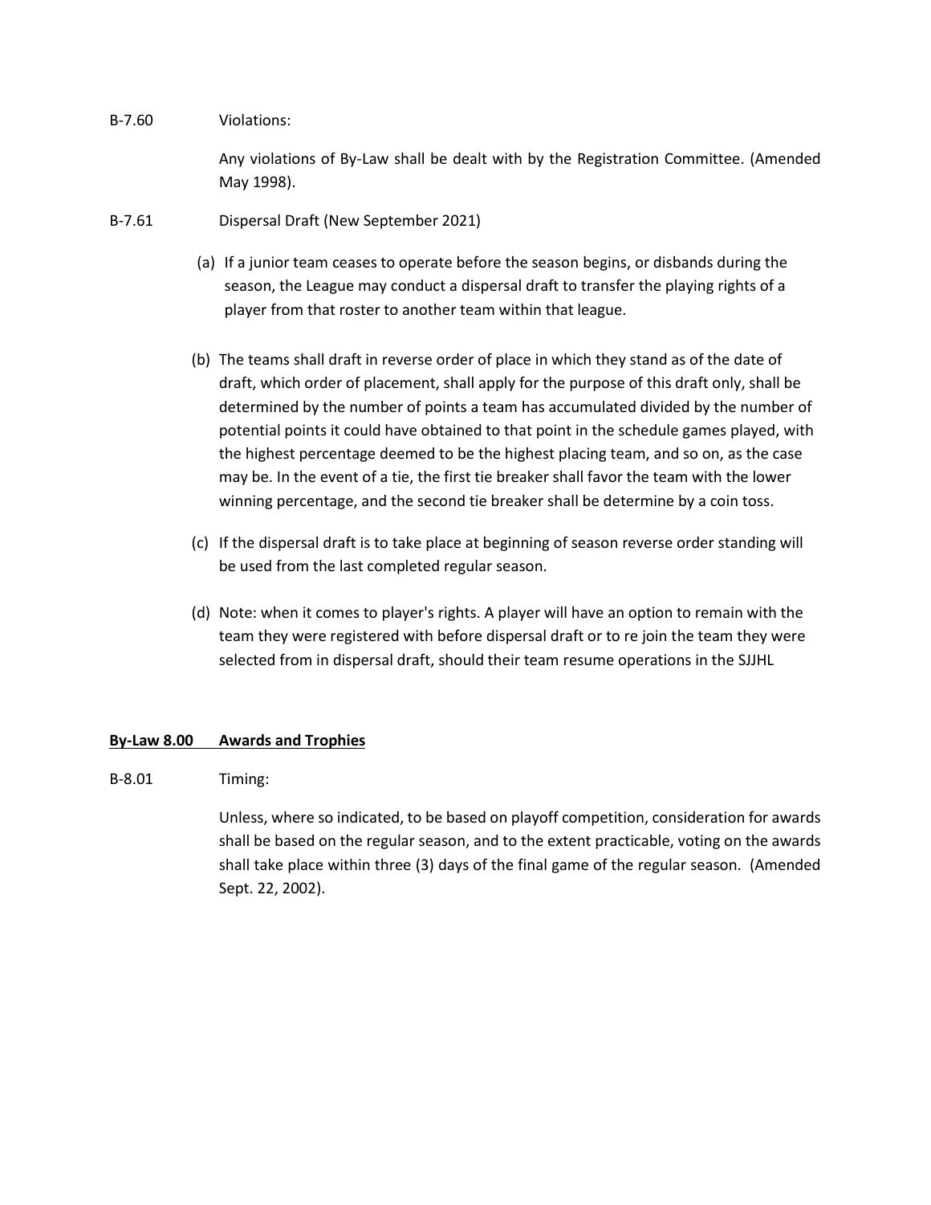B-7.60 Violations:

Any violations of By-Law shall be dealt with by the Registration Committee. (Amended May 1998).

B-7.61 Dispersal Draft (New September 2021)

(a) If a junior team ceases to operate before the season begins, or disbands during the season, the League may conduct a dispersal draft to transfer the playing rights of a player from that roster to another team within that league.

(b) The teams shall draft in reverse order of place in which they stand as of the date of draft, which order of placement, shall apply for the purpose of this draft only, shall be determined by the number of points a team has accumulated divided by the number of potential points it could have obtained to that point in the schedule games played, with the highest percentage deemed to be the highest placing team, and so on, as the case may be. In the event of a tie, the first tie breaker shall favor the team with the lower winning percentage, and the second tie breaker shall be determine by a coin toss.

(c) If the dispersal draft is to take place at beginning of season reverse order standing will be used from the last completed regular season.

(d) Note: when it comes to player's rights. A player will have an option to remain with the team they were registered with before dispersal draft or to re join the team they were selected from in dispersal draft, should their team resume operations in the SJJHL

## By-Law 8.00 Awards and Trophies

B-8.01 Timing:

Unless, where so indicated, to be based on playoff competition, consideration for awards shall be based on the regular season, and to the extent practicable, voting on the awards shall take place within three (3) days of the final game of the regular season. (Amended Sept. 22, 2002).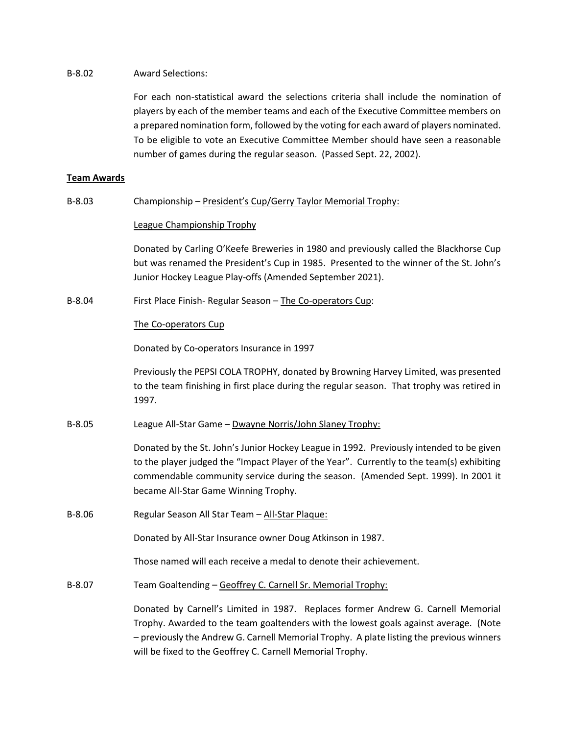B-8.02 Award Selections:

For each non-statistical award the selections criteria shall include the nomination of players by each of the member teams and each of the Executive Committee members on a prepared nomination form, followed by the voting for each award of players nominated. To be eligible to vote an Executive Committee Member should have seen a reasonable number of games during the regular season. (Passed Sept. 22, 2002).

**Team Awards**

B-8.03 Championship – President's Cup/Gerry Taylor Memorial Trophy:

League Championship Trophy

Donated by Carling O'Keefe Breweries in 1980 and previously called the Blackhorse Cup but was renamed the President's Cup in 1985. Presented to the winner of the St. John's Junior Hockey League Play-offs (Amended September 2021).

B-8.04 First Place Finish- Regular Season – The Co-operators Cup:

The Co-operators Cup

Donated by Co-operators Insurance in 1997

Previously the PEPSI COLA TROPHY, donated by Browning Harvey Limited, was presented to the team finishing in first place during the regular season. That trophy was retired in 1997.

B-8.05 League All-Star Game – Dwayne Norris/John Slaney Trophy:

Donated by the St. John's Junior Hockey League in 1992. Previously intended to be given to the player judged the "Impact Player of the Year". Currently to the team(s) exhibiting commendable community service during the season. (Amended Sept. 1999). In 2001 it became All-Star Game Winning Trophy.

B-8.06 Regular Season All Star Team – All-Star Plaque:

Donated by All-Star Insurance owner Doug Atkinson in 1987.

Those named will each receive a medal to denote their achievement.

B-8.07 Team Goaltending – Geoffrey C. Carnell Sr. Memorial Trophy:

Donated by Carnell's Limited in 1987. Replaces former Andrew G. Carnell Memorial Trophy. Awarded to the team goaltenders with the lowest goals against average. (Note – previously the Andrew G. Carnell Memorial Trophy. A plate listing the previous winners will be fixed to the Geoffrey C. Carnell Memorial Trophy.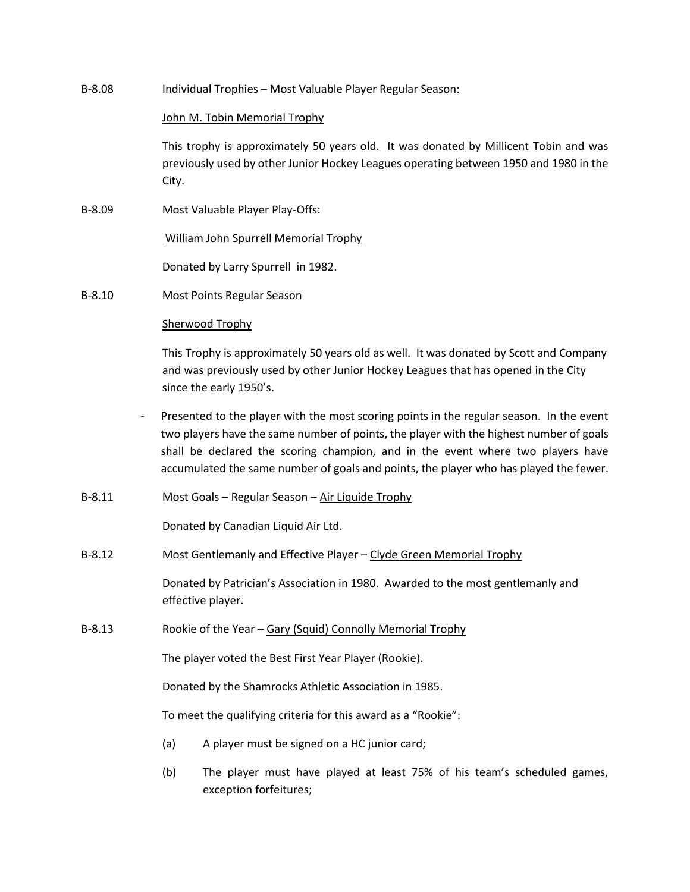B-8.08 Individual Trophies – Most Valuable Player Regular Season:

<u>John M. Tobin Memorial Trophy</u>

This trophy is approximately 50 years old. It was donated by Millicent Tobin and was previously used by other Junior Hockey Leagues operating between 1950 and 1980 in the City.

B-8.09 Most Valuable Player Play-Offs:

<u>William John Spurrell Memorial Trophy</u>

Donated by Larry Spurrell in 1982.

B-8.10 Most Points Regular Season

<u>Sherwood Trophy</u>

This Trophy is approximately 50 years old as well. It was donated by Scott and Company and was previously used by other Junior Hockey Leagues that has opened in the City since the early 1950's.

- Presented to the player with the most scoring points in the regular season. In the event two players have the same number of points, the player with the highest number of goals shall be declared the scoring champion, and in the event where two players have accumulated the same number of goals and points, the player who has played the fewer.

B-8.11 Most Goals – Regular Season – <u>Air Liquide Trophy</u>

Donated by Canadian Liquid Air Ltd.

B-8.12 Most Gentlemanly and Effective Player – <u>Clyde Green Memorial Trophy</u>

Donated by Patrician's Association in 1980. Awarded to the most gentlemanly and effective player.

B-8.13 Rookie of the Year – <u>Gary (Squid) Connolly Memorial Trophy</u>

The player voted the Best First Year Player (Rookie).

Donated by the Shamrocks Athletic Association in 1985.

To meet the qualifying criteria for this award as a "Rookie":

(a) A player must be signed on a HC junior card;

(b) The player must have played at least 75% of his team's scheduled games, exception forfeitures;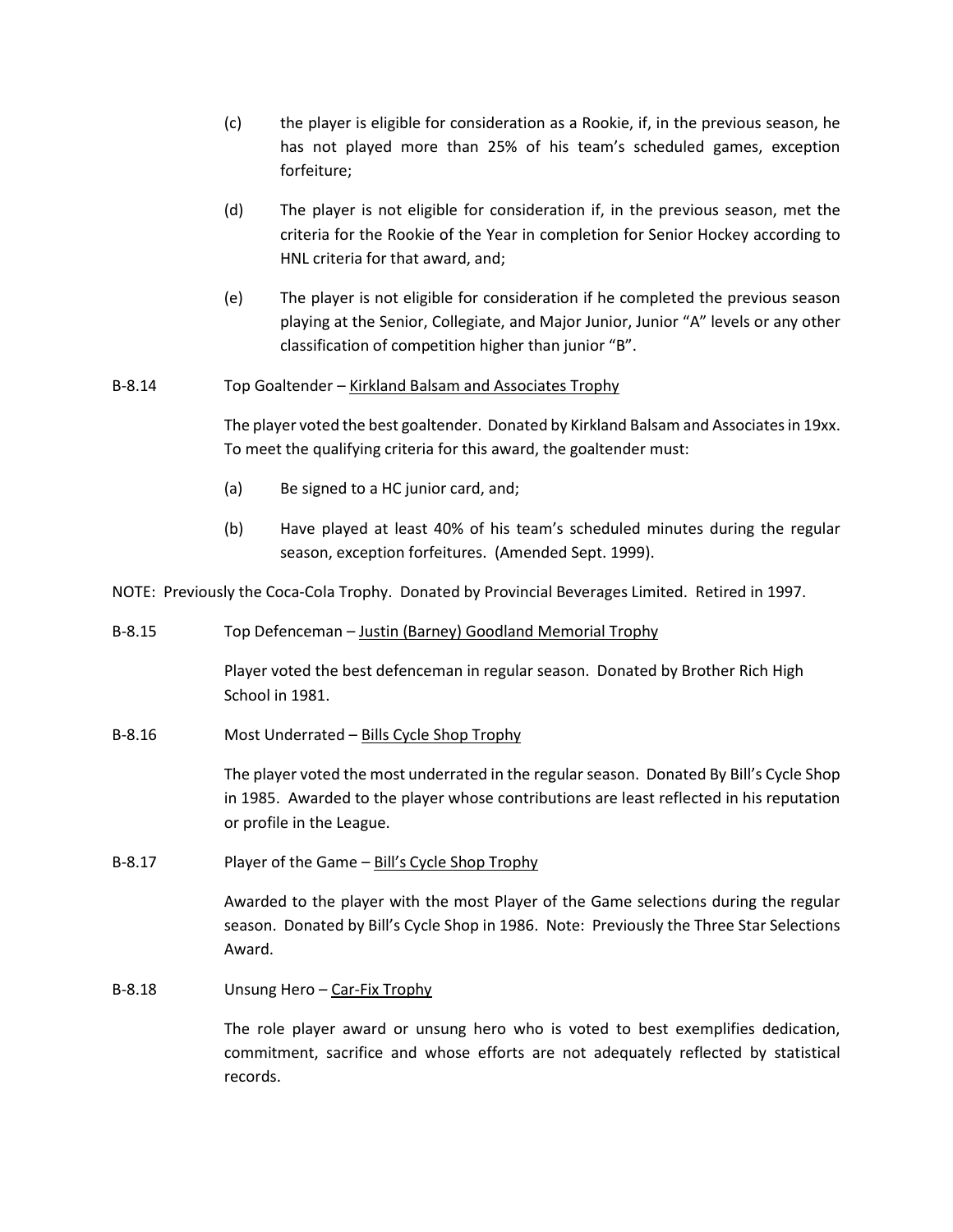(c) the player is eligible for consideration as a Rookie, if, in the previous season, he has not played more than 25% of his team's scheduled games, exception forfeiture;

(d) The player is not eligible for consideration if, in the previous season, met the criteria for the Rookie of the Year in completion for Senior Hockey according to HNL criteria for that award, and;

(e) The player is not eligible for consideration if he completed the previous season playing at the Senior, Collegiate, and Major Junior, Junior "A" levels or any other classification of competition higher than junior "B".

B-8.14 Top Goaltender – Kirkland Balsam and Associates Trophy

The player voted the best goaltender. Donated by Kirkland Balsam and Associates in 19xx. To meet the qualifying criteria for this award, the goaltender must:

(a) Be signed to a HC junior card, and;

(b) Have played at least 40% of his team's scheduled minutes during the regular season, exception forfeitures. (Amended Sept. 1999).

NOTE: Previously the Coca-Cola Trophy. Donated by Provincial Beverages Limited. Retired in 1997.

B-8.15 Top Defenceman – Justin (Barney) Goodland Memorial Trophy

Player voted the best defenceman in regular season. Donated by Brother Rich High School in 1981.

B-8.16 Most Underrated – Bills Cycle Shop Trophy

The player voted the most underrated in the regular season. Donated By Bill's Cycle Shop in 1985. Awarded to the player whose contributions are least reflected in his reputation or profile in the League.

B-8.17 Player of the Game – Bill's Cycle Shop Trophy

Awarded to the player with the most Player of the Game selections during the regular season. Donated by Bill's Cycle Shop in 1986. Note: Previously the Three Star Selections Award.

B-8.18 Unsung Hero – Car-Fix Trophy

The role player award or unsung hero who is voted to best exemplifies dedication, commitment, sacrifice and whose efforts are not adequately reflected by statistical records.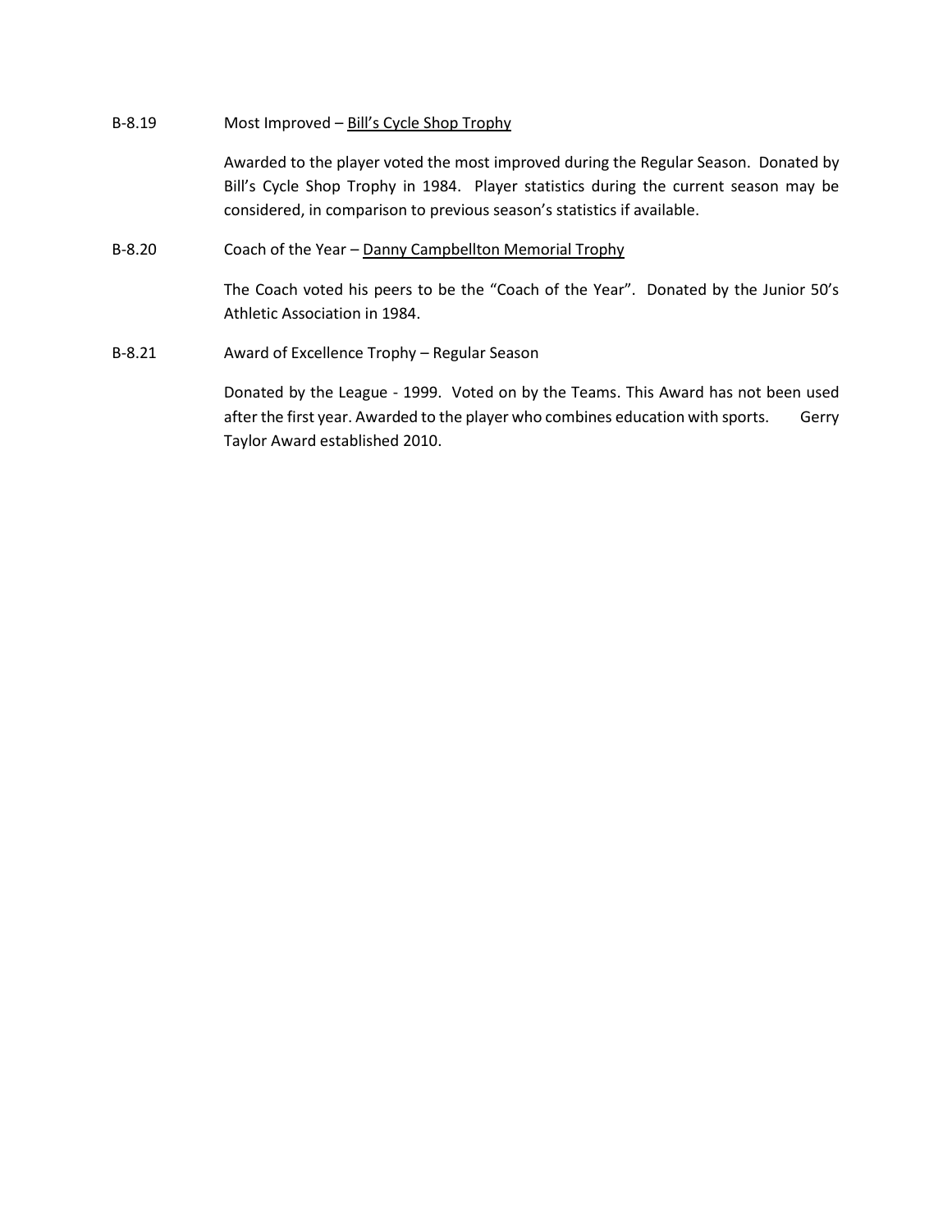B-8.19 Most Improved – Bill's Cycle Shop Trophy

Awarded to the player voted the most improved during the Regular Season. Donated by Bill's Cycle Shop Trophy in 1984. Player statistics during the current season may be considered, in comparison to previous season's statistics if available.

B-8.20 Coach of the Year – Danny Campbellton Memorial Trophy

The Coach voted his peers to be the "Coach of the Year". Donated by the Junior 50's Athletic Association in 1984.

B-8.21 Award of Excellence Trophy – Regular Season

Donated by the League - 1999. Voted on by the Teams. This Award has not been used after the first year. Awarded to the player who combines education with sports. Gerry Taylor Award established 2010.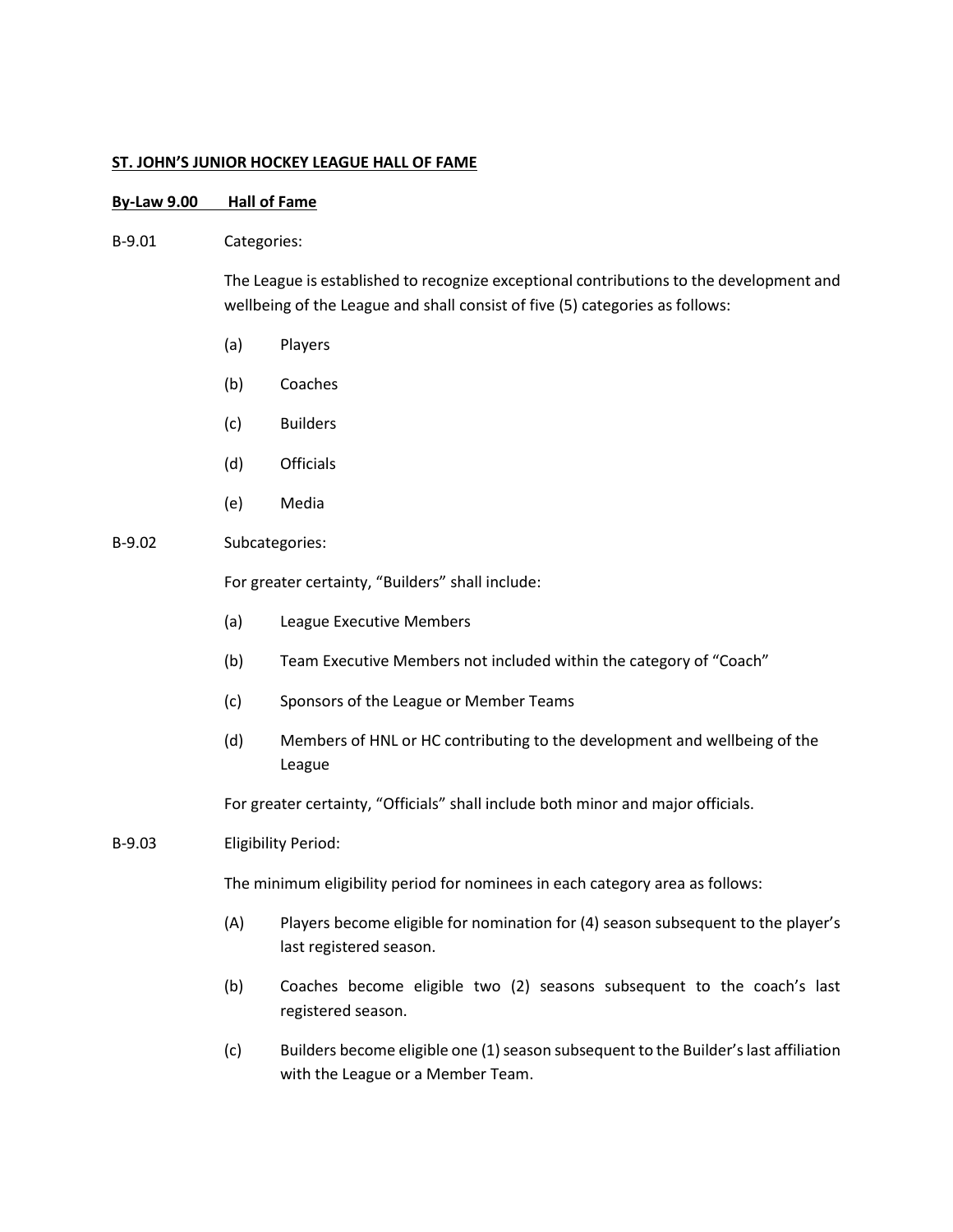**ST. JOHN'S JUNIOR HOCKEY LEAGUE HALL OF FAME**

**By-Law 9.00 Hall of Fame**

B-9.01 Categories:

The League is established to recognize exceptional contributions to the development and wellbeing of the League and shall consist of five (5) categories as follows:

(a) Players

(b) Coaches

(c) Builders

(d) Officials

(e) Media

B-9.02 Subcategories:

For greater certainty, "Builders" shall include:

(a) League Executive Members

(b) Team Executive Members not included within the category of "Coach"

(c) Sponsors of the League or Member Teams

(d) Members of HNL or HC contributing to the development and wellbeing of the League

For greater certainty, "Officials" shall include both minor and major officials.

B-9.03 Eligibility Period:

The minimum eligibility period for nominees in each category area as follows:

(A) Players become eligible for nomination for (4) season subsequent to the player's last registered season.

(b) Coaches become eligible two (2) seasons subsequent to the coach's last registered season.

(c) Builders become eligible one (1) season subsequent to the Builder's last affiliation with the League or a Member Team.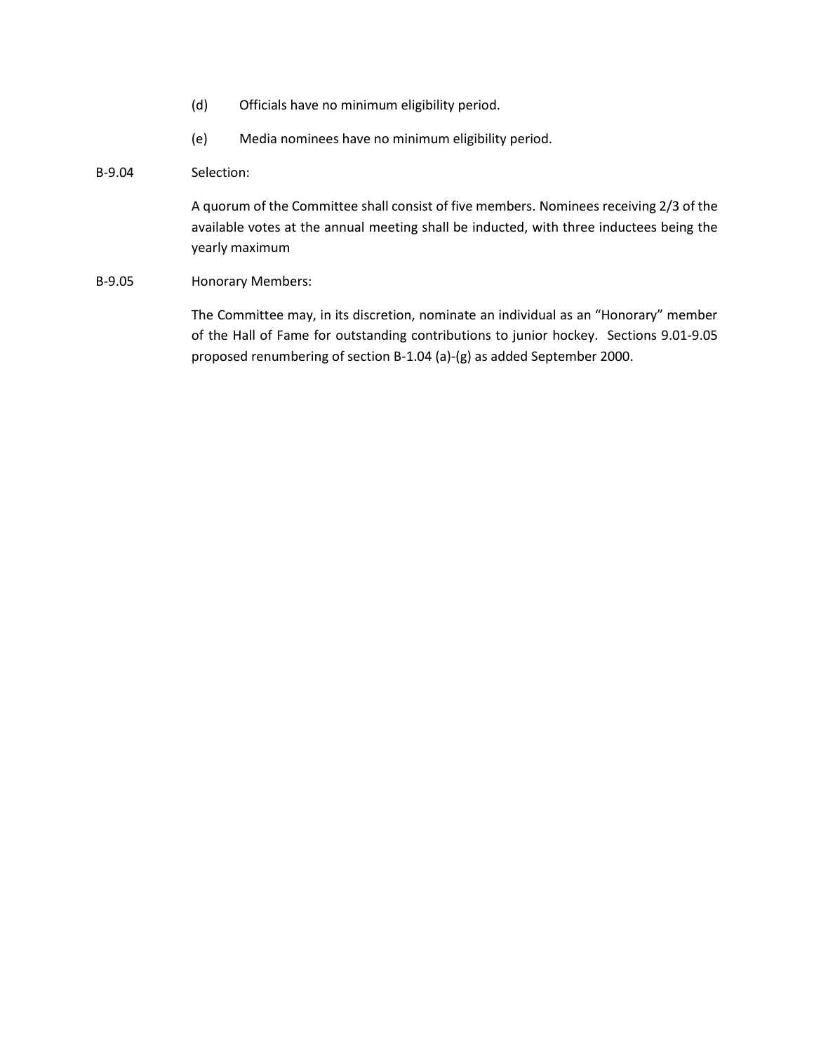(d) Officials have no minimum eligibility period.

(e) Media nominees have no minimum eligibility period.

B-9.04 Selection:

A quorum of the Committee shall consist of five members. Nominees receiving 2/3 of the available votes at the annual meeting shall be inducted, with three inductees being the yearly maximum

B-9.05 Honorary Members:

The Committee may, in its discretion, nominate an individual as an "Honorary" member of the Hall of Fame for outstanding contributions to junior hockey. Sections 9.01-9.05 proposed renumbering of section B-1.04 (a)-(g) as added September 2000.